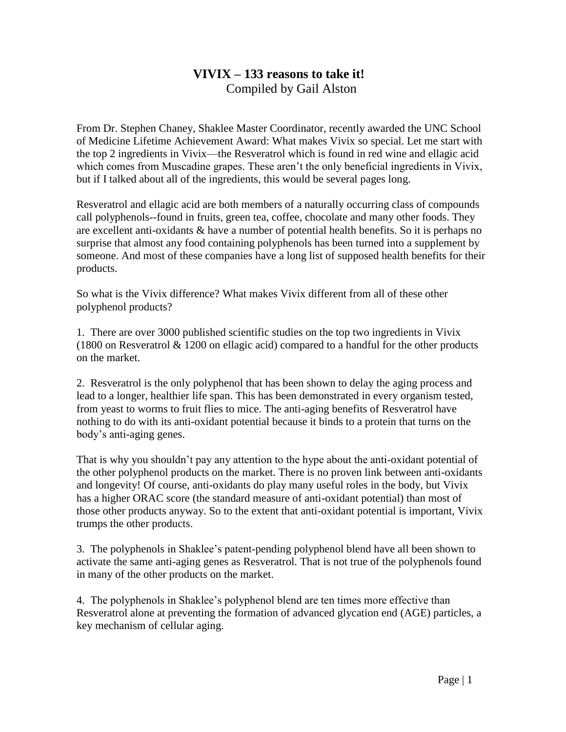# VIVIX – 133 reasons to take it!

Compiled by Gail Alston

From Dr. Stephen Chaney, Shaklee Master Coordinator, recently awarded the UNC School of Medicine Lifetime Achievement Award: What makes Vivix so special. Let me start with the top 2 ingredients in Vivix—the Resveratrol which is found in red wine and ellagic acid which comes from Muscadine grapes. These aren't the only beneficial ingredients in Vivix, but if I talked about all of the ingredients, this would be several pages long.

Resveratrol and ellagic acid are both members of a naturally occurring class of compounds call polyphenols--found in fruits, green tea, coffee, chocolate and many other foods. They are excellent anti-oxidants & have a number of potential health benefits. So it is perhaps no surprise that almost any food containing polyphenols has been turned into a supplement by someone. And most of these companies have a long list of supposed health benefits for their products.

So what is the Vivix difference? What makes Vivix different from all of these other polyphenol products?

1. There are over 3000 published scientific studies on the top two ingredients in Vivix (1800 on Resveratrol & 1200 on ellagic acid) compared to a handful for the other products on the market.

2. Resveratrol is the only polyphenol that has been shown to delay the aging process and lead to a longer, healthier life span. This has been demonstrated in every organism tested, from yeast to worms to fruit flies to mice. The anti-aging benefits of Resveratrol have nothing to do with its anti-oxidant potential because it binds to a protein that turns on the body's anti-aging genes.

That is why you shouldn't pay any attention to the hype about the anti-oxidant potential of the other polyphenol products on the market. There is no proven link between anti-oxidants and longevity! Of course, anti-oxidants do play many useful roles in the body, but Vivix has a higher ORAC score (the standard measure of anti-oxidant potential) than most of those other products anyway. So to the extent that anti-oxidant potential is important, Vivix trumps the other products.

3. The polyphenols in Shaklee's patent-pending polyphenol blend have all been shown to activate the same anti-aging genes as Resveratrol. That is not true of the polyphenols found in many of the other products on the market.

4. The polyphenols in Shaklee's polyphenol blend are ten times more effective than Resveratrol alone at preventing the formation of advanced glycation end (AGE) particles, a key mechanism of cellular aging.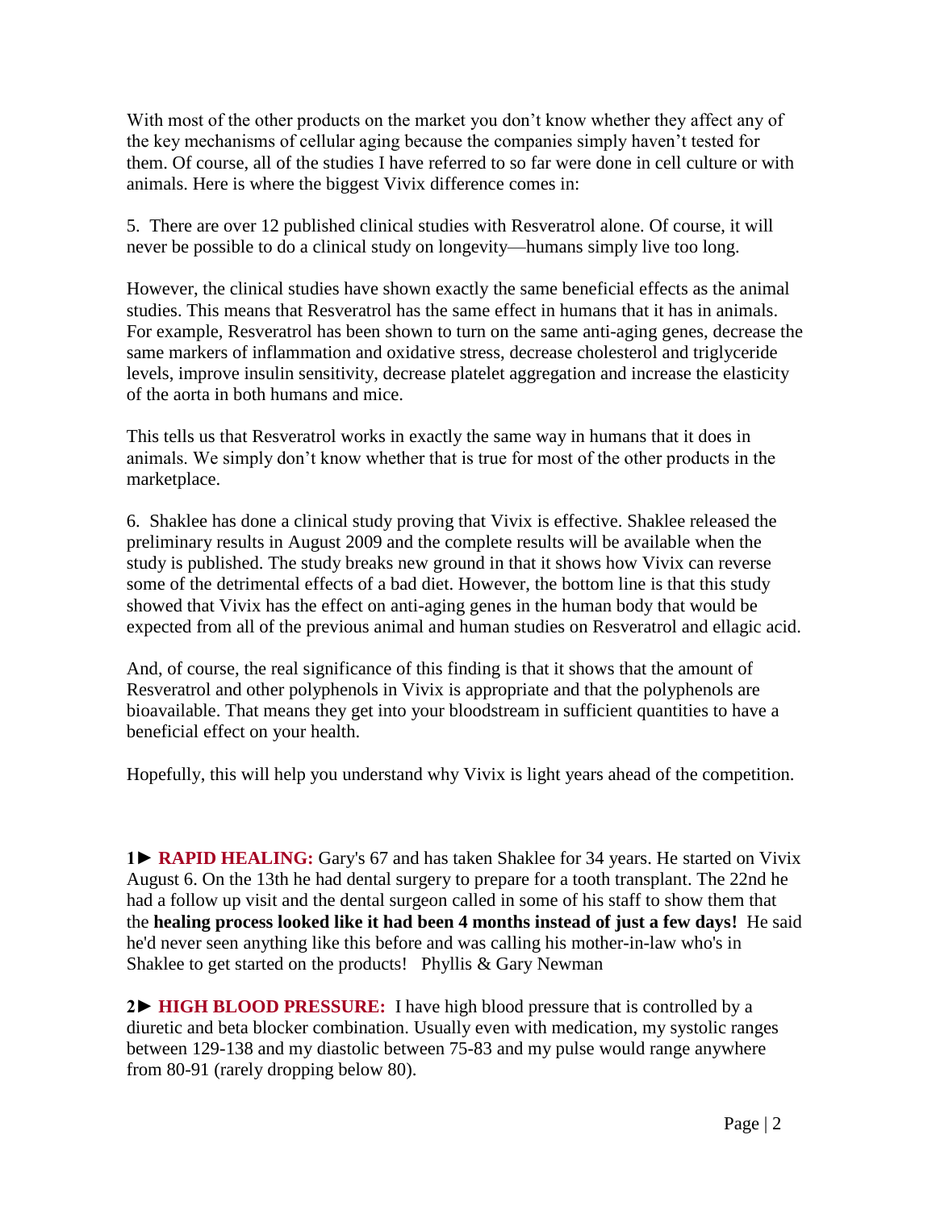With most of the other products on the market you don't know whether they affect any of the key mechanisms of cellular aging because the companies simply haven't tested for them. Of course, all of the studies I have referred to so far were done in cell culture or with animals. Here is where the biggest Vivix difference comes in:

5. There are over 12 published clinical studies with Resveratrol alone. Of course, it will never be possible to do a clinical study on longevity—humans simply live too long.

However, the clinical studies have shown exactly the same beneficial effects as the animal studies. This means that Resveratrol has the same effect in humans that it has in animals. For example, Resveratrol has been shown to turn on the same anti-aging genes, decrease the same markers of inflammation and oxidative stress, decrease cholesterol and triglyceride levels, improve insulin sensitivity, decrease platelet aggregation and increase the elasticity of the aorta in both humans and mice.

This tells us that Resveratrol works in exactly the same way in humans that it does in animals. We simply don't know whether that is true for most of the other products in the marketplace.

6. Shaklee has done a clinical study proving that Vivix is effective. Shaklee released the preliminary results in August 2009 and the complete results will be available when the study is published. The study breaks new ground in that it shows how Vivix can reverse some of the detrimental effects of a bad diet. However, the bottom line is that this study showed that Vivix has the effect on anti-aging genes in the human body that would be expected from all of the previous animal and human studies on Resveratrol and ellagic acid.

And, of course, the real significance of this finding is that it shows that the amount of Resveratrol and other polyphenols in Vivix is appropriate and that the polyphenols are bioavailable. That means they get into your bloodstream in sufficient quantities to have a beneficial effect on your health.

Hopefully, this will help you understand why Vivix is light years ahead of the competition.

**1► RAPID HEALING:** Gary's 67 and has taken Shaklee for 34 years. He started on Vivix August 6. On the 13th he had dental surgery to prepare for a tooth transplant. The 22nd he had a follow up visit and the dental surgeon called in some of his staff to show them that the **healing process looked like it had been 4 months instead of just a few days!** He said he'd never seen anything like this before and was calling his mother-in-law who's in Shaklee to get started on the products! Phyllis & Gary Newman

**2► HIGH BLOOD PRESSURE:** I have high blood pressure that is controlled by a diuretic and beta blocker combination. Usually even with medication, my systolic ranges between 129-138 and my diastolic between 75-83 and my pulse would range anywhere from 80-91 (rarely dropping below 80).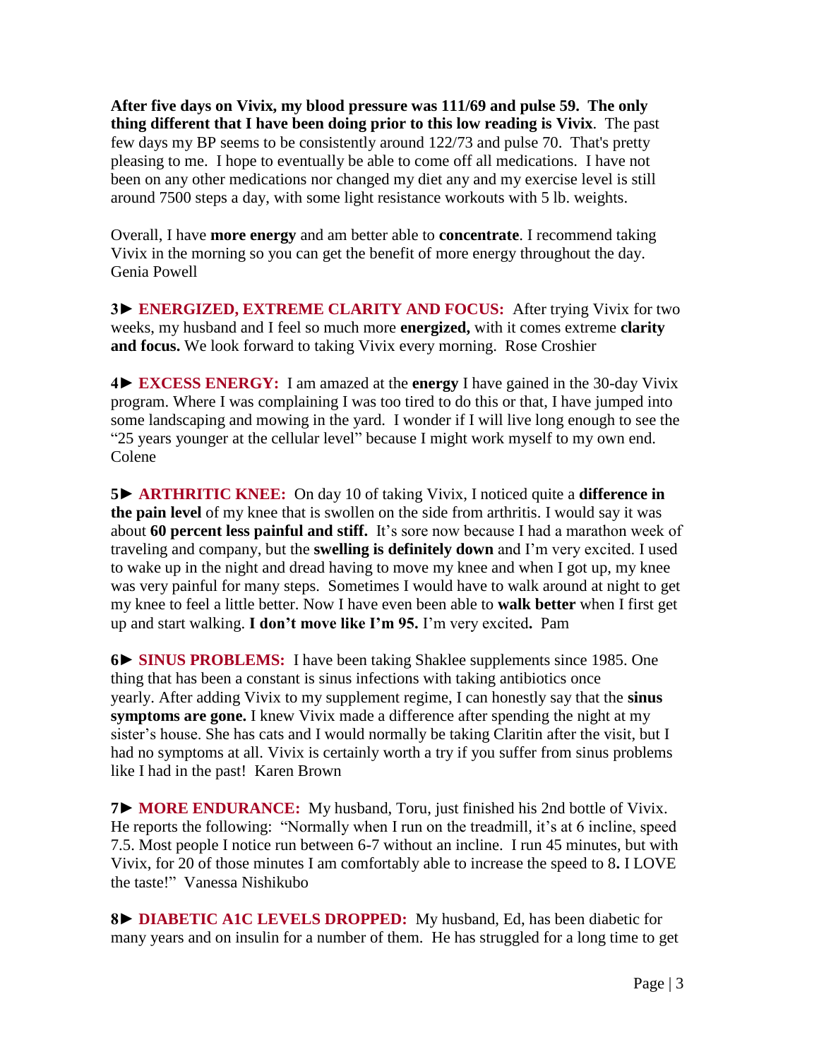**After five days on Vivix, my blood pressure was 111/69 and pulse 59. The only thing different that I have been doing prior to this low reading is Vivix**. The past few days my BP seems to be consistently around 122/73 and pulse 70. That's pretty pleasing to me. I hope to eventually be able to come off all medications. I have not been on any other medications nor changed my diet any and my exercise level is still around 7500 steps a day, with some light resistance workouts with 5 lb. weights.

Overall, I have **more energy** and am better able to **concentrate**. I recommend taking Vivix in the morning so you can get the benefit of more energy throughout the day. Genia Powell

**3► ENERGIZED, EXTREME CLARITY AND FOCUS:** After trying Vivix for two weeks, my husband and I feel so much more **energized,** with it comes extreme **clarity and focus.** We look forward to taking Vivix every morning. Rose Croshier

**4► EXCESS ENERGY:** I am amazed at the **energy** I have gained in the 30-day Vivix program. Where I was complaining I was too tired to do this or that, I have jumped into some landscaping and mowing in the yard. I wonder if I will live long enough to see the "25 years younger at the cellular level" because I might work myself to my own end. Colene

**5► ARTHRITIC KNEE:** On day 10 of taking Vivix, I noticed quite a **difference in the pain level** of my knee that is swollen on the side from arthritis. I would say it was about **60 percent less painful and stiff.** It's sore now because I had a marathon week of traveling and company, but the **swelling is definitely down** and I'm very excited. I used to wake up in the night and dread having to move my knee and when I got up, my knee was very painful for many steps. Sometimes I would have to walk around at night to get my knee to feel a little better. Now I have even been able to **walk better** when I first get up and start walking. **I don't move like I'm 95.** I'm very excited**.** Pam

**6► SINUS PROBLEMS:** I have been taking Shaklee supplements since 1985. One thing that has been a constant is sinus infections with taking antibiotics once yearly. After adding Vivix to my supplement regime, I can honestly say that the **sinus symptoms are gone.** I knew Vivix made a difference after spending the night at my sister's house. She has cats and I would normally be taking Claritin after the visit, but I had no symptoms at all. Vivix is certainly worth a try if you suffer from sinus problems like I had in the past! Karen Brown

**7► MORE ENDURANCE:** My husband, Toru, just finished his 2nd bottle of Vivix. He reports the following: "Normally when I run on the treadmill, it's at 6 incline, speed 7.5. Most people I notice run between 6-7 without an incline. I run 45 minutes, but with Vivix, for 20 of those minutes I am comfortably able to increase the speed to 8**.** I LOVE the taste!" Vanessa Nishikubo

**8► DIABETIC A1C LEVELS DROPPED:** My husband, Ed, has been diabetic for many years and on insulin for a number of them. He has struggled for a long time to get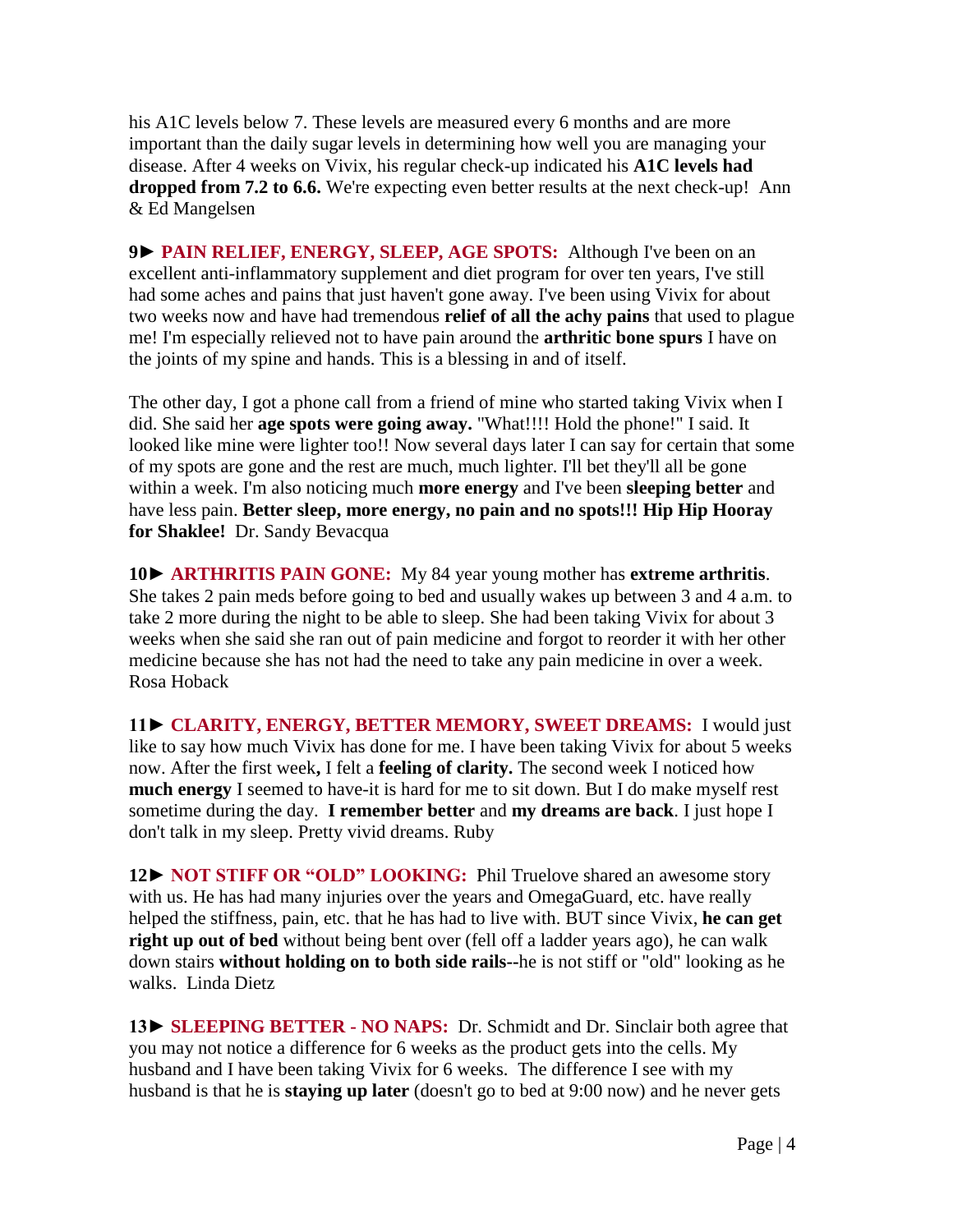his A1C levels below 7. These levels are measured every 6 months and are more important than the daily sugar levels in determining how well you are managing your disease. After 4 weeks on Vivix, his regular check-up indicated his **A1C levels had dropped from 7.2 to 6.6.** We're expecting even better results at the next check-up! Ann & Ed Mangelsen

**9► PAIN RELIEF, ENERGY, SLEEP, AGE SPOTS:** Although I've been on an excellent anti-inflammatory supplement and diet program for over ten years, I've still had some aches and pains that just haven't gone away. I've been using Vivix for about two weeks now and have had tremendous **relief of all the achy pains** that used to plague me! I'm especially relieved not to have pain around the **arthritic bone spurs** I have on the joints of my spine and hands. This is a blessing in and of itself.

The other day, I got a phone call from a friend of mine who started taking Vivix when I did. She said her **age spots were going away.** "What!!!! Hold the phone!" I said. It looked like mine were lighter too!! Now several days later I can say for certain that some of my spots are gone and the rest are much, much lighter. I'll bet they'll all be gone within a week. I'm also noticing much **more energy** and I've been **sleeping better** and have less pain. **Better sleep, more energy, no pain and no spots!!! Hip Hip Hooray for Shaklee!** Dr. Sandy Bevacqua

**10► ARTHRITIS PAIN GONE:** My 84 year young mother has **extreme arthritis**. She takes 2 pain meds before going to bed and usually wakes up between 3 and 4 a.m. to take 2 more during the night to be able to sleep. She had been taking Vivix for about 3 weeks when she said she ran out of pain medicine and forgot to reorder it with her other medicine because she has not had the need to take any pain medicine in over a week. Rosa Hoback

**11► CLARITY, ENERGY, BETTER MEMORY, SWEET DREAMS:** I would just like to say how much Vivix has done for me. I have been taking Vivix for about 5 weeks now. After the first week**,** I felt a **feeling of clarity.** The second week I noticed how **much energy** I seemed to have-it is hard for me to sit down. But I do make myself rest sometime during the day. **I remember better** and **my dreams are back**. I just hope I don't talk in my sleep. Pretty vivid dreams. Ruby

**12► NOT STIFF OR "OLD" LOOKING:** Phil Truelove shared an awesome story with us. He has had many injuries over the years and OmegaGuard, etc. have really helped the stiffness, pain, etc. that he has had to live with. BUT since Vivix, **he can get right up out of bed** without being bent over (fell off a ladder years ago), he can walk down stairs **without holding on to both side rails--**he is not stiff or "old" looking as he walks. Linda Dietz

**13► SLEEPING BETTER - NO NAPS:** Dr. Schmidt and Dr. Sinclair both agree that you may not notice a difference for 6 weeks as the product gets into the cells. My husband and I have been taking Vivix for 6 weeks. The difference I see with my husband is that he is **staying up later** (doesn't go to bed at 9:00 now) and he never gets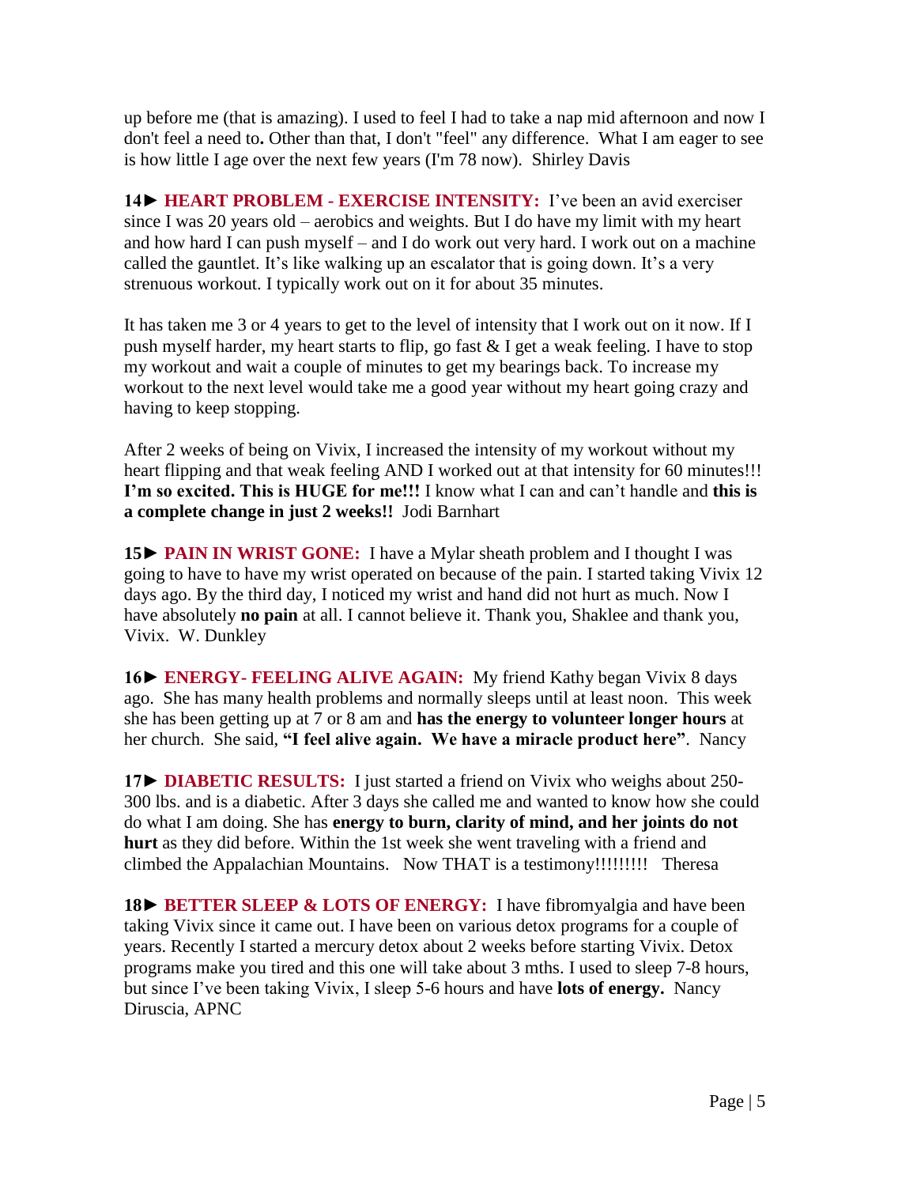up before me (that is amazing). I used to feel I had to take a nap mid afternoon and now I don't feel a need to**.** Other than that, I don't "feel" any difference. What I am eager to see is how little I age over the next few years (I'm 78 now). Shirley Davis

**14► HEART PROBLEM - EXERCISE INTENSITY:** I've been an avid exerciser since I was 20 years old – aerobics and weights. But I do have my limit with my heart and how hard I can push myself – and I do work out very hard. I work out on a machine called the gauntlet. It's like walking up an escalator that is going down. It's a very strenuous workout. I typically work out on it for about 35 minutes.

It has taken me 3 or 4 years to get to the level of intensity that I work out on it now. If I push myself harder, my heart starts to flip, go fast & I get a weak feeling. I have to stop my workout and wait a couple of minutes to get my bearings back. To increase my workout to the next level would take me a good year without my heart going crazy and having to keep stopping.

After 2 weeks of being on Vivix, I increased the intensity of my workout without my heart flipping and that weak feeling AND I worked out at that intensity for 60 minutes!!! **I'm so excited. This is HUGE for me!!!** I know what I can and can't handle and **this is a complete change in just 2 weeks!!** Jodi Barnhart

**15► PAIN IN WRIST GONE:** I have a Mylar sheath problem and I thought I was going to have to have my wrist operated on because of the pain. I started taking Vivix 12 days ago. By the third day, I noticed my wrist and hand did not hurt as much. Now I have absolutely **no pain** at all. I cannot believe it. Thank you, Shaklee and thank you, Vivix. W. Dunkley

**16► ENERGY- FEELING ALIVE AGAIN:** My friend Kathy began Vivix 8 days ago. She has many health problems and normally sleeps until at least noon. This week she has been getting up at 7 or 8 am and **has the energy to volunteer longer hours** at her church. She said, **"I feel alive again. We have a miracle product here"**. Nancy

**17► DIABETIC RESULTS:** I just started a friend on Vivix who weighs about 250-300 lbs. and is a diabetic. After 3 days she called me and wanted to know how she could do what I am doing. She has **energy to burn, clarity of mind, and her joints do not hurt** as they did before. Within the 1st week she went traveling with a friend and climbed the Appalachian Mountains. Now THAT is a testimony!!!!!!!!! Theresa

**18► BETTER SLEEP & LOTS OF ENERGY:** I have fibromyalgia and have been taking Vivix since it came out. I have been on various detox programs for a couple of years. Recently I started a mercury detox about 2 weeks before starting Vivix. Detox programs make you tired and this one will take about 3 mths. I used to sleep 7-8 hours, but since I've been taking Vivix, I sleep 5-6 hours and have **lots of energy.** Nancy Diruscia, APNC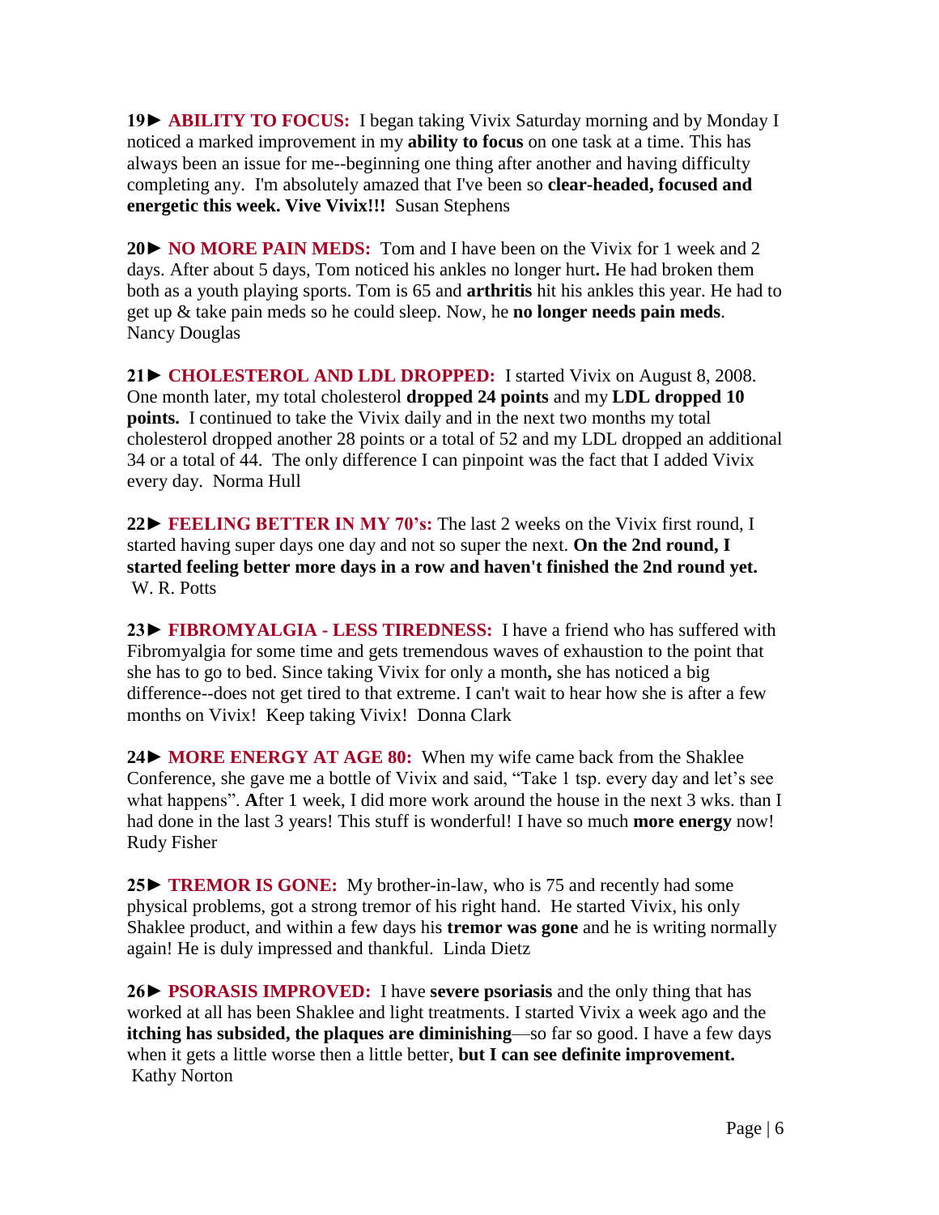**19► ABILITY TO FOCUS:** I began taking Vivix Saturday morning and by Monday I noticed a marked improvement in my **ability to focus** on one task at a time. This has always been an issue for me--beginning one thing after another and having difficulty completing any. I'm absolutely amazed that I've been so **clear-headed, focused and energetic this week. Vive Vivix!!!** Susan Stephens

**20► NO MORE PAIN MEDS:** Tom and I have been on the Vivix for 1 week and 2 days. After about 5 days, Tom noticed his ankles no longer hurt**.** He had broken them both as a youth playing sports. Tom is 65 and **arthritis** hit his ankles this year. He had to get up & take pain meds so he could sleep. Now, he **no longer needs pain meds**. Nancy Douglas

**21► CHOLESTEROL AND LDL DROPPED:** I started Vivix on August 8, 2008. One month later, my total cholesterol **dropped 24 points** and my **LDL dropped 10 points.** I continued to take the Vivix daily and in the next two months my total cholesterol dropped another 28 points or a total of 52 and my LDL dropped an additional 34 or a total of 44. The only difference I can pinpoint was the fact that I added Vivix every day. Norma Hull

**22► FEELING BETTER IN MY 70's:** The last 2 weeks on the Vivix first round, I started having super days one day and not so super the next. **On the 2nd round, I started feeling better more days in a row and haven't finished the 2nd round yet.** W. R. Potts

**23► FIBROMYALGIA - LESS TIREDNESS:** I have a friend who has suffered with Fibromyalgia for some time and gets tremendous waves of exhaustion to the point that she has to go to bed. Since taking Vivix for only a month**,** she has noticed a big difference--does not get tired to that extreme. I can't wait to hear how she is after a few months on Vivix! Keep taking Vivix! Donna Clark

**24► MORE ENERGY AT AGE 80:** When my wife came back from the Shaklee Conference, she gave me a bottle of Vivix and said, "Take 1 tsp. every day and let's see what happens". **A**fter 1 week, I did more work around the house in the next 3 wks. than I had done in the last 3 years! This stuff is wonderful! I have so much **more energy** now! Rudy Fisher

**25► TREMOR IS GONE:** My brother-in-law, who is 75 and recently had some physical problems, got a strong tremor of his right hand. He started Vivix, his only Shaklee product, and within a few days his **tremor was gone** and he is writing normally again! He is duly impressed and thankful. Linda Dietz

**26► PSORASIS IMPROVED:** I have **severe psoriasis** and the only thing that has worked at all has been Shaklee and light treatments. I started Vivix a week ago and the **itching has subsided, the plaques are diminishing**—so far so good. I have a few days when it gets a little worse then a little better, **but I can see definite improvement.** Kathy Norton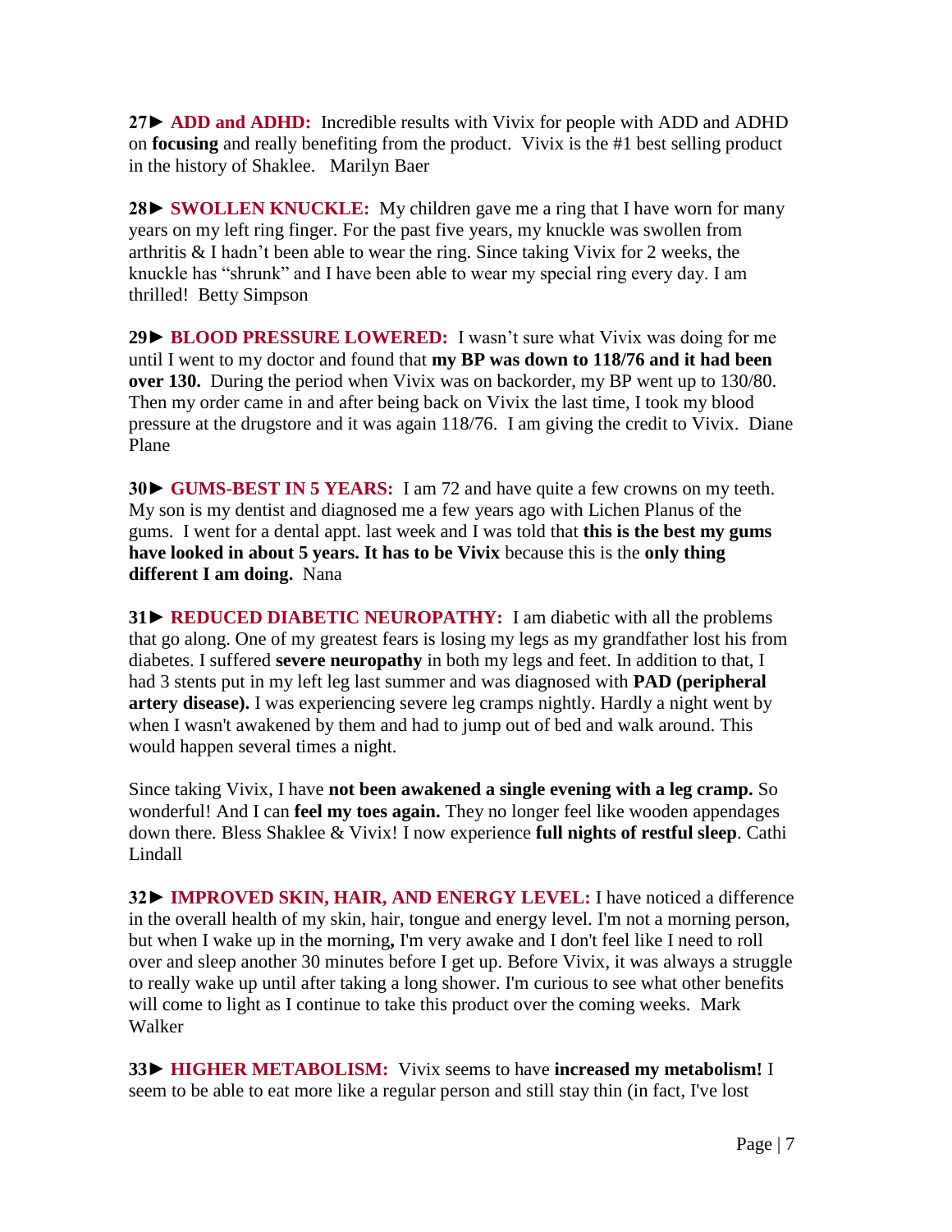**27► ADD and ADHD:** Incredible results with Vivix for people with ADD and ADHD on **focusing** and really benefiting from the product. Vivix is the #1 best selling product in the history of Shaklee. Marilyn Baer

**28► SWOLLEN KNUCKLE:** My children gave me a ring that I have worn for many years on my left ring finger. For the past five years, my knuckle was swollen from arthritis & I hadn't been able to wear the ring. Since taking Vivix for 2 weeks, the knuckle has "shrunk" and I have been able to wear my special ring every day. I am thrilled! Betty Simpson

**29► BLOOD PRESSURE LOWERED:** I wasn't sure what Vivix was doing for me until I went to my doctor and found that **my BP was down to 118/76 and it had been over 130.** During the period when Vivix was on backorder, my BP went up to 130/80. Then my order came in and after being back on Vivix the last time, I took my blood pressure at the drugstore and it was again 118/76. I am giving the credit to Vivix. Diane Plane

**30► GUMS-BEST IN 5 YEARS:** I am 72 and have quite a few crowns on my teeth. My son is my dentist and diagnosed me a few years ago with Lichen Planus of the gums. I went for a dental appt. last week and I was told that **this is the best my gums have looked in about 5 years. It has to be Vivix** because this is the **only thing different I am doing.** Nana

**31► REDUCED DIABETIC NEUROPATHY:** I am diabetic with all the problems that go along. One of my greatest fears is losing my legs as my grandfather lost his from diabetes. I suffered **severe neuropathy** in both my legs and feet. In addition to that, I had 3 stents put in my left leg last summer and was diagnosed with **PAD (peripheral artery disease).** I was experiencing severe leg cramps nightly. Hardly a night went by when I wasn't awakened by them and had to jump out of bed and walk around. This would happen several times a night.

Since taking Vivix, I have **not been awakened a single evening with a leg cramp.** So wonderful! And I can **feel my toes again.** They no longer feel like wooden appendages down there. Bless Shaklee & Vivix! I now experience **full nights of restful sleep**. Cathi Lindall

**32► IMPROVED SKIN, HAIR, AND ENERGY LEVEL:** I have noticed a difference in the overall health of my skin, hair, tongue and energy level. I'm not a morning person, but when I wake up in the morning**,** I'm very awake and I don't feel like I need to roll over and sleep another 30 minutes before I get up. Before Vivix, it was always a struggle to really wake up until after taking a long shower. I'm curious to see what other benefits will come to light as I continue to take this product over the coming weeks. Mark Walker

**33► HIGHER METABOLISM:** Vivix seems to have **increased my metabolism!** I seem to be able to eat more like a regular person and still stay thin (in fact, I've lost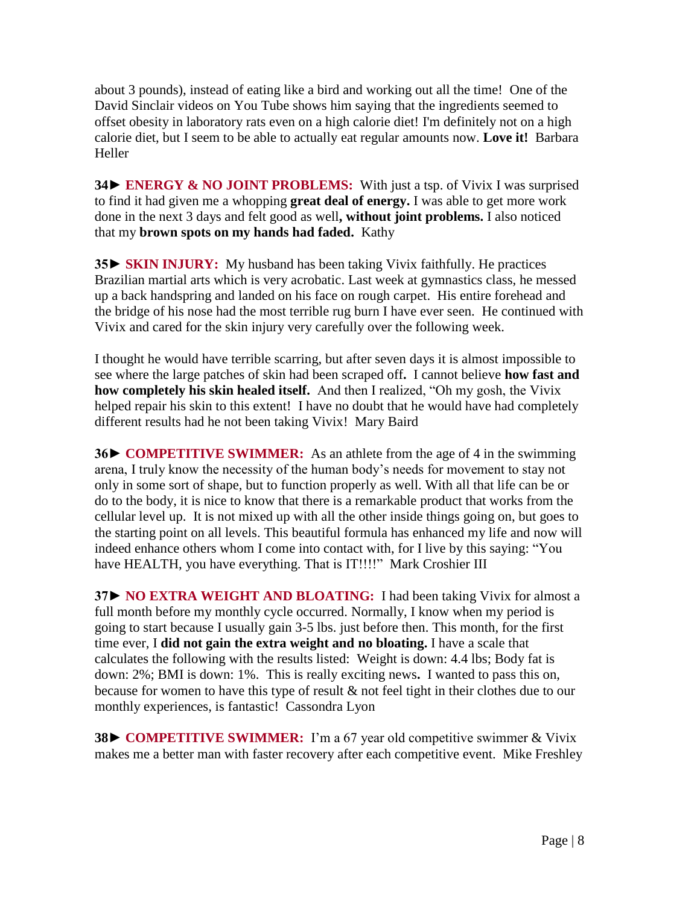about 3 pounds), instead of eating like a bird and working out all the time! One of the David Sinclair videos on You Tube shows him saying that the ingredients seemed to offset obesity in laboratory rats even on a high calorie diet! I'm definitely not on a high calorie diet, but I seem to be able to actually eat regular amounts now. **Love it!** Barbara Heller

**34► ENERGY & NO JOINT PROBLEMS:** With just a tsp. of Vivix I was surprised to find it had given me a whopping **great deal of energy.** I was able to get more work done in the next 3 days and felt good as well**, without joint problems.** I also noticed that my **brown spots on my hands had faded.** Kathy

**35► SKIN INJURY:** My husband has been taking Vivix faithfully. He practices Brazilian martial arts which is very acrobatic. Last week at gymnastics class, he messed up a back handspring and landed on his face on rough carpet. His entire forehead and the bridge of his nose had the most terrible rug burn I have ever seen. He continued with Vivix and cared for the skin injury very carefully over the following week.

I thought he would have terrible scarring, but after seven days it is almost impossible to see where the large patches of skin had been scraped off**.** I cannot believe **how fast and how completely his skin healed itself.** And then I realized, "Oh my gosh, the Vivix helped repair his skin to this extent! I have no doubt that he would have had completely different results had he not been taking Vivix! Mary Baird

**36► COMPETITIVE SWIMMER:** As an athlete from the age of 4 in the swimming arena, I truly know the necessity of the human body's needs for movement to stay not only in some sort of shape, but to function properly as well. With all that life can be or do to the body, it is nice to know that there is a remarkable product that works from the cellular level up. It is not mixed up with all the other inside things going on, but goes to the starting point on all levels. This beautiful formula has enhanced my life and now will indeed enhance others whom I come into contact with, for I live by this saying: "You have HEALTH, you have everything. That is IT!!!!" Mark Croshier III

**37► NO EXTRA WEIGHT AND BLOATING:** I had been taking Vivix for almost a full month before my monthly cycle occurred. Normally, I know when my period is going to start because I usually gain 3-5 lbs. just before then. This month, for the first time ever, I **did not gain the extra weight and no bloating.** I have a scale that calculates the following with the results listed: Weight is down: 4.4 lbs; Body fat is down: 2%; BMI is down: 1%. This is really exciting news**.** I wanted to pass this on, because for women to have this type of result & not feel tight in their clothes due to our monthly experiences, is fantastic! Cassondra Lyon

**38► COMPETITIVE SWIMMER:** I'm a 67 year old competitive swimmer & Vivix makes me a better man with faster recovery after each competitive event. Mike Freshley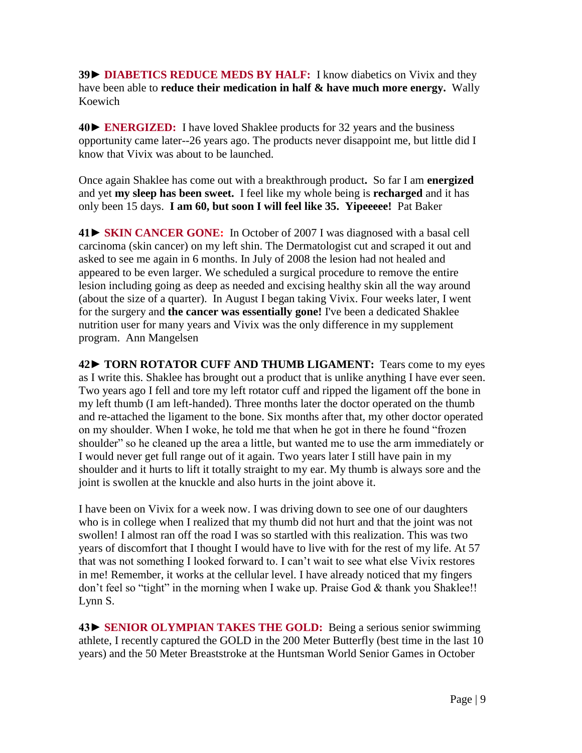**39► DIABETICS REDUCE MEDS BY HALF:** I know diabetics on Vivix and they have been able to **reduce their medication in half & have much more energy.** Wally Koewich

**40► ENERGIZED:** I have loved Shaklee products for 32 years and the business opportunity came later--26 years ago. The products never disappoint me, but little did I know that Vivix was about to be launched.

Once again Shaklee has come out with a breakthrough product**.** So far I am **energized** and yet **my sleep has been sweet.** I feel like my whole being is **recharged** and it has only been 15 days. **I am 60, but soon I will feel like 35. Yipeeeee!** Pat Baker

**41► SKIN CANCER GONE:** In October of 2007 I was diagnosed with a basal cell carcinoma (skin cancer) on my left shin. The Dermatologist cut and scraped it out and asked to see me again in 6 months. In July of 2008 the lesion had not healed and appeared to be even larger. We scheduled a surgical procedure to remove the entire lesion including going as deep as needed and excising healthy skin all the way around (about the size of a quarter). In August I began taking Vivix. Four weeks later, I went for the surgery and **the cancer was essentially gone!** I've been a dedicated Shaklee nutrition user for many years and Vivix was the only difference in my supplement program. Ann Mangelsen

**42► TORN ROTATOR CUFF AND THUMB LIGAMENT:** Tears come to my eyes as I write this. Shaklee has brought out a product that is unlike anything I have ever seen. Two years ago I fell and tore my left rotator cuff and ripped the ligament off the bone in my left thumb (I am left-handed). Three months later the doctor operated on the thumb and re-attached the ligament to the bone. Six months after that, my other doctor operated on my shoulder. When I woke, he told me that when he got in there he found "frozen shoulder" so he cleaned up the area a little, but wanted me to use the arm immediately or I would never get full range out of it again. Two years later I still have pain in my shoulder and it hurts to lift it totally straight to my ear. My thumb is always sore and the joint is swollen at the knuckle and also hurts in the joint above it.

I have been on Vivix for a week now. I was driving down to see one of our daughters who is in college when I realized that my thumb did not hurt and that the joint was not swollen! I almost ran off the road I was so startled with this realization. This was two years of discomfort that I thought I would have to live with for the rest of my life. At 57 that was not something I looked forward to. I can't wait to see what else Vivix restores in me! Remember, it works at the cellular level. I have already noticed that my fingers don't feel so "tight" in the morning when I wake up. Praise God & thank you Shaklee!! Lynn S.

**43► SENIOR OLYMPIAN TAKES THE GOLD:** Being a serious senior swimming athlete, I recently captured the GOLD in the 200 Meter Butterfly (best time in the last 10 years) and the 50 Meter Breaststroke at the Huntsman World Senior Games in October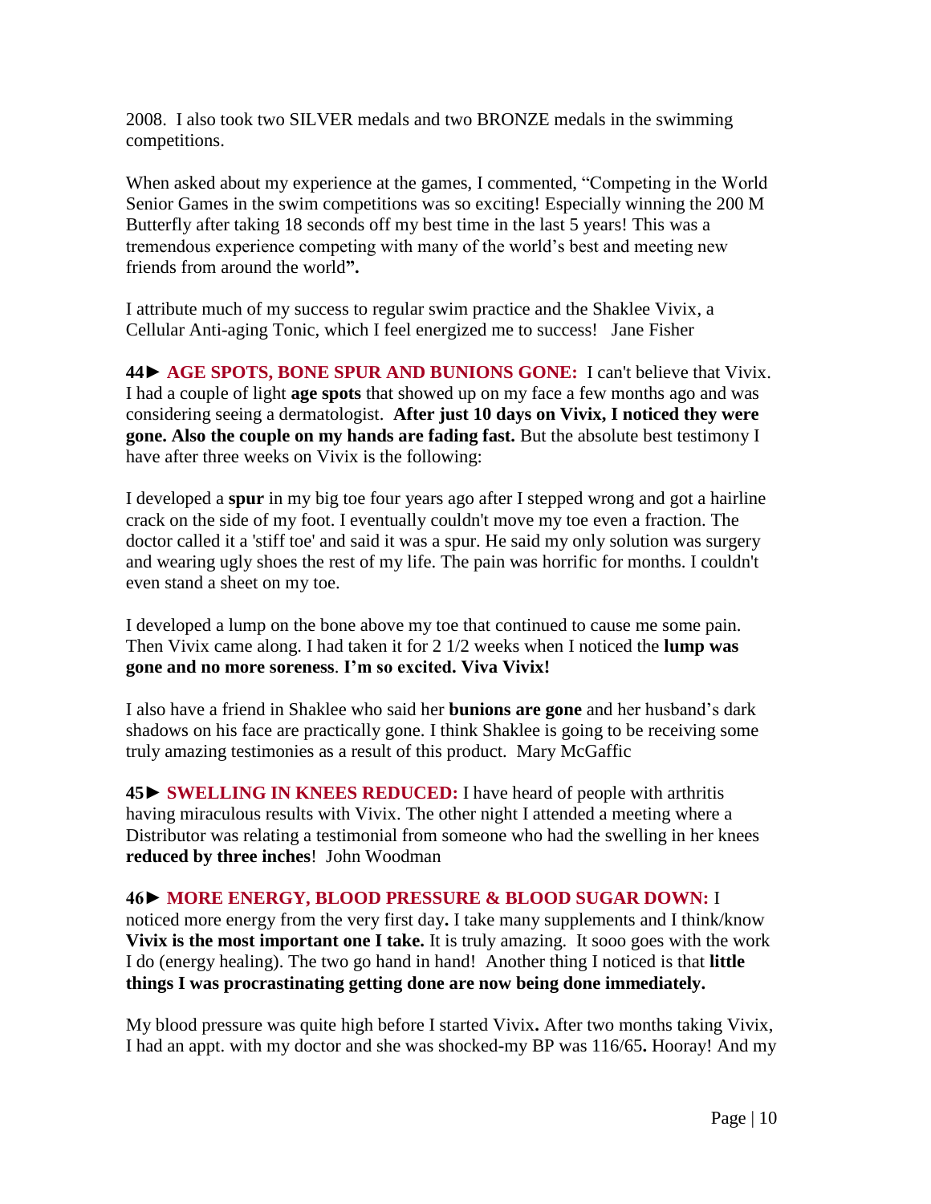2008. I also took two SILVER medals and two BRONZE medals in the swimming competitions.

When asked about my experience at the games, I commented, "Competing in the World Senior Games in the swim competitions was so exciting! Especially winning the 200 M Butterfly after taking 18 seconds off my best time in the last 5 years! This was a tremendous experience competing with many of the world's best and meeting new friends from around the world**".**

I attribute much of my success to regular swim practice and the Shaklee Vivix, a Cellular Anti-aging Tonic, which I feel energized me to success! Jane Fisher

**44► AGE SPOTS, BONE SPUR AND BUNIONS GONE:** I can't believe that Vivix. I had a couple of light **age spots** that showed up on my face a few months ago and was considering seeing a dermatologist. **After just 10 days on Vivix, I noticed they were gone. Also the couple on my hands are fading fast.** But the absolute best testimony I have after three weeks on Vivix is the following:

I developed a **spur** in my big toe four years ago after I stepped wrong and got a hairline crack on the side of my foot. I eventually couldn't move my toe even a fraction. The doctor called it a 'stiff toe' and said it was a spur. He said my only solution was surgery and wearing ugly shoes the rest of my life. The pain was horrific for months. I couldn't even stand a sheet on my toe.

I developed a lump on the bone above my toe that continued to cause me some pain. Then Vivix came along. I had taken it for 2 1/2 weeks when I noticed the **lump was gone and no more soreness**. **I'm so excited. Viva Vivix!**

I also have a friend in Shaklee who said her **bunions are gone** and her husband's dark shadows on his face are practically gone. I think Shaklee is going to be receiving some truly amazing testimonies as a result of this product. Mary McGaffic

**45► SWELLING IN KNEES REDUCED:** I have heard of people with arthritis having miraculous results with Vivix. The other night I attended a meeting where a Distributor was relating a testimonial from someone who had the swelling in her knees **reduced by three inches**! John Woodman

**46► MORE ENERGY, BLOOD PRESSURE & BLOOD SUGAR DOWN:** I noticed more energy from the very first day**.** I take many supplements and I think/know **Vivix is the most important one I take.** It is truly amazing. It sooo goes with the work I do (energy healing). The two go hand in hand! Another thing I noticed is that **little things I was procrastinating getting done are now being done immediately.**

My blood pressure was quite high before I started Vivix**.** After two months taking Vivix, I had an appt. with my doctor and she was shocked-my BP was 116/65**.** Hooray! And my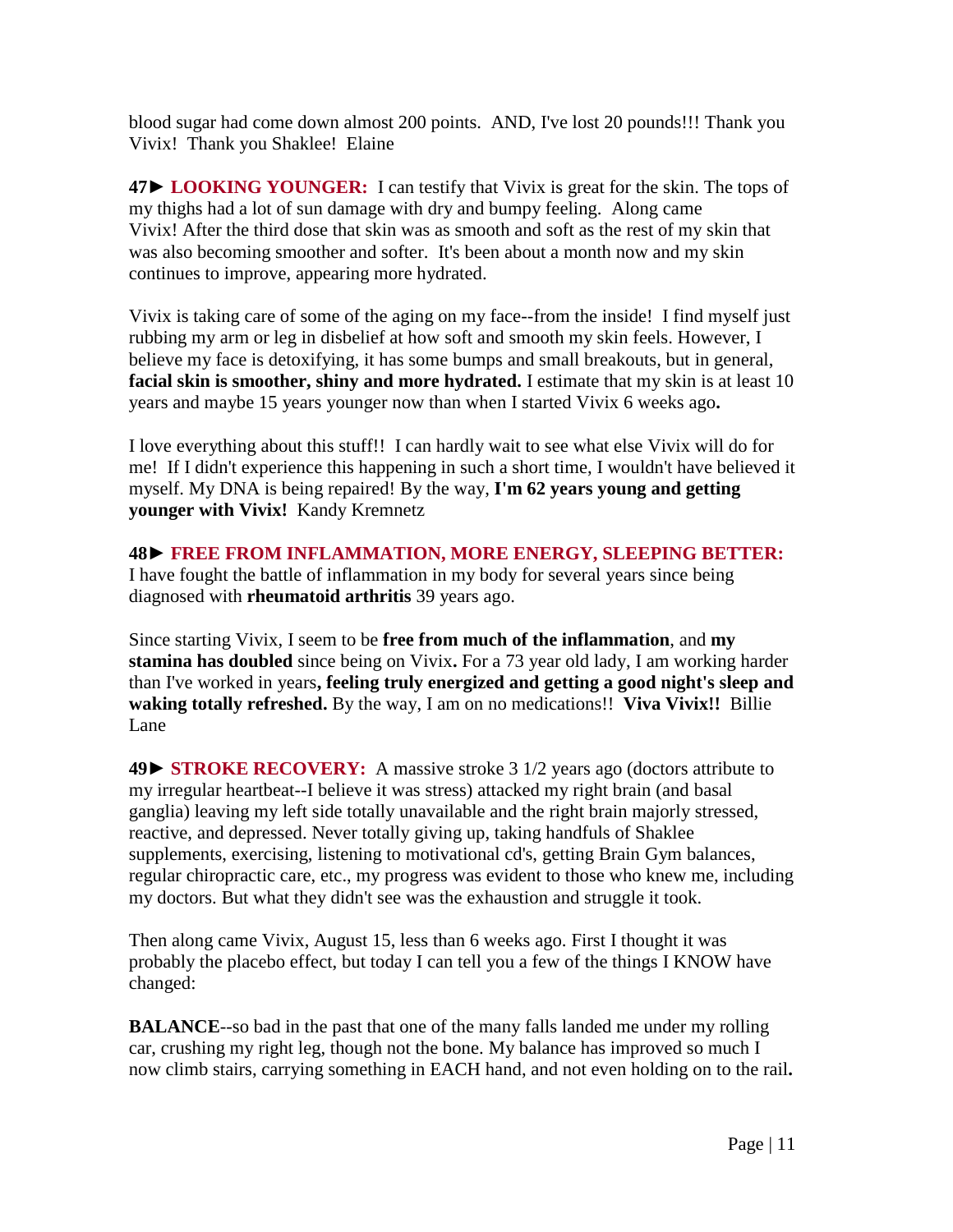blood sugar had come down almost 200 points. AND, I've lost 20 pounds!!! Thank you Vivix! Thank you Shaklee! Elaine

**47► LOOKING YOUNGER:** I can testify that Vivix is great for the skin. The tops of my thighs had a lot of sun damage with dry and bumpy feeling. Along came Vivix! After the third dose that skin was as smooth and soft as the rest of my skin that was also becoming smoother and softer. It's been about a month now and my skin continues to improve, appearing more hydrated.

Vivix is taking care of some of the aging on my face--from the inside! I find myself just rubbing my arm or leg in disbelief at how soft and smooth my skin feels. However, I believe my face is detoxifying, it has some bumps and small breakouts, but in general, **facial skin is smoother, shiny and more hydrated.** I estimate that my skin is at least 10 years and maybe 15 years younger now than when I started Vivix 6 weeks ago**.**

I love everything about this stuff!! I can hardly wait to see what else Vivix will do for me! If I didn't experience this happening in such a short time, I wouldn't have believed it myself. My DNA is being repaired! By the way, **I'm 62 years young and getting younger with Vivix!** Kandy Kremnetz

**48► FREE FROM INFLAMMATION, MORE ENERGY, SLEEPING BETTER:** I have fought the battle of inflammation in my body for several years since being diagnosed with **rheumatoid arthritis** 39 years ago.

Since starting Vivix, I seem to be **free from much of the inflammation**, and **my stamina has doubled** since being on Vivix**.** For a 73 year old lady, I am working harder than I've worked in years**, feeling truly energized and getting a good night's sleep and waking totally refreshed.** By the way, I am on no medications!! **Viva Vivix!!** Billie Lane

**49► STROKE RECOVERY:** A massive stroke 3 1/2 years ago (doctors attribute to my irregular heartbeat--I believe it was stress) attacked my right brain (and basal ganglia) leaving my left side totally unavailable and the right brain majorly stressed, reactive, and depressed. Never totally giving up, taking handfuls of Shaklee supplements, exercising, listening to motivational cd's, getting Brain Gym balances, regular chiropractic care, etc., my progress was evident to those who knew me, including my doctors. But what they didn't see was the exhaustion and struggle it took.

Then along came Vivix, August 15, less than 6 weeks ago. First I thought it was probably the placebo effect, but today I can tell you a few of the things I KNOW have changed:

**BALANCE**--so bad in the past that one of the many falls landed me under my rolling car, crushing my right leg, though not the bone. My balance has improved so much I now climb stairs, carrying something in EACH hand, and not even holding on to the rail**.**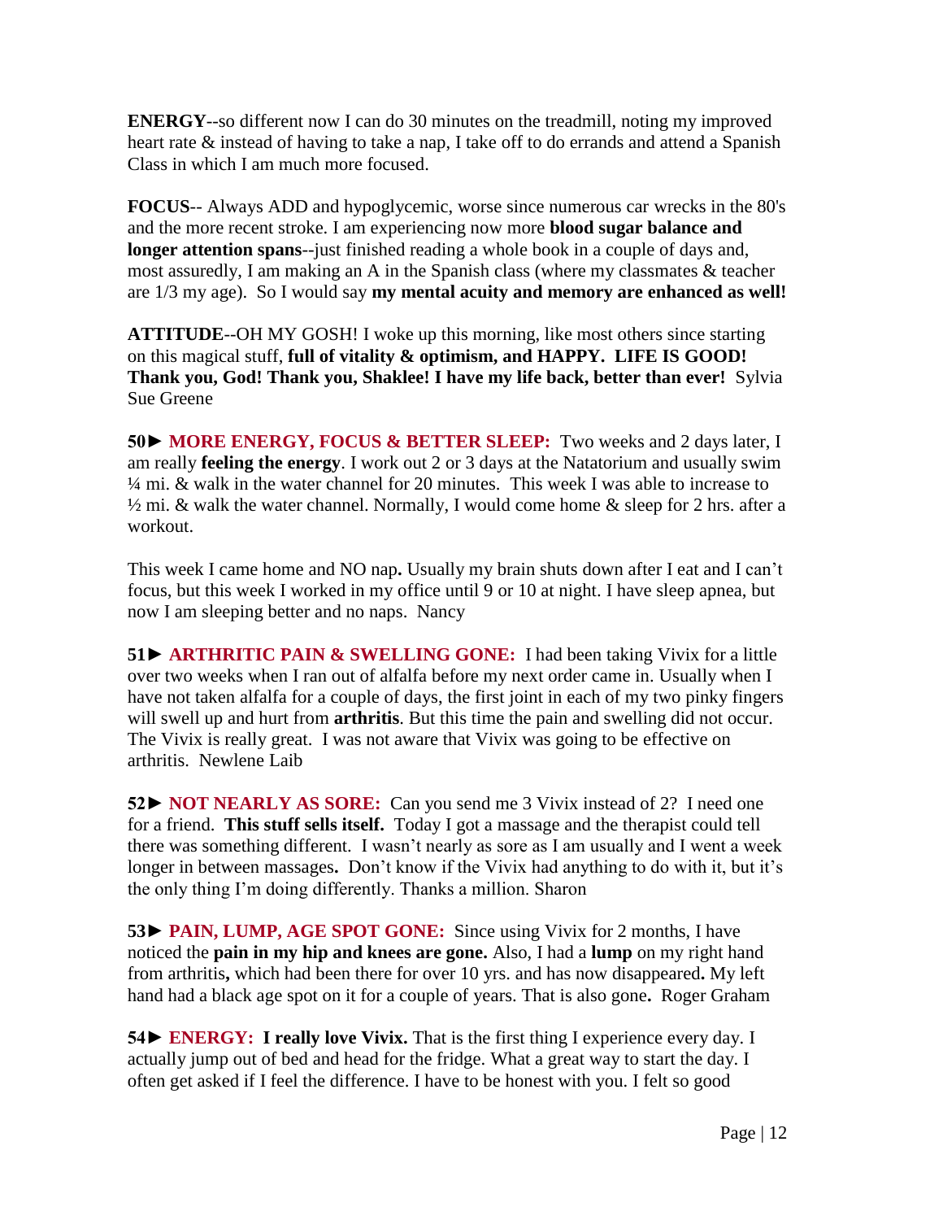**ENERGY**--so different now I can do 30 minutes on the treadmill, noting my improved heart rate & instead of having to take a nap, I take off to do errands and attend a Spanish Class in which I am much more focused.

**FOCUS**-- Always ADD and hypoglycemic, worse since numerous car wrecks in the 80's and the more recent stroke. I am experiencing now more **blood sugar balance and longer attention spans**--just finished reading a whole book in a couple of days and, most assuredly, I am making an A in the Spanish class (where my classmates & teacher are 1/3 my age). So I would say **my mental acuity and memory are enhanced as well!**

**ATTITUDE**--OH MY GOSH! I woke up this morning, like most others since starting on this magical stuff, **full of vitality & optimism, and HAPPY. LIFE IS GOOD! Thank you, God! Thank you, Shaklee! I have my life back, better than ever!** Sylvia Sue Greene

**50► MORE ENERGY, FOCUS & BETTER SLEEP:** Two weeks and 2 days later, I am really **feeling the energy**. I work out 2 or 3 days at the Natatorium and usually swim ¼ mi. & walk in the water channel for 20 minutes. This week I was able to increase to ½ mi. & walk the water channel. Normally, I would come home & sleep for 2 hrs. after a workout.

This week I came home and NO nap**.** Usually my brain shuts down after I eat and I can't focus, but this week I worked in my office until 9 or 10 at night. I have sleep apnea, but now I am sleeping better and no naps. Nancy

**51► ARTHRITIC PAIN & SWELLING GONE:** I had been taking Vivix for a little over two weeks when I ran out of alfalfa before my next order came in. Usually when I have not taken alfalfa for a couple of days, the first joint in each of my two pinky fingers will swell up and hurt from **arthritis**. But this time the pain and swelling did not occur. The Vivix is really great. I was not aware that Vivix was going to be effective on arthritis. Newlene Laib

**52► NOT NEARLY AS SORE:** Can you send me 3 Vivix instead of 2? I need one for a friend. **This stuff sells itself.** Today I got a massage and the therapist could tell there was something different. I wasn't nearly as sore as I am usually and I went a week longer in between massages**.** Don't know if the Vivix had anything to do with it, but it's the only thing I'm doing differently. Thanks a million. Sharon

**53► PAIN, LUMP, AGE SPOT GONE:** Since using Vivix for 2 months, I have noticed the **pain in my hip and knees are gone.** Also, I had a **lump** on my right hand from arthritis**,** which had been there for over 10 yrs. and has now disappeared**.** My left hand had a black age spot on it for a couple of years. That is also gone**.** Roger Graham

**54► ENERGY: I really love Vivix.** That is the first thing I experience every day. I actually jump out of bed and head for the fridge. What a great way to start the day. I often get asked if I feel the difference. I have to be honest with you. I felt so good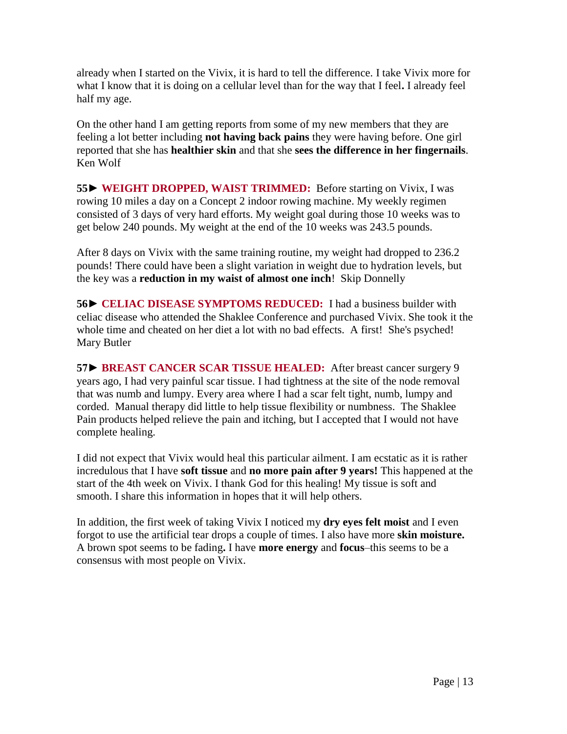already when I started on the Vivix, it is hard to tell the difference. I take Vivix more for what I know that it is doing on a cellular level than for the way that I feel**.** I already feel half my age.

On the other hand I am getting reports from some of my new members that they are feeling a lot better including **not having back pains** they were having before. One girl reported that she has **healthier skin** and that she **sees the difference in her fingernails**. Ken Wolf

**55► WEIGHT DROPPED, WAIST TRIMMED:** Before starting on Vivix, I was rowing 10 miles a day on a Concept 2 indoor rowing machine. My weekly regimen consisted of 3 days of very hard efforts. My weight goal during those 10 weeks was to get below 240 pounds. My weight at the end of the 10 weeks was 243.5 pounds.

After 8 days on Vivix with the same training routine, my weight had dropped to 236.2 pounds! There could have been a slight variation in weight due to hydration levels, but the key was a **reduction in my waist of almost one inch**! Skip Donnelly

**56► CELIAC DISEASE SYMPTOMS REDUCED:** I had a business builder with celiac disease who attended the Shaklee Conference and purchased Vivix. She took it the whole time and cheated on her diet a lot with no bad effects. A first! She's psyched! Mary Butler

**57► BREAST CANCER SCAR TISSUE HEALED:** After breast cancer surgery 9 years ago, I had very painful scar tissue. I had tightness at the site of the node removal that was numb and lumpy. Every area where I had a scar felt tight, numb, lumpy and corded. Manual therapy did little to help tissue flexibility or numbness. The Shaklee Pain products helped relieve the pain and itching, but I accepted that I would not have complete healing.

I did not expect that Vivix would heal this particular ailment. I am ecstatic as it is rather incredulous that I have **soft tissue** and **no more pain after 9 years!** This happened at the start of the 4th week on Vivix. I thank God for this healing! My tissue is soft and smooth. I share this information in hopes that it will help others.

In addition, the first week of taking Vivix I noticed my **dry eyes felt moist** and I even forgot to use the artificial tear drops a couple of times. I also have more **skin moisture.** A brown spot seems to be fading**.** I have **more energy** and **focus**–this seems to be a consensus with most people on Vivix.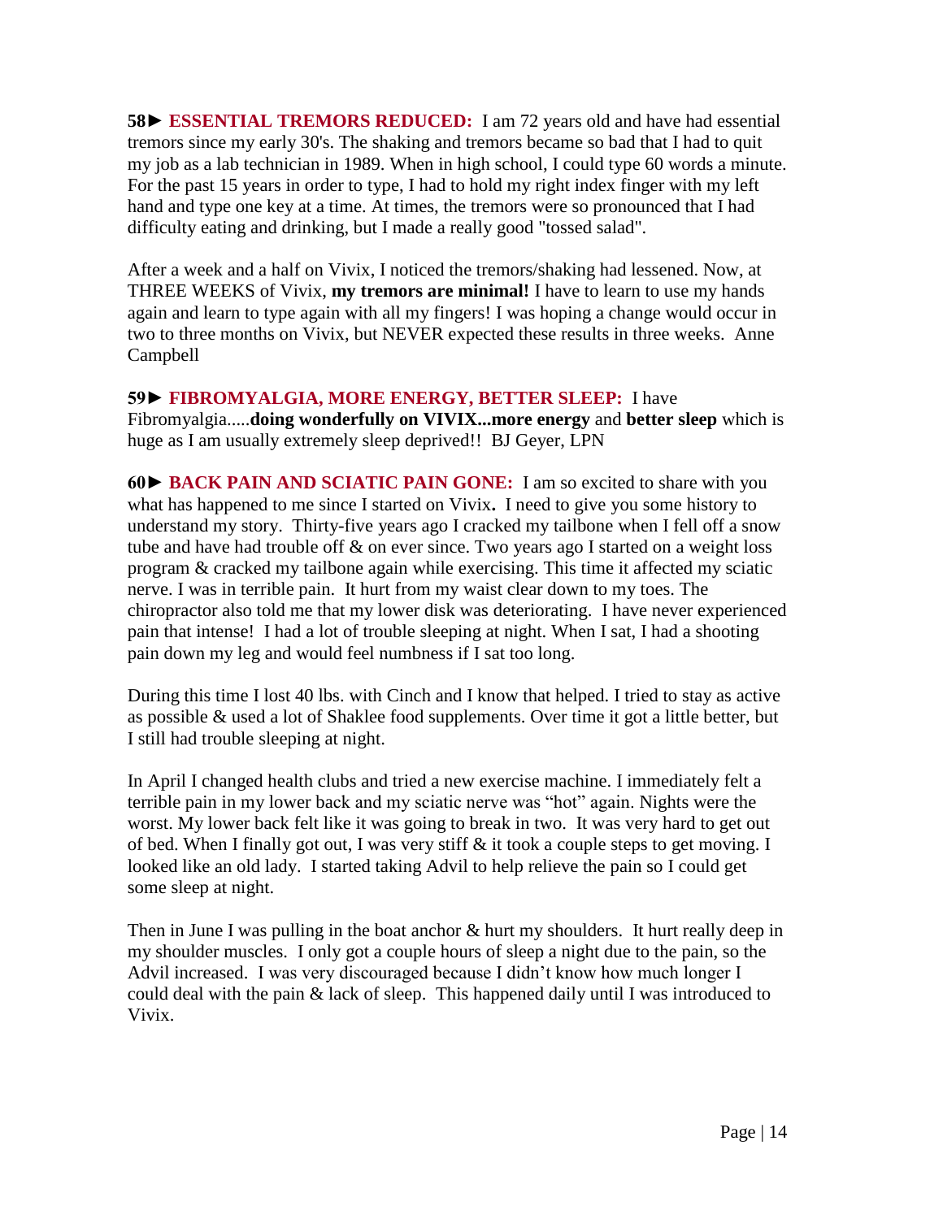**58► ESSENTIAL TREMORS REDUCED:** I am 72 years old and have had essential tremors since my early 30's. The shaking and tremors became so bad that I had to quit my job as a lab technician in 1989. When in high school, I could type 60 words a minute. For the past 15 years in order to type, I had to hold my right index finger with my left hand and type one key at a time. At times, the tremors were so pronounced that I had difficulty eating and drinking, but I made a really good "tossed salad".

After a week and a half on Vivix, I noticed the tremors/shaking had lessened. Now, at THREE WEEKS of Vivix, **my tremors are minimal!** I have to learn to use my hands again and learn to type again with all my fingers! I was hoping a change would occur in two to three months on Vivix, but NEVER expected these results in three weeks. Anne Campbell

**59► FIBROMYALGIA, MORE ENERGY, BETTER SLEEP:** I have Fibromyalgia.....**doing wonderfully on VIVIX...more energy** and **better sleep** which is huge as I am usually extremely sleep deprived!! BJ Geyer, LPN

**60► BACK PAIN AND SCIATIC PAIN GONE:** I am so excited to share with you what has happened to me since I started on Vivix**.** I need to give you some history to understand my story. Thirty-five years ago I cracked my tailbone when I fell off a snow tube and have had trouble off & on ever since. Two years ago I started on a weight loss program & cracked my tailbone again while exercising. This time it affected my sciatic nerve. I was in terrible pain. It hurt from my waist clear down to my toes. The chiropractor also told me that my lower disk was deteriorating. I have never experienced pain that intense! I had a lot of trouble sleeping at night. When I sat, I had a shooting pain down my leg and would feel numbness if I sat too long.

During this time I lost 40 lbs. with Cinch and I know that helped. I tried to stay as active as possible & used a lot of Shaklee food supplements. Over time it got a little better, but I still had trouble sleeping at night.

In April I changed health clubs and tried a new exercise machine. I immediately felt a terrible pain in my lower back and my sciatic nerve was "hot" again. Nights were the worst. My lower back felt like it was going to break in two. It was very hard to get out of bed. When I finally got out, I was very stiff & it took a couple steps to get moving. I looked like an old lady. I started taking Advil to help relieve the pain so I could get some sleep at night.

Then in June I was pulling in the boat anchor & hurt my shoulders. It hurt really deep in my shoulder muscles. I only got a couple hours of sleep a night due to the pain, so the Advil increased. I was very discouraged because I didn't know how much longer I could deal with the pain & lack of sleep. This happened daily until I was introduced to Vivix.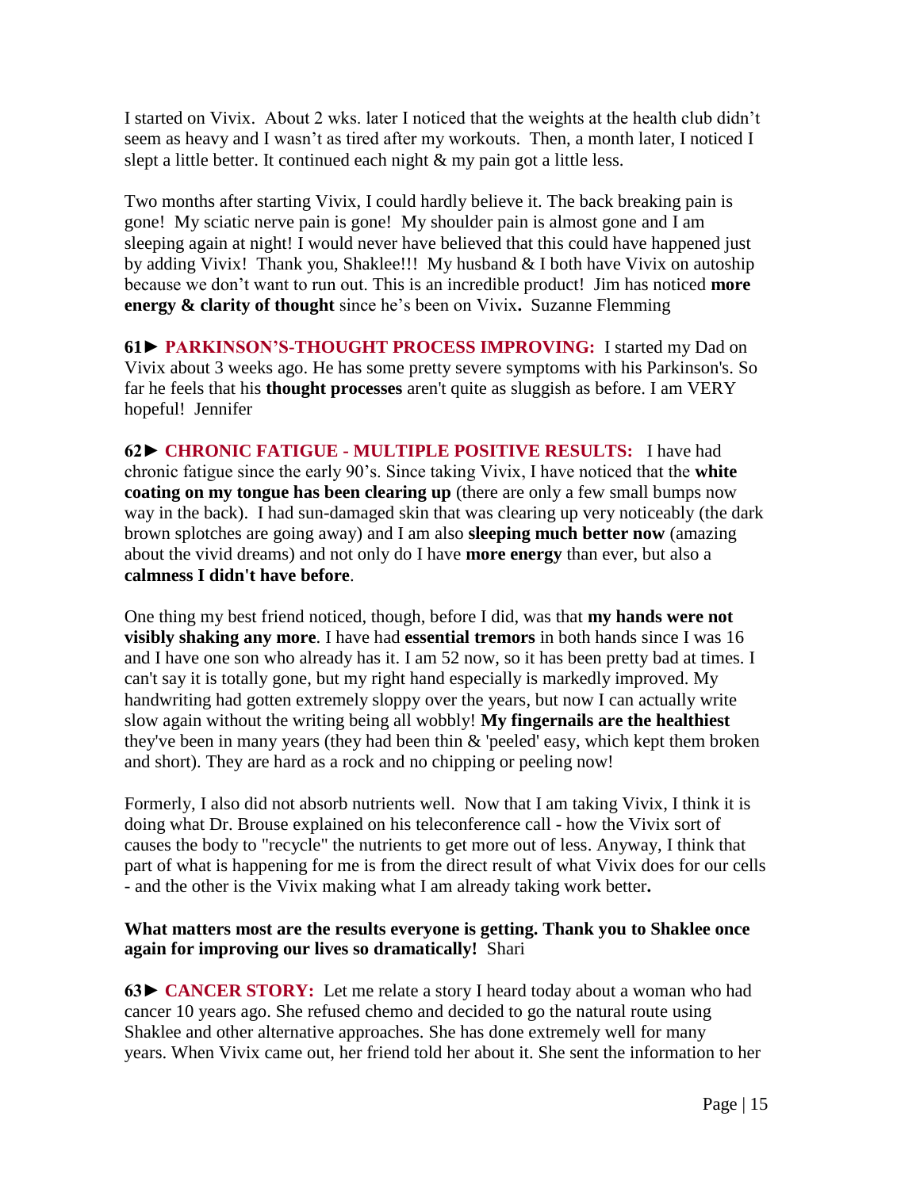I started on Vivix. About 2 wks. later I noticed that the weights at the health club didn't seem as heavy and I wasn't as tired after my workouts. Then, a month later, I noticed I slept a little better. It continued each night & my pain got a little less.

Two months after starting Vivix, I could hardly believe it. The back breaking pain is gone! My sciatic nerve pain is gone! My shoulder pain is almost gone and I am sleeping again at night! I would never have believed that this could have happened just by adding Vivix! Thank you, Shaklee!!! My husband & I both have Vivix on autoship because we don't want to run out. This is an incredible product! Jim has noticed **more energy & clarity of thought** since he's been on Vivix**.** Suzanne Flemming

**61► PARKINSON'S-THOUGHT PROCESS IMPROVING:** I started my Dad on Vivix about 3 weeks ago. He has some pretty severe symptoms with his Parkinson's. So far he feels that his **thought processes** aren't quite as sluggish as before. I am VERY hopeful! Jennifer

**62► CHRONIC FATIGUE - MULTIPLE POSITIVE RESULTS:** I have had chronic fatigue since the early 90's. Since taking Vivix, I have noticed that the **white coating on my tongue has been clearing up** (there are only a few small bumps now way in the back). I had sun-damaged skin that was clearing up very noticeably (the dark brown splotches are going away) and I am also **sleeping much better now** (amazing about the vivid dreams) and not only do I have **more energy** than ever, but also a **calmness I didn't have before**.

One thing my best friend noticed, though, before I did, was that **my hands were not visibly shaking any more**. I have had **essential tremors** in both hands since I was 16 and I have one son who already has it. I am 52 now, so it has been pretty bad at times. I can't say it is totally gone, but my right hand especially is markedly improved. My handwriting had gotten extremely sloppy over the years, but now I can actually write slow again without the writing being all wobbly! **My fingernails are the healthiest** they've been in many years (they had been thin & 'peeled' easy, which kept them broken and short). They are hard as a rock and no chipping or peeling now!

Formerly, I also did not absorb nutrients well. Now that I am taking Vivix, I think it is doing what Dr. Brouse explained on his teleconference call - how the Vivix sort of causes the body to "recycle" the nutrients to get more out of less. Anyway, I think that part of what is happening for me is from the direct result of what Vivix does for our cells - and the other is the Vivix making what I am already taking work better**.**

**What matters most are the results everyone is getting. Thank you to Shaklee once again for improving our lives so dramatically!** Shari

**63► CANCER STORY:** Let me relate a story I heard today about a woman who had cancer 10 years ago. She refused chemo and decided to go the natural route using Shaklee and other alternative approaches. She has done extremely well for many years. When Vivix came out, her friend told her about it. She sent the information to her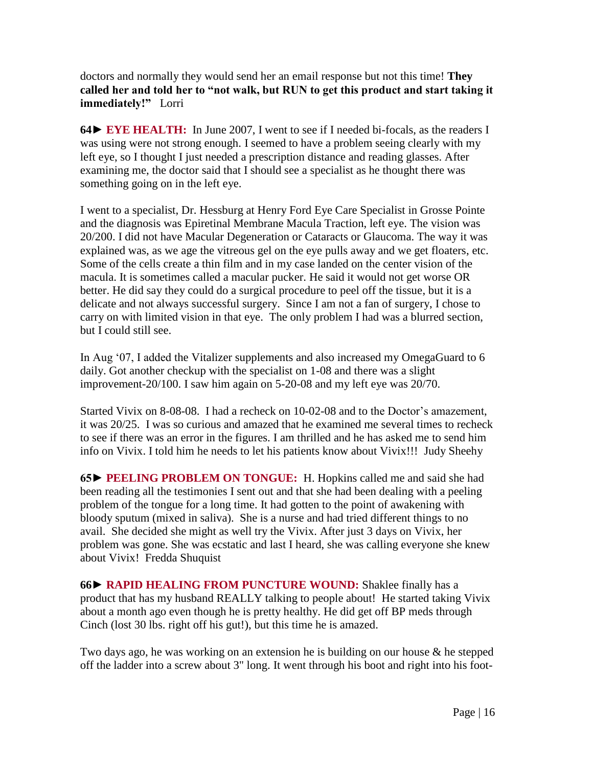doctors and normally they would send her an email response but not this time! **They called her and told her to "not walk, but RUN to get this product and start taking it immediately!"** Lorri

**64► EYE HEALTH:** In June 2007, I went to see if I needed bi-focals, as the readers I was using were not strong enough. I seemed to have a problem seeing clearly with my left eye, so I thought I just needed a prescription distance and reading glasses. After examining me, the doctor said that I should see a specialist as he thought there was something going on in the left eye.

I went to a specialist, Dr. Hessburg at Henry Ford Eye Care Specialist in Grosse Pointe and the diagnosis was Epiretinal Membrane Macula Traction, left eye. The vision was 20/200. I did not have Macular Degeneration or Cataracts or Glaucoma. The way it was explained was, as we age the vitreous gel on the eye pulls away and we get floaters, etc. Some of the cells create a thin film and in my case landed on the center vision of the macula. It is sometimes called a macular pucker. He said it would not get worse OR better. He did say they could do a surgical procedure to peel off the tissue, but it is a delicate and not always successful surgery. Since I am not a fan of surgery, I chose to carry on with limited vision in that eye. The only problem I had was a blurred section, but I could still see.

In Aug '07, I added the Vitalizer supplements and also increased my OmegaGuard to 6 daily. Got another checkup with the specialist on 1-08 and there was a slight improvement-20/100. I saw him again on 5-20-08 and my left eye was 20/70.

Started Vivix on 8-08-08. I had a recheck on 10-02-08 and to the Doctor's amazement, it was 20/25. I was so curious and amazed that he examined me several times to recheck to see if there was an error in the figures. I am thrilled and he has asked me to send him info on Vivix. I told him he needs to let his patients know about Vivix!!! Judy Sheehy

**65► PEELING PROBLEM ON TONGUE:** H. Hopkins called me and said she had been reading all the testimonies I sent out and that she had been dealing with a peeling problem of the tongue for a long time. It had gotten to the point of awakening with bloody sputum (mixed in saliva). She is a nurse and had tried different things to no avail. She decided she might as well try the Vivix. After just 3 days on Vivix, her problem was gone. She was ecstatic and last I heard, she was calling everyone she knew about Vivix! Fredda Shuquist

**66► RAPID HEALING FROM PUNCTURE WOUND:** Shaklee finally has a product that has my husband REALLY talking to people about! He started taking Vivix about a month ago even though he is pretty healthy. He did get off BP meds through Cinch (lost 30 lbs. right off his gut!), but this time he is amazed.

Two days ago, he was working on an extension he is building on our house & he stepped off the ladder into a screw about 3" long. It went through his boot and right into his foot-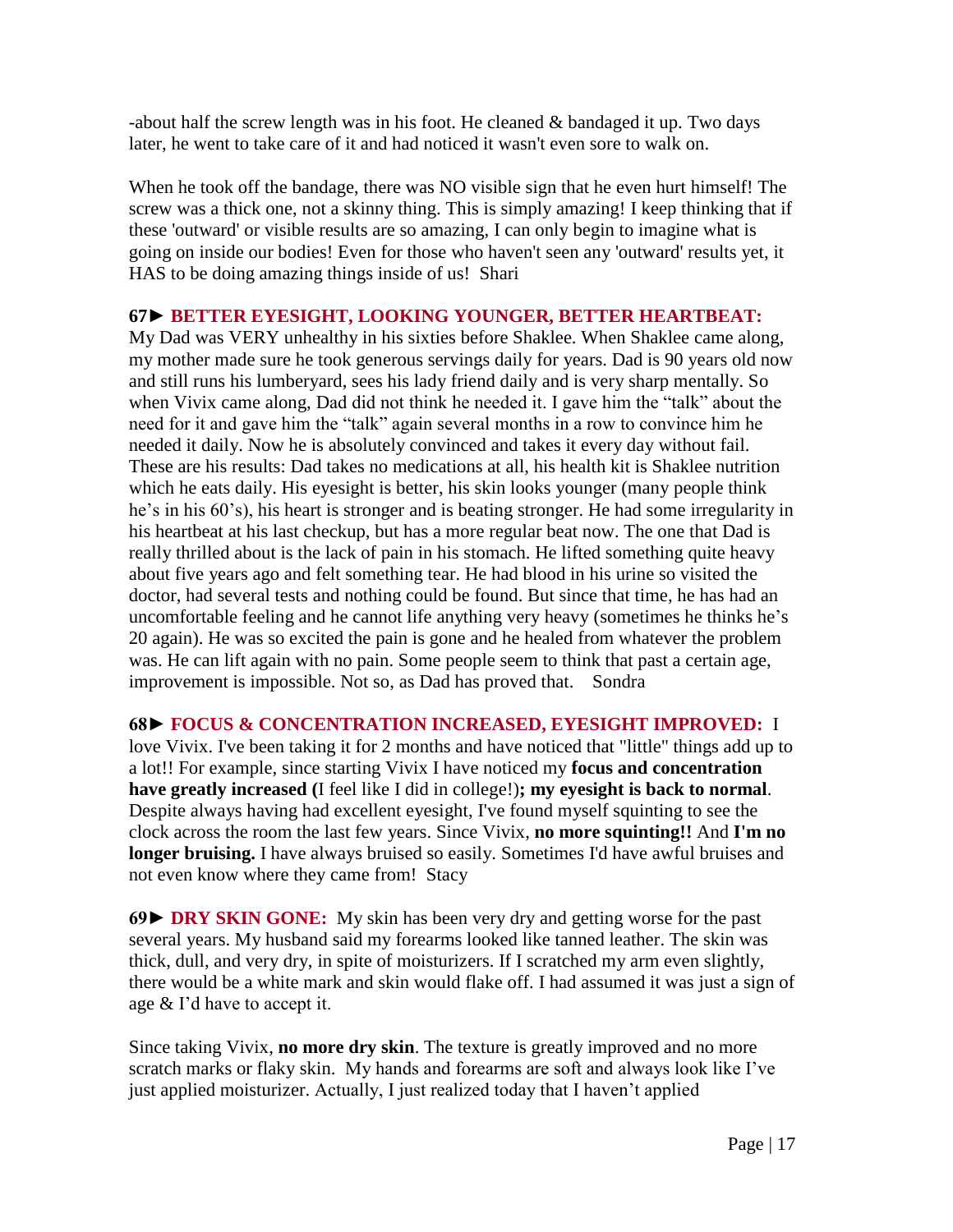-about half the screw length was in his foot. He cleaned & bandaged it up. Two days later, he went to take care of it and had noticed it wasn't even sore to walk on.

When he took off the bandage, there was NO visible sign that he even hurt himself! The screw was a thick one, not a skinny thing. This is simply amazing! I keep thinking that if these 'outward' or visible results are so amazing, I can only begin to imagine what is going on inside our bodies! Even for those who haven't seen any 'outward' results yet, it HAS to be doing amazing things inside of us! Shari

**67► BETTER EYESIGHT, LOOKING YOUNGER, BETTER HEARTBEAT:** My Dad was VERY unhealthy in his sixties before Shaklee. When Shaklee came along, my mother made sure he took generous servings daily for years. Dad is 90 years old now and still runs his lumberyard, sees his lady friend daily and is very sharp mentally. So when Vivix came along, Dad did not think he needed it. I gave him the "talk" about the need for it and gave him the "talk" again several months in a row to convince him he needed it daily. Now he is absolutely convinced and takes it every day without fail. These are his results: Dad takes no medications at all, his health kit is Shaklee nutrition which he eats daily. His eyesight is better, his skin looks younger (many people think he's in his 60's), his heart is stronger and is beating stronger. He had some irregularity in his heartbeat at his last checkup, but has a more regular beat now. The one that Dad is really thrilled about is the lack of pain in his stomach. He lifted something quite heavy about five years ago and felt something tear. He had blood in his urine so visited the doctor, had several tests and nothing could be found. But since that time, he has had an uncomfortable feeling and he cannot life anything very heavy (sometimes he thinks he's 20 again). He was so excited the pain is gone and he healed from whatever the problem was. He can lift again with no pain. Some people seem to think that past a certain age, improvement is impossible. Not so, as Dad has proved that. Sondra

**68► FOCUS & CONCENTRATION INCREASED, EYESIGHT IMPROVED:** I love Vivix. I've been taking it for 2 months and have noticed that "little" things add up to a lot!! For example, since starting Vivix I have noticed my **focus and concentration have greatly increased (**I feel like I did in college!)**; my eyesight is back to normal**. Despite always having had excellent eyesight, I've found myself squinting to see the clock across the room the last few years. Since Vivix, **no more squinting!!** And **I'm no longer bruising.** I have always bruised so easily. Sometimes I'd have awful bruises and not even know where they came from! Stacy

**69► DRY SKIN GONE:** My skin has been very dry and getting worse for the past several years. My husband said my forearms looked like tanned leather. The skin was thick, dull, and very dry, in spite of moisturizers. If I scratched my arm even slightly, there would be a white mark and skin would flake off. I had assumed it was just a sign of age & I'd have to accept it.

Since taking Vivix, **no more dry skin**. The texture is greatly improved and no more scratch marks or flaky skin. My hands and forearms are soft and always look like I've just applied moisturizer. Actually, I just realized today that I haven't applied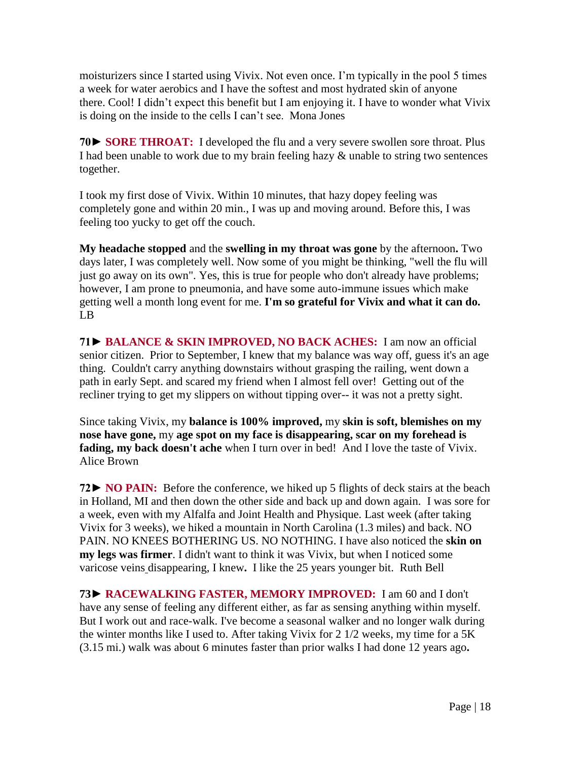moisturizers since I started using Vivix. Not even once. I'm typically in the pool 5 times a week for water aerobics and I have the softest and most hydrated skin of anyone there. Cool! I didn't expect this benefit but I am enjoying it. I have to wonder what Vivix is doing on the inside to the cells I can't see. Mona Jones

**70► SORE THROAT:** I developed the flu and a very severe swollen sore throat. Plus I had been unable to work due to my brain feeling hazy & unable to string two sentences together.

I took my first dose of Vivix. Within 10 minutes, that hazy dopey feeling was completely gone and within 20 min., I was up and moving around. Before this, I was feeling too yucky to get off the couch.

**My headache stopped** and the **swelling in my throat was gone** by the afternoon**.** Two days later, I was completely well. Now some of you might be thinking, "well the flu will just go away on its own". Yes, this is true for people who don't already have problems; however, I am prone to pneumonia, and have some auto-immune issues which make getting well a month long event for me. **I'm so grateful for Vivix and what it can do.** LB

**71► BALANCE & SKIN IMPROVED, NO BACK ACHES:** I am now an official senior citizen. Prior to September, I knew that my balance was way off, guess it's an age thing. Couldn't carry anything downstairs without grasping the railing, went down a path in early Sept. and scared my friend when I almost fell over! Getting out of the recliner trying to get my slippers on without tipping over-- it was not a pretty sight.

Since taking Vivix, my **balance is 100% improved,** my **skin is soft, blemishes on my nose have gone,** my **age spot on my face is disappearing, scar on my forehead is fading, my back doesn't ache** when I turn over in bed! And I love the taste of Vivix. Alice Brown

**72► NO PAIN:** Before the conference, we hiked up 5 flights of deck stairs at the beach in Holland, MI and then down the other side and back up and down again. I was sore for a week, even with my Alfalfa and Joint Health and Physique. Last week (after taking Vivix for 3 weeks), we hiked a mountain in North Carolina (1.3 miles) and back. NO PAIN. NO KNEES BOTHERING US. NO NOTHING. I have also noticed the **skin on my legs was firmer**. I didn't want to think it was Vivix, but when I noticed some varicose veins disappearing, I knew**.** I like the 25 years younger bit. Ruth Bell

**73► RACEWALKING FASTER, MEMORY IMPROVED:** I am 60 and I don't have any sense of feeling any different either, as far as sensing anything within myself. But I work out and race-walk. I've become a seasonal walker and no longer walk during the winter months like I used to. After taking Vivix for 2 1/2 weeks, my time for a 5K (3.15 mi.) walk was about 6 minutes faster than prior walks I had done 12 years ago**.**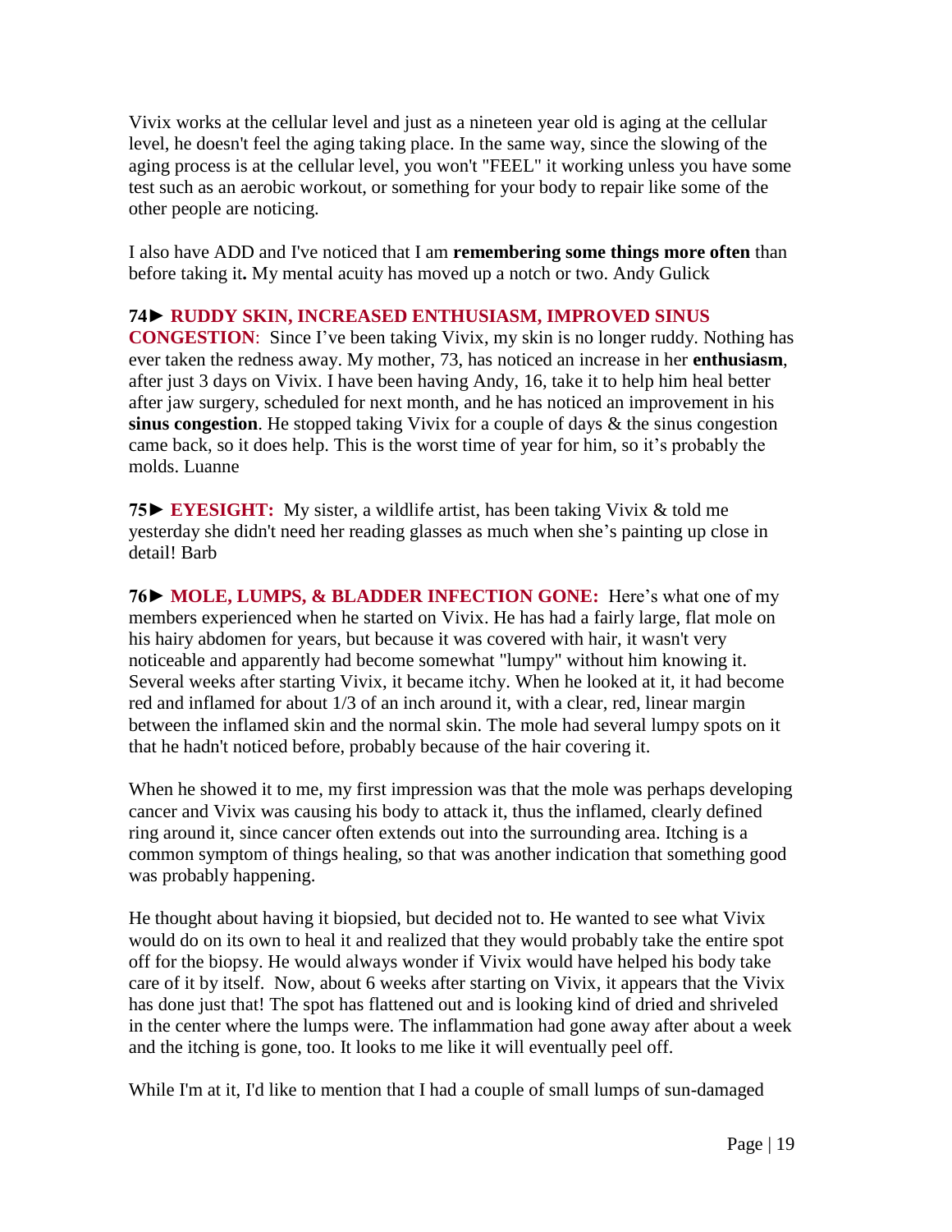Vivix works at the cellular level and just as a nineteen year old is aging at the cellular level, he doesn't feel the aging taking place. In the same way, since the slowing of the aging process is at the cellular level, you won't "FEEL" it working unless you have some test such as an aerobic workout, or something for your body to repair like some of the other people are noticing.

I also have ADD and I've noticed that I am **remembering some things more often** than before taking it**.** My mental acuity has moved up a notch or two. Andy Gulick

**74► RUDDY SKIN, INCREASED ENTHUSIASM, IMPROVED SINUS CONGESTION**: Since I've been taking Vivix, my skin is no longer ruddy. Nothing has ever taken the redness away. My mother, 73, has noticed an increase in her **enthusiasm**, after just 3 days on Vivix. I have been having Andy, 16, take it to help him heal better after jaw surgery, scheduled for next month, and he has noticed an improvement in his **sinus congestion**. He stopped taking Vivix for a couple of days & the sinus congestion came back, so it does help. This is the worst time of year for him, so it's probably the molds. Luanne

**75► EYESIGHT:** My sister, a wildlife artist, has been taking Vivix & told me yesterday she didn't need her reading glasses as much when she's painting up close in detail! Barb

**76► MOLE, LUMPS, & BLADDER INFECTION GONE:** Here's what one of my members experienced when he started on Vivix. He has had a fairly large, flat mole on his hairy abdomen for years, but because it was covered with hair, it wasn't very noticeable and apparently had become somewhat "lumpy" without him knowing it. Several weeks after starting Vivix, it became itchy. When he looked at it, it had become red and inflamed for about 1/3 of an inch around it, with a clear, red, linear margin between the inflamed skin and the normal skin. The mole had several lumpy spots on it that he hadn't noticed before, probably because of the hair covering it.

When he showed it to me, my first impression was that the mole was perhaps developing cancer and Vivix was causing his body to attack it, thus the inflamed, clearly defined ring around it, since cancer often extends out into the surrounding area. Itching is a common symptom of things healing, so that was another indication that something good was probably happening.

He thought about having it biopsied, but decided not to. He wanted to see what Vivix would do on its own to heal it and realized that they would probably take the entire spot off for the biopsy. He would always wonder if Vivix would have helped his body take care of it by itself. Now, about 6 weeks after starting on Vivix, it appears that the Vivix has done just that! The spot has flattened out and is looking kind of dried and shriveled in the center where the lumps were. The inflammation had gone away after about a week and the itching is gone, too. It looks to me like it will eventually peel off.

While I'm at it, I'd like to mention that I had a couple of small lumps of sun-damaged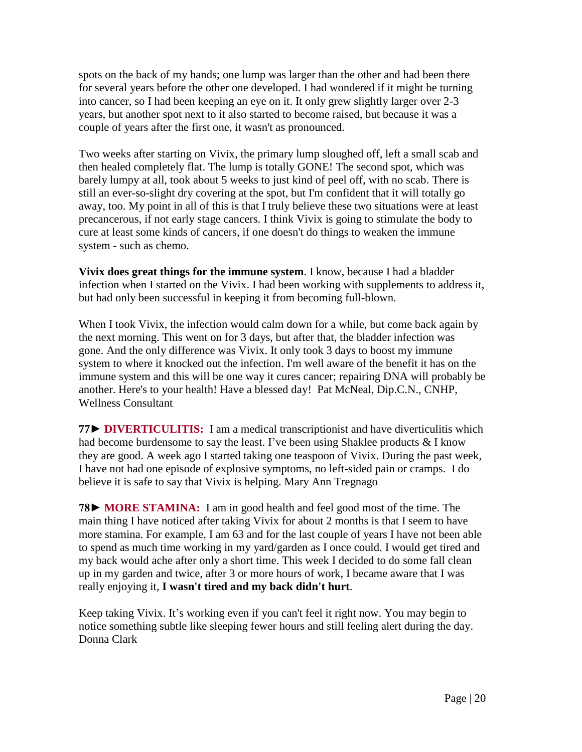spots on the back of my hands; one lump was larger than the other and had been there for several years before the other one developed. I had wondered if it might be turning into cancer, so I had been keeping an eye on it. It only grew slightly larger over 2-3 years, but another spot next to it also started to become raised, but because it was a couple of years after the first one, it wasn't as pronounced.

Two weeks after starting on Vivix, the primary lump sloughed off, left a small scab and then healed completely flat. The lump is totally GONE! The second spot, which was barely lumpy at all, took about 5 weeks to just kind of peel off, with no scab. There is still an ever-so-slight dry covering at the spot, but I'm confident that it will totally go away, too. My point in all of this is that I truly believe these two situations were at least precancerous, if not early stage cancers. I think Vivix is going to stimulate the body to cure at least some kinds of cancers, if one doesn't do things to weaken the immune system - such as chemo.

**Vivix does great things for the immune system**. I know, because I had a bladder infection when I started on the Vivix. I had been working with supplements to address it, but had only been successful in keeping it from becoming full-blown.

When I took Vivix, the infection would calm down for a while, but come back again by the next morning. This went on for 3 days, but after that, the bladder infection was gone. And the only difference was Vivix. It only took 3 days to boost my immune system to where it knocked out the infection. I'm well aware of the benefit it has on the immune system and this will be one way it cures cancer; repairing DNA will probably be another. Here's to your health! Have a blessed day! Pat McNeal, Dip.C.N., CNHP, Wellness Consultant

**77► DIVERTICULITIS:** I am a medical transcriptionist and have diverticulitis which had become burdensome to say the least. I've been using Shaklee products & I know they are good. A week ago I started taking one teaspoon of Vivix. During the past week, I have not had one episode of explosive symptoms, no left-sided pain or cramps. I do believe it is safe to say that Vivix is helping. Mary Ann Tregnago

**78► MORE STAMINA:** I am in good health and feel good most of the time. The main thing I have noticed after taking Vivix for about 2 months is that I seem to have more stamina. For example, I am 63 and for the last couple of years I have not been able to spend as much time working in my yard/garden as I once could. I would get tired and my back would ache after only a short time. This week I decided to do some fall clean up in my garden and twice, after 3 or more hours of work, I became aware that I was really enjoying it, **I wasn't tired and my back didn't hurt**.

Keep taking Vivix. It's working even if you can't feel it right now. You may begin to notice something subtle like sleeping fewer hours and still feeling alert during the day. Donna Clark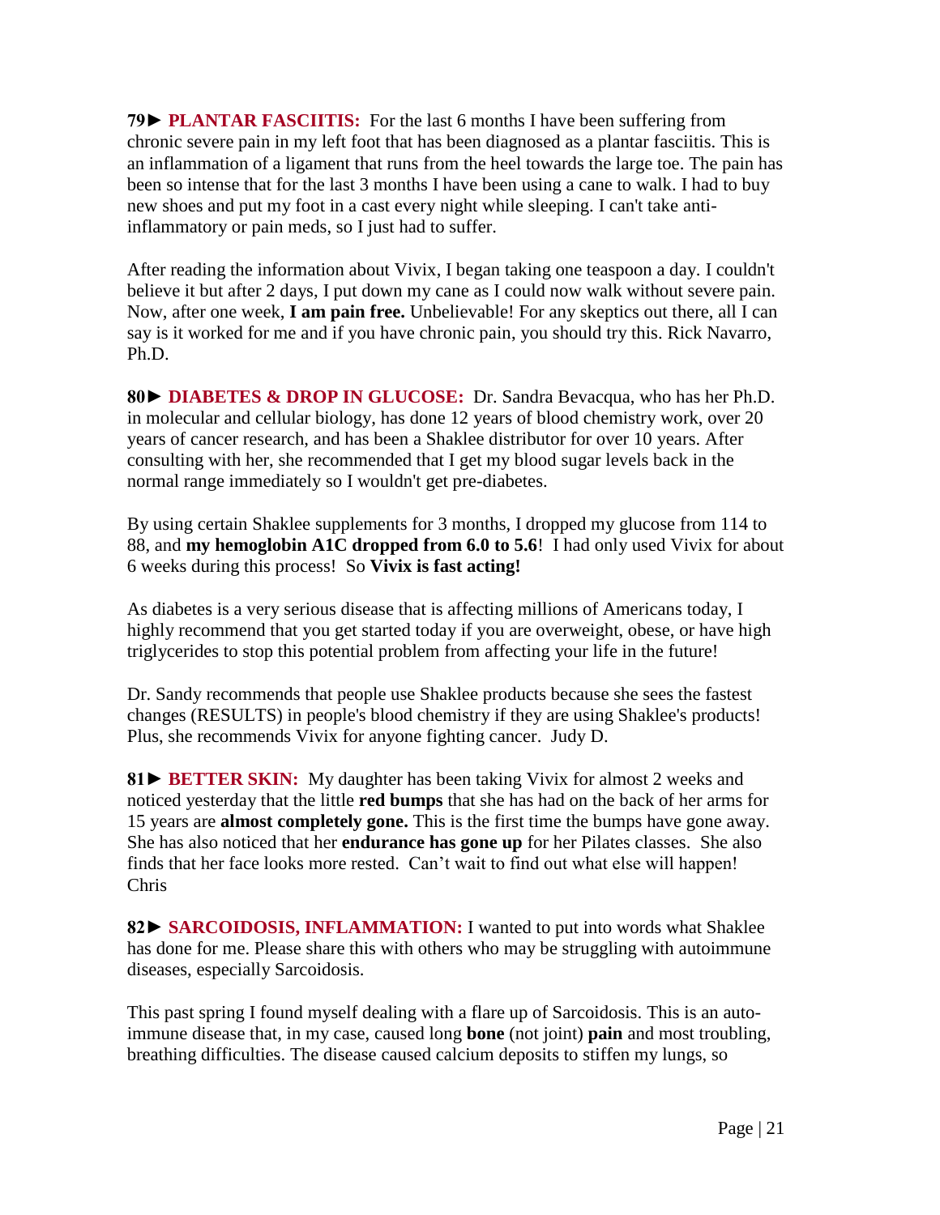**79► PLANTAR FASCIITIS:** For the last 6 months I have been suffering from chronic severe pain in my left foot that has been diagnosed as a plantar fasciitis. This is an inflammation of a ligament that runs from the heel towards the large toe. The pain has been so intense that for the last 3 months I have been using a cane to walk. I had to buy new shoes and put my foot in a cast every night while sleeping. I can't take anti-inflammatory or pain meds, so I just had to suffer.

After reading the information about Vivix, I began taking one teaspoon a day. I couldn't believe it but after 2 days, I put down my cane as I could now walk without severe pain. Now, after one week, **I am pain free.** Unbelievable! For any skeptics out there, all I can say is it worked for me and if you have chronic pain, you should try this. Rick Navarro, Ph.D.

**80► DIABETES & DROP IN GLUCOSE:** Dr. Sandra Bevacqua, who has her Ph.D. in molecular and cellular biology, has done 12 years of blood chemistry work, over 20 years of cancer research, and has been a Shaklee distributor for over 10 years. After consulting with her, she recommended that I get my blood sugar levels back in the normal range immediately so I wouldn't get pre-diabetes.

By using certain Shaklee supplements for 3 months, I dropped my glucose from 114 to 88, and **my hemoglobin A1C dropped from 6.0 to 5.6**! I had only used Vivix for about 6 weeks during this process! So **Vivix is fast acting!**

As diabetes is a very serious disease that is affecting millions of Americans today, I highly recommend that you get started today if you are overweight, obese, or have high triglycerides to stop this potential problem from affecting your life in the future!

Dr. Sandy recommends that people use Shaklee products because she sees the fastest changes (RESULTS) in people's blood chemistry if they are using Shaklee's products! Plus, she recommends Vivix for anyone fighting cancer. Judy D.

**81► BETTER SKIN:** My daughter has been taking Vivix for almost 2 weeks and noticed yesterday that the little **red bumps** that she has had on the back of her arms for 15 years are **almost completely gone.** This is the first time the bumps have gone away. She has also noticed that her **endurance has gone up** for her Pilates classes. She also finds that her face looks more rested. Can't wait to find out what else will happen! Chris

**82► SARCOIDOSIS, INFLAMMATION:** I wanted to put into words what Shaklee has done for me. Please share this with others who may be struggling with autoimmune diseases, especially Sarcoidosis.

This past spring I found myself dealing with a flare up of Sarcoidosis. This is an auto-immune disease that, in my case, caused long **bone** (not joint) **pain** and most troubling, breathing difficulties. The disease caused calcium deposits to stiffen my lungs, so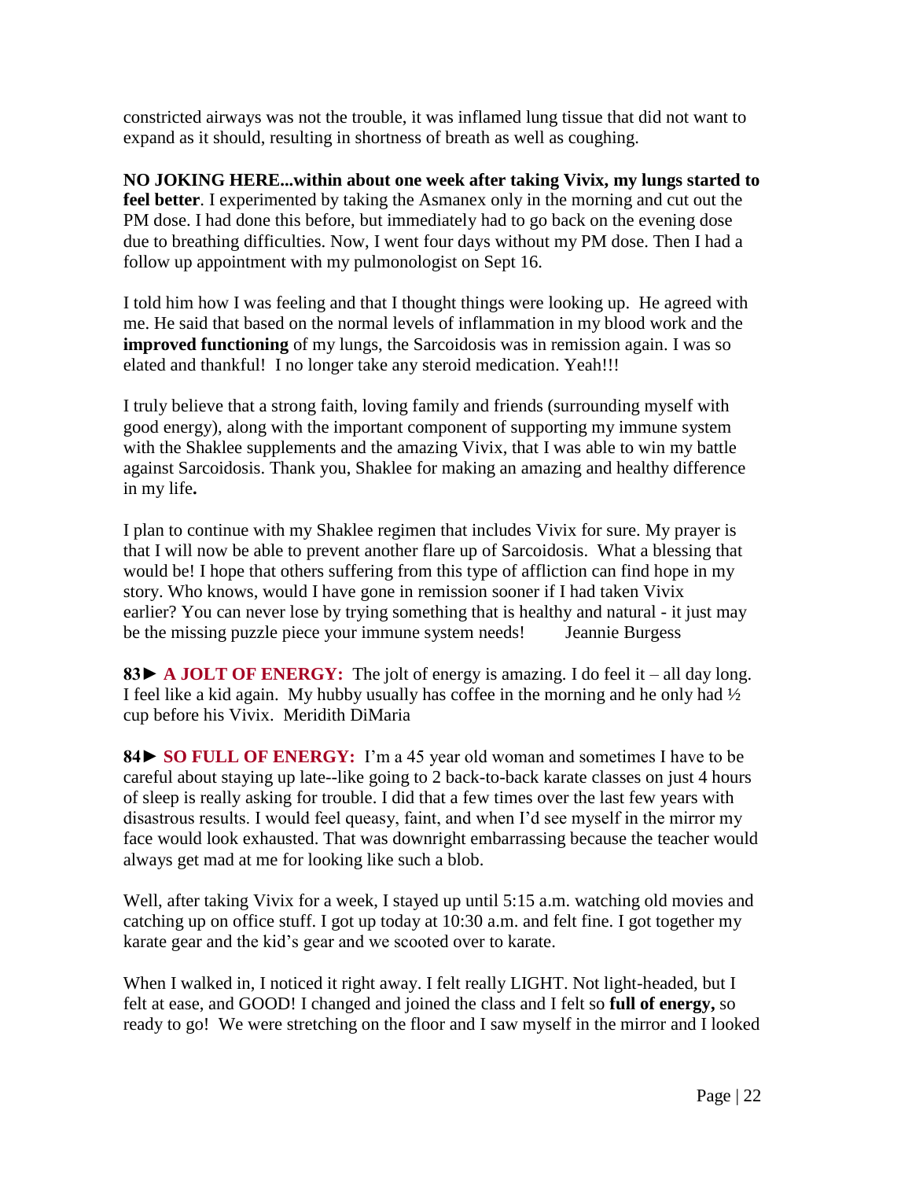constricted airways was not the trouble, it was inflamed lung tissue that did not want to expand as it should, resulting in shortness of breath as well as coughing.

**NO JOKING HERE...within about one week after taking Vivix, my lungs started to feel better**. I experimented by taking the Asmanex only in the morning and cut out the PM dose. I had done this before, but immediately had to go back on the evening dose due to breathing difficulties. Now, I went four days without my PM dose. Then I had a follow up appointment with my pulmonologist on Sept 16.

I told him how I was feeling and that I thought things were looking up. He agreed with me. He said that based on the normal levels of inflammation in my blood work and the **improved functioning** of my lungs, the Sarcoidosis was in remission again. I was so elated and thankful! I no longer take any steroid medication. Yeah!!!

I truly believe that a strong faith, loving family and friends (surrounding myself with good energy), along with the important component of supporting my immune system with the Shaklee supplements and the amazing Vivix, that I was able to win my battle against Sarcoidosis. Thank you, Shaklee for making an amazing and healthy difference in my life**.**

I plan to continue with my Shaklee regimen that includes Vivix for sure. My prayer is that I will now be able to prevent another flare up of Sarcoidosis. What a blessing that would be! I hope that others suffering from this type of affliction can find hope in my story. Who knows, would I have gone in remission sooner if I had taken Vivix earlier? You can never lose by trying something that is healthy and natural - it just may be the missing puzzle piece your immune system needs! Jeannie Burgess

**83► A JOLT OF ENERGY:** The jolt of energy is amazing. I do feel it – all day long. I feel like a kid again. My hubby usually has coffee in the morning and he only had ½ cup before his Vivix. Meridith DiMaria

**84► SO FULL OF ENERGY:** I'm a 45 year old woman and sometimes I have to be careful about staying up late--like going to 2 back-to-back karate classes on just 4 hours of sleep is really asking for trouble. I did that a few times over the last few years with disastrous results. I would feel queasy, faint, and when I'd see myself in the mirror my face would look exhausted. That was downright embarrassing because the teacher would always get mad at me for looking like such a blob.

Well, after taking Vivix for a week, I stayed up until 5:15 a.m. watching old movies and catching up on office stuff. I got up today at 10:30 a.m. and felt fine. I got together my karate gear and the kid's gear and we scooted over to karate.

When I walked in, I noticed it right away. I felt really LIGHT. Not light-headed, but I felt at ease, and GOOD! I changed and joined the class and I felt so **full of energy,** so ready to go! We were stretching on the floor and I saw myself in the mirror and I looked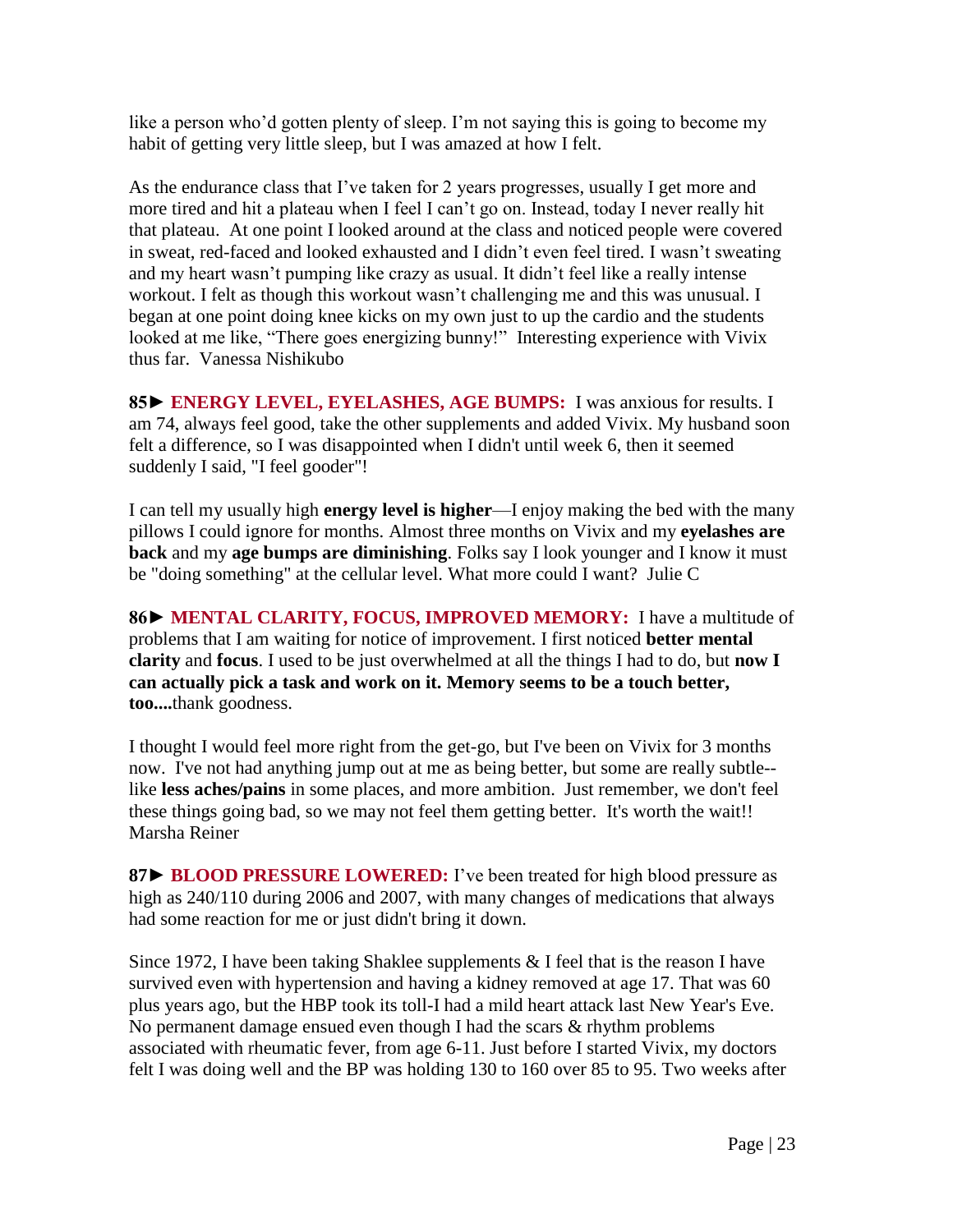like a person who'd gotten plenty of sleep. I'm not saying this is going to become my habit of getting very little sleep, but I was amazed at how I felt.

As the endurance class that I've taken for 2 years progresses, usually I get more and more tired and hit a plateau when I feel I can't go on. Instead, today I never really hit that plateau. At one point I looked around at the class and noticed people were covered in sweat, red-faced and looked exhausted and I didn't even feel tired. I wasn't sweating and my heart wasn't pumping like crazy as usual. It didn't feel like a really intense workout. I felt as though this workout wasn't challenging me and this was unusual. I began at one point doing knee kicks on my own just to up the cardio and the students looked at me like, "There goes energizing bunny!" Interesting experience with Vivix thus far. Vanessa Nishikubo

**85► ENERGY LEVEL, EYELASHES, AGE BUMPS:** I was anxious for results. I am 74, always feel good, take the other supplements and added Vivix. My husband soon felt a difference, so I was disappointed when I didn't until week 6, then it seemed suddenly I said, "I feel gooder"!

I can tell my usually high **energy level is higher**—I enjoy making the bed with the many pillows I could ignore for months. Almost three months on Vivix and my **eyelashes are back** and my **age bumps are diminishing**. Folks say I look younger and I know it must be "doing something" at the cellular level. What more could I want? Julie C

**86► MENTAL CLARITY, FOCUS, IMPROVED MEMORY:** I have a multitude of problems that I am waiting for notice of improvement. I first noticed **better mental clarity** and **focus**. I used to be just overwhelmed at all the things I had to do, but **now I can actually pick a task and work on it. Memory seems to be a touch better, too....**thank goodness.

I thought I would feel more right from the get-go, but I've been on Vivix for 3 months now. I've not had anything jump out at me as being better, but some are really subtle--like **less aches/pains** in some places, and more ambition. Just remember, we don't feel these things going bad, so we may not feel them getting better. It's worth the wait!! Marsha Reiner

**87► BLOOD PRESSURE LOWERED:** I've been treated for high blood pressure as high as 240/110 during 2006 and 2007, with many changes of medications that always had some reaction for me or just didn't bring it down.

Since 1972, I have been taking Shaklee supplements & I feel that is the reason I have survived even with hypertension and having a kidney removed at age 17. That was 60 plus years ago, but the HBP took its toll-I had a mild heart attack last New Year's Eve. No permanent damage ensued even though I had the scars & rhythm problems associated with rheumatic fever, from age 6-11. Just before I started Vivix, my doctors felt I was doing well and the BP was holding 130 to 160 over 85 to 95. Two weeks after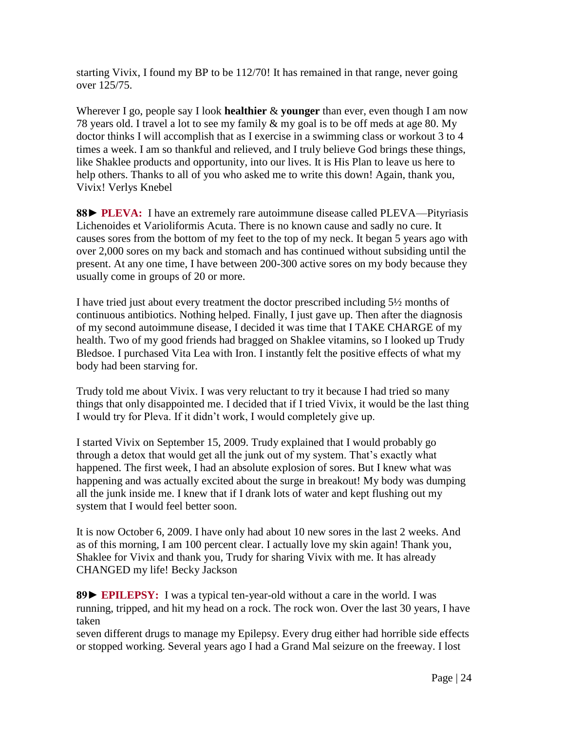starting Vivix, I found my BP to be 112/70! It has remained in that range, never going over 125/75.

Wherever I go, people say I look **healthier** & **younger** than ever, even though I am now 78 years old. I travel a lot to see my family & my goal is to be off meds at age 80. My doctor thinks I will accomplish that as I exercise in a swimming class or workout 3 to 4 times a week. I am so thankful and relieved, and I truly believe God brings these things, like Shaklee products and opportunity, into our lives. It is His Plan to leave us here to help others. Thanks to all of you who asked me to write this down! Again, thank you, Vivix! Verlys Knebel

**88► PLEVA:** I have an extremely rare autoimmune disease called PLEVA—Pityriasis Lichenoides et Varioliformis Acuta. There is no known cause and sadly no cure. It causes sores from the bottom of my feet to the top of my neck. It began 5 years ago with over 2,000 sores on my back and stomach and has continued without subsiding until the present. At any one time, I have between 200-300 active sores on my body because they usually come in groups of 20 or more.

I have tried just about every treatment the doctor prescribed including 5½ months of continuous antibiotics. Nothing helped. Finally, I just gave up. Then after the diagnosis of my second autoimmune disease, I decided it was time that I TAKE CHARGE of my health. Two of my good friends had bragged on Shaklee vitamins, so I looked up Trudy Bledsoe. I purchased Vita Lea with Iron. I instantly felt the positive effects of what my body had been starving for.

Trudy told me about Vivix. I was very reluctant to try it because I had tried so many things that only disappointed me. I decided that if I tried Vivix, it would be the last thing I would try for Pleva. If it didn't work, I would completely give up.

I started Vivix on September 15, 2009. Trudy explained that I would probably go through a detox that would get all the junk out of my system. That's exactly what happened. The first week, I had an absolute explosion of sores. But I knew what was happening and was actually excited about the surge in breakout! My body was dumping all the junk inside me. I knew that if I drank lots of water and kept flushing out my system that I would feel better soon.

It is now October 6, 2009. I have only had about 10 new sores in the last 2 weeks. And as of this morning, I am 100 percent clear. I actually love my skin again! Thank you, Shaklee for Vivix and thank you, Trudy for sharing Vivix with me. It has already CHANGED my life! Becky Jackson

**89► EPILEPSY:** I was a typical ten-year-old without a care in the world. I was running, tripped, and hit my head on a rock. The rock won. Over the last 30 years, I have taken seven different drugs to manage my Epilepsy. Every drug either had horrible side effects or stopped working. Several years ago I had a Grand Mal seizure on the freeway. I lost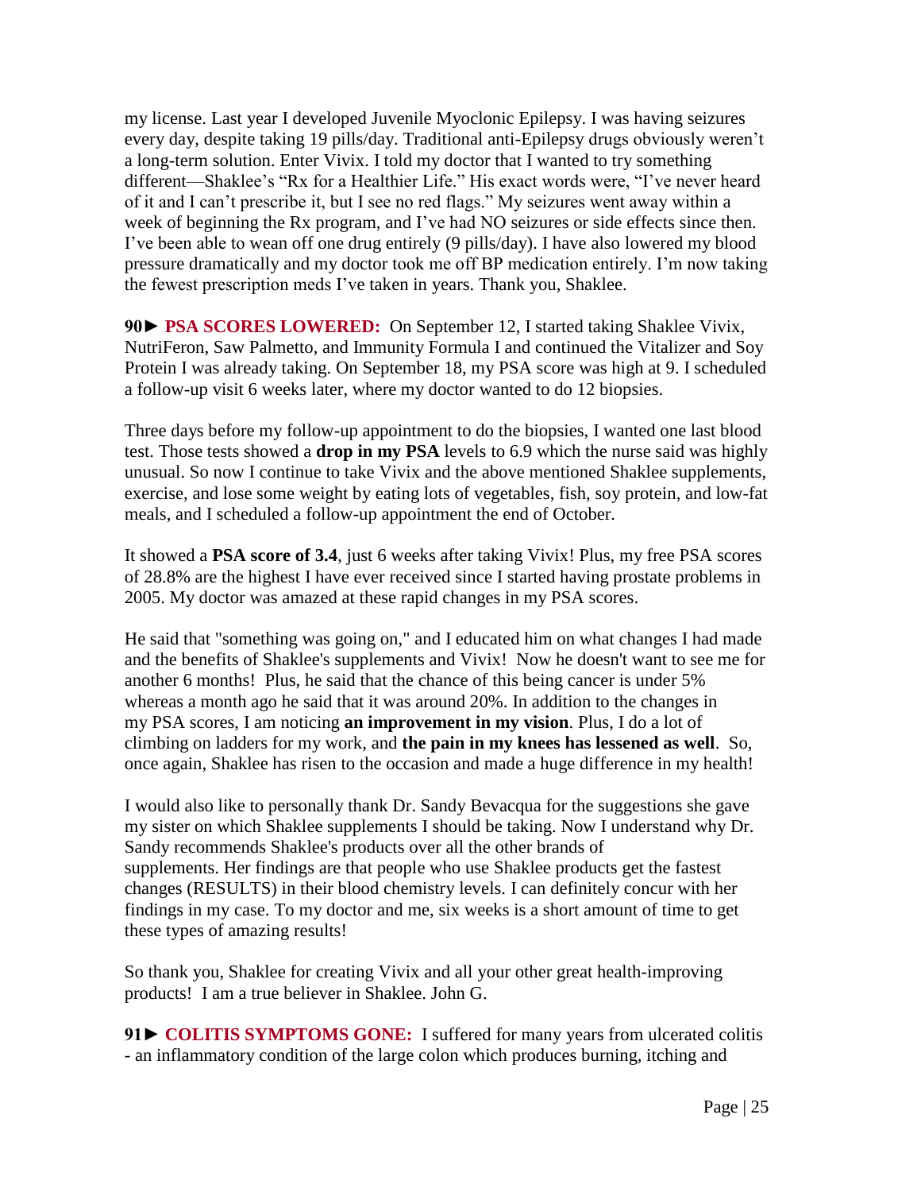my license. Last year I developed Juvenile Myoclonic Epilepsy. I was having seizures every day, despite taking 19 pills/day. Traditional anti-Epilepsy drugs obviously weren't a long-term solution. Enter Vivix. I told my doctor that I wanted to try something different—Shaklee's "Rx for a Healthier Life." His exact words were, "I've never heard of it and I can't prescribe it, but I see no red flags." My seizures went away within a week of beginning the Rx program, and I've had NO seizures or side effects since then. I've been able to wean off one drug entirely (9 pills/day). I have also lowered my blood pressure dramatically and my doctor took me off BP medication entirely. I'm now taking the fewest prescription meds I've taken in years. Thank you, Shaklee.

**90► PSA SCORES LOWERED:** On September 12, I started taking Shaklee Vivix, NutriFeron, Saw Palmetto, and Immunity Formula I and continued the Vitalizer and Soy Protein I was already taking. On September 18, my PSA score was high at 9. I scheduled a follow-up visit 6 weeks later, where my doctor wanted to do 12 biopsies.

Three days before my follow-up appointment to do the biopsies, I wanted one last blood test. Those tests showed a **drop in my PSA** levels to 6.9 which the nurse said was highly unusual. So now I continue to take Vivix and the above mentioned Shaklee supplements, exercise, and lose some weight by eating lots of vegetables, fish, soy protein, and low-fat meals, and I scheduled a follow-up appointment the end of October.

It showed a **PSA score of 3.4**, just 6 weeks after taking Vivix! Plus, my free PSA scores of 28.8% are the highest I have ever received since I started having prostate problems in 2005. My doctor was amazed at these rapid changes in my PSA scores.

He said that "something was going on," and I educated him on what changes I had made and the benefits of Shaklee's supplements and Vivix! Now he doesn't want to see me for another 6 months! Plus, he said that the chance of this being cancer is under 5% whereas a month ago he said that it was around 20%. In addition to the changes in my PSA scores, I am noticing **an improvement in my vision**. Plus, I do a lot of climbing on ladders for my work, and **the pain in my knees has lessened as well**. So, once again, Shaklee has risen to the occasion and made a huge difference in my health!

I would also like to personally thank Dr. Sandy Bevacqua for the suggestions she gave my sister on which Shaklee supplements I should be taking. Now I understand why Dr. Sandy recommends Shaklee's products over all the other brands of supplements. Her findings are that people who use Shaklee products get the fastest changes (RESULTS) in their blood chemistry levels. I can definitely concur with her findings in my case. To my doctor and me, six weeks is a short amount of time to get these types of amazing results!

So thank you, Shaklee for creating Vivix and all your other great health-improving products! I am a true believer in Shaklee. John G.

**91► COLITIS SYMPTOMS GONE:** I suffered for many years from ulcerated colitis - an inflammatory condition of the large colon which produces burning, itching and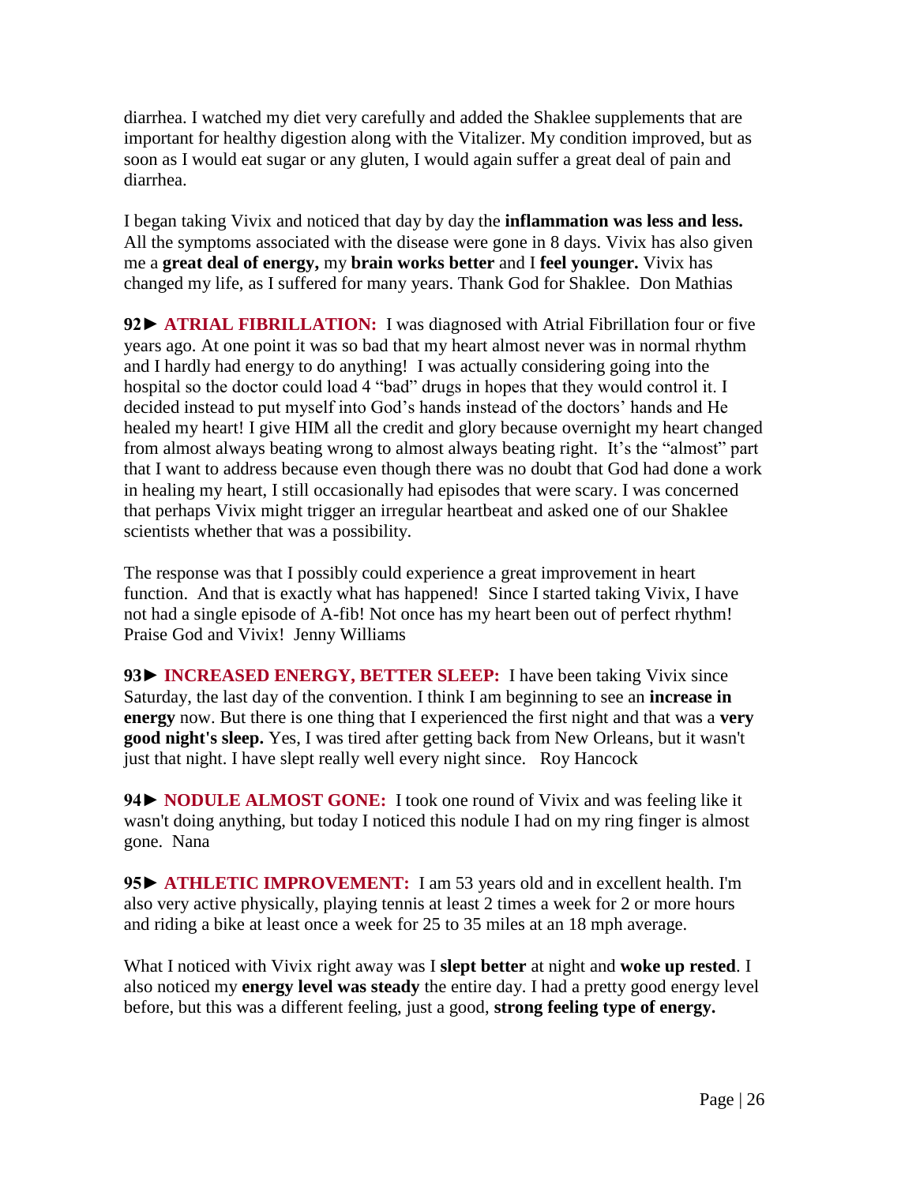diarrhea. I watched my diet very carefully and added the Shaklee supplements that are important for healthy digestion along with the Vitalizer. My condition improved, but as soon as I would eat sugar or any gluten, I would again suffer a great deal of pain and diarrhea.

I began taking Vivix and noticed that day by day the **inflammation was less and less.** All the symptoms associated with the disease were gone in 8 days. Vivix has also given me a **great deal of energy,** my **brain works better** and I **feel younger.** Vivix has changed my life, as I suffered for many years. Thank God for Shaklee. Don Mathias

**92► ATRIAL FIBRILLATION:** I was diagnosed with Atrial Fibrillation four or five years ago. At one point it was so bad that my heart almost never was in normal rhythm and I hardly had energy to do anything! I was actually considering going into the hospital so the doctor could load 4 "bad" drugs in hopes that they would control it. I decided instead to put myself into God's hands instead of the doctors' hands and He healed my heart! I give HIM all the credit and glory because overnight my heart changed from almost always beating wrong to almost always beating right. It's the "almost" part that I want to address because even though there was no doubt that God had done a work in healing my heart, I still occasionally had episodes that were scary. I was concerned that perhaps Vivix might trigger an irregular heartbeat and asked one of our Shaklee scientists whether that was a possibility.

The response was that I possibly could experience a great improvement in heart function. And that is exactly what has happened! Since I started taking Vivix, I have not had a single episode of A-fib! Not once has my heart been out of perfect rhythm! Praise God and Vivix! Jenny Williams

**93► INCREASED ENERGY, BETTER SLEEP:** I have been taking Vivix since Saturday, the last day of the convention. I think I am beginning to see an **increase in energy** now. But there is one thing that I experienced the first night and that was a **very good night's sleep.** Yes, I was tired after getting back from New Orleans, but it wasn't just that night. I have slept really well every night since. Roy Hancock

**94► NODULE ALMOST GONE:** I took one round of Vivix and was feeling like it wasn't doing anything, but today I noticed this nodule I had on my ring finger is almost gone. Nana

**95► ATHLETIC IMPROVEMENT:** I am 53 years old and in excellent health. I'm also very active physically, playing tennis at least 2 times a week for 2 or more hours and riding a bike at least once a week for 25 to 35 miles at an 18 mph average.

What I noticed with Vivix right away was I **slept better** at night and **woke up rested**. I also noticed my **energy level was steady** the entire day. I had a pretty good energy level before, but this was a different feeling, just a good, **strong feeling type of energy.**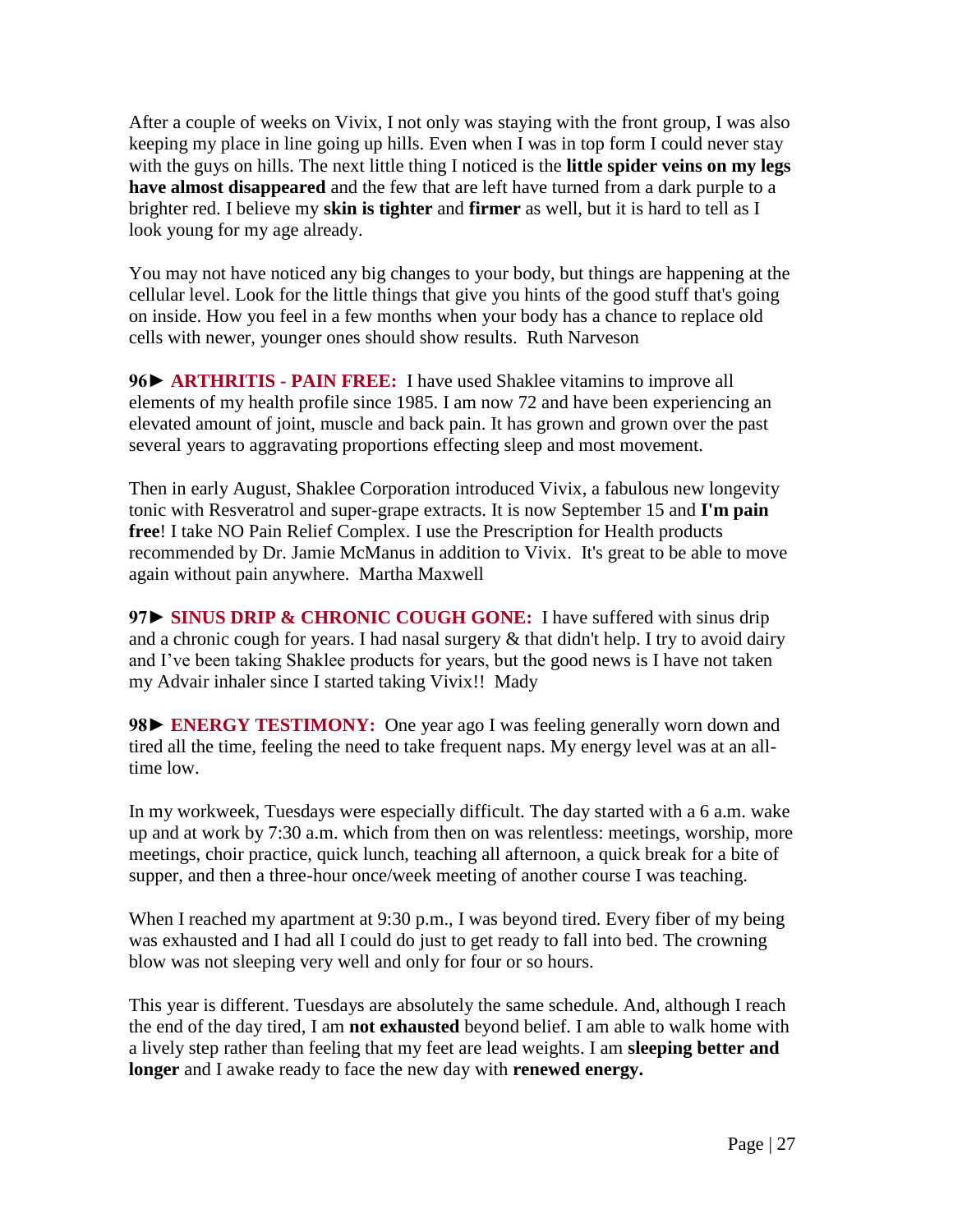After a couple of weeks on Vivix, I not only was staying with the front group, I was also keeping my place in line going up hills. Even when I was in top form I could never stay with the guys on hills. The next little thing I noticed is the **little spider veins on my legs have almost disappeared** and the few that are left have turned from a dark purple to a brighter red. I believe my **skin is tighter** and **firmer** as well, but it is hard to tell as I look young for my age already.

You may not have noticed any big changes to your body, but things are happening at the cellular level. Look for the little things that give you hints of the good stuff that's going on inside. How you feel in a few months when your body has a chance to replace old cells with newer, younger ones should show results. Ruth Narveson

**96► ARTHRITIS - PAIN FREE:** I have used Shaklee vitamins to improve all elements of my health profile since 1985. I am now 72 and have been experiencing an elevated amount of joint, muscle and back pain. It has grown and grown over the past several years to aggravating proportions effecting sleep and most movement.

Then in early August, Shaklee Corporation introduced Vivix, a fabulous new longevity tonic with Resveratrol and super-grape extracts. It is now September 15 and **I'm pain free**! I take NO Pain Relief Complex. I use the Prescription for Health products recommended by Dr. Jamie McManus in addition to Vivix. It's great to be able to move again without pain anywhere. Martha Maxwell

**97► SINUS DRIP & CHRONIC COUGH GONE:** I have suffered with sinus drip and a chronic cough for years. I had nasal surgery & that didn't help. I try to avoid dairy and I've been taking Shaklee products for years, but the good news is I have not taken my Advair inhaler since I started taking Vivix!! Mady

**98► ENERGY TESTIMONY:** One year ago I was feeling generally worn down and tired all the time, feeling the need to take frequent naps. My energy level was at an all-time low.

In my workweek, Tuesdays were especially difficult. The day started with a 6 a.m. wake up and at work by 7:30 a.m. which from then on was relentless: meetings, worship, more meetings, choir practice, quick lunch, teaching all afternoon, a quick break for a bite of supper, and then a three-hour once/week meeting of another course I was teaching.

When I reached my apartment at 9:30 p.m., I was beyond tired. Every fiber of my being was exhausted and I had all I could do just to get ready to fall into bed. The crowning blow was not sleeping very well and only for four or so hours.

This year is different. Tuesdays are absolutely the same schedule. And, although I reach the end of the day tired, I am **not exhausted** beyond belief. I am able to walk home with a lively step rather than feeling that my feet are lead weights. I am **sleeping better and longer** and I awake ready to face the new day with **renewed energy.**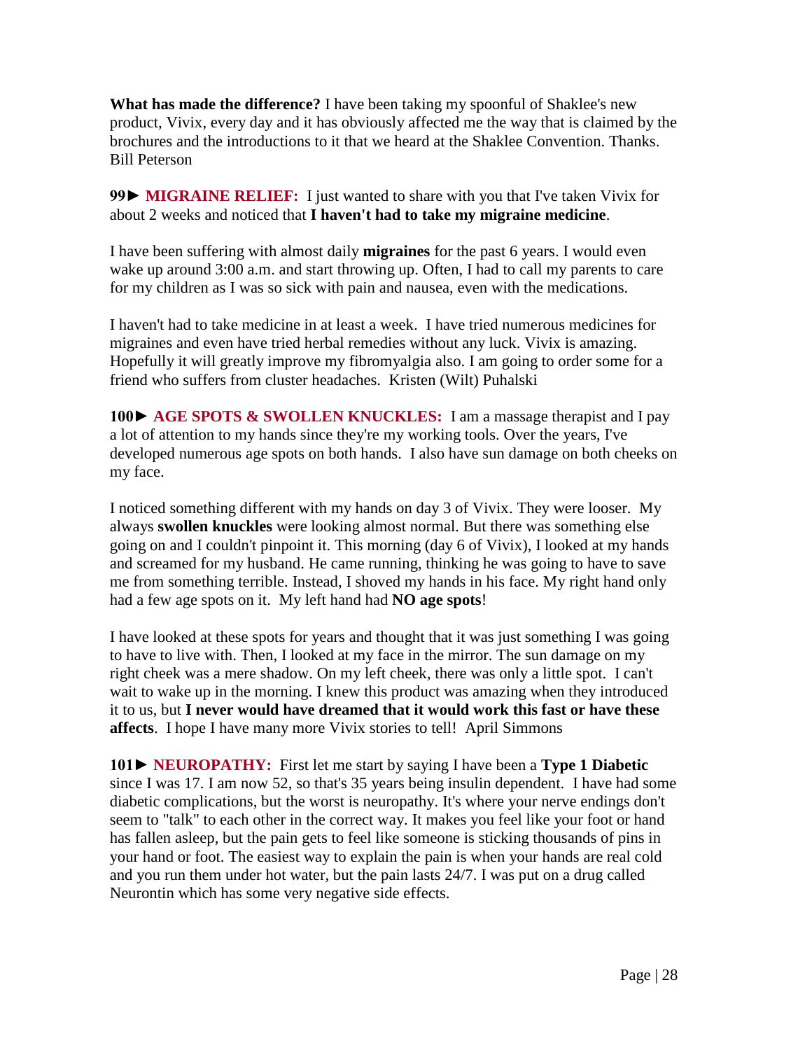**What has made the difference?** I have been taking my spoonful of Shaklee's new product, Vivix, every day and it has obviously affected me the way that is claimed by the brochures and the introductions to it that we heard at the Shaklee Convention. Thanks. Bill Peterson

**99► MIGRAINE RELIEF:** I just wanted to share with you that I've taken Vivix for about 2 weeks and noticed that **I haven't had to take my migraine medicine**.

I have been suffering with almost daily **migraines** for the past 6 years. I would even wake up around 3:00 a.m. and start throwing up. Often, I had to call my parents to care for my children as I was so sick with pain and nausea, even with the medications.

I haven't had to take medicine in at least a week. I have tried numerous medicines for migraines and even have tried herbal remedies without any luck. Vivix is amazing. Hopefully it will greatly improve my fibromyalgia also. I am going to order some for a friend who suffers from cluster headaches. Kristen (Wilt) Puhalski

**100► AGE SPOTS & SWOLLEN KNUCKLES:** I am a massage therapist and I pay a lot of attention to my hands since they're my working tools. Over the years, I've developed numerous age spots on both hands. I also have sun damage on both cheeks on my face.

I noticed something different with my hands on day 3 of Vivix. They were looser. My always **swollen knuckles** were looking almost normal. But there was something else going on and I couldn't pinpoint it. This morning (day 6 of Vivix), I looked at my hands and screamed for my husband. He came running, thinking he was going to have to save me from something terrible. Instead, I shoved my hands in his face. My right hand only had a few age spots on it. My left hand had **NO age spots**!

I have looked at these spots for years and thought that it was just something I was going to have to live with. Then, I looked at my face in the mirror. The sun damage on my right cheek was a mere shadow. On my left cheek, there was only a little spot. I can't wait to wake up in the morning. I knew this product was amazing when they introduced it to us, but **I never would have dreamed that it would work this fast or have these affects**. I hope I have many more Vivix stories to tell! April Simmons

**101► NEUROPATHY:** First let me start by saying I have been a **Type 1 Diabetic** since I was 17. I am now 52, so that's 35 years being insulin dependent. I have had some diabetic complications, but the worst is neuropathy. It's where your nerve endings don't seem to "talk" to each other in the correct way. It makes you feel like your foot or hand has fallen asleep, but the pain gets to feel like someone is sticking thousands of pins in your hand or foot. The easiest way to explain the pain is when your hands are real cold and you run them under hot water, but the pain lasts 24/7. I was put on a drug called Neurontin which has some very negative side effects.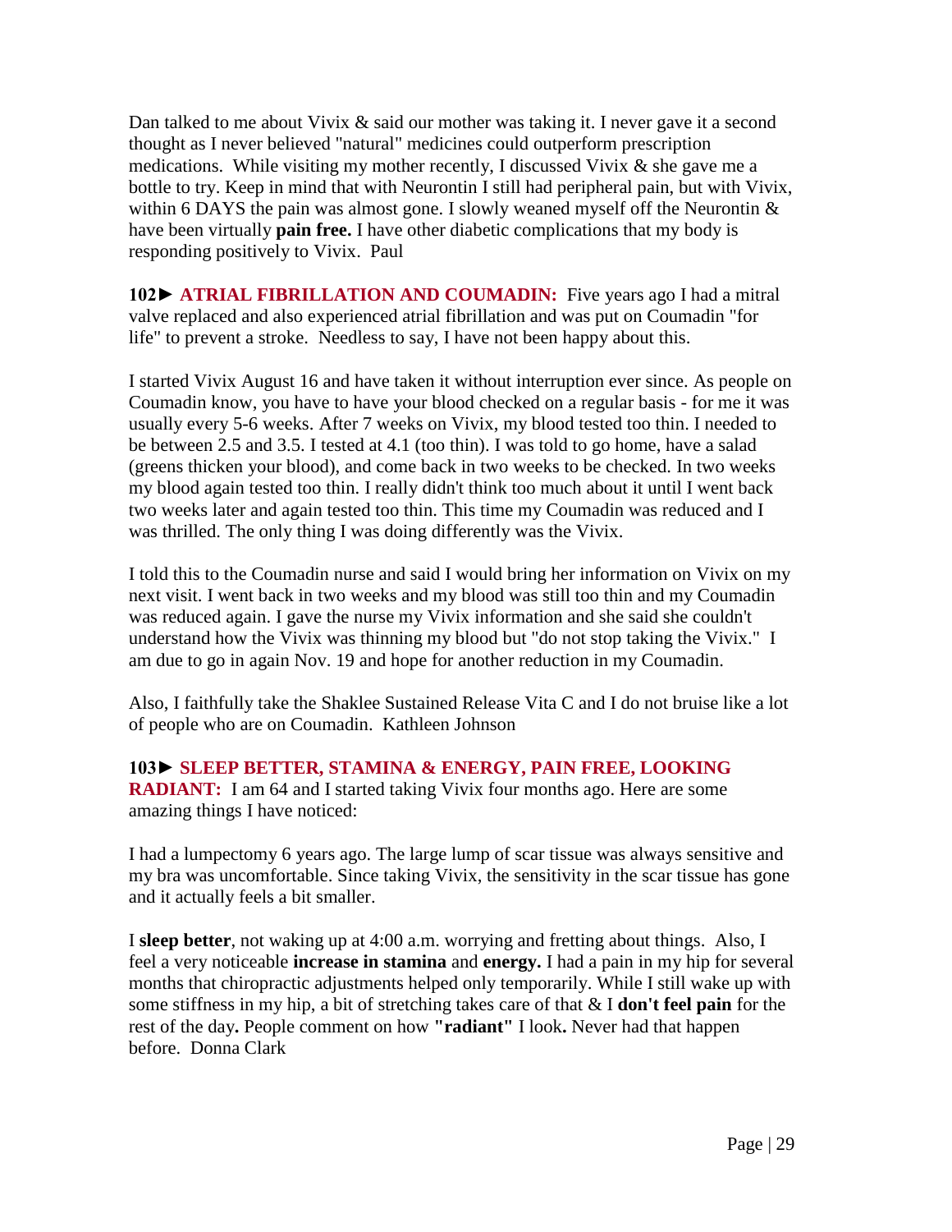Dan talked to me about Vivix & said our mother was taking it. I never gave it a second thought as I never believed "natural" medicines could outperform prescription medications. While visiting my mother recently, I discussed Vivix & she gave me a bottle to try. Keep in mind that with Neurontin I still had peripheral pain, but with Vivix, within 6 DAYS the pain was almost gone. I slowly weaned myself off the Neurontin & have been virtually **pain free.** I have other diabetic complications that my body is responding positively to Vivix. Paul

**102► ATRIAL FIBRILLATION AND COUMADIN:** Five years ago I had a mitral valve replaced and also experienced atrial fibrillation and was put on Coumadin "for life" to prevent a stroke. Needless to say, I have not been happy about this.

I started Vivix August 16 and have taken it without interruption ever since. As people on Coumadin know, you have to have your blood checked on a regular basis - for me it was usually every 5-6 weeks. After 7 weeks on Vivix, my blood tested too thin. I needed to be between 2.5 and 3.5. I tested at 4.1 (too thin). I was told to go home, have a salad (greens thicken your blood), and come back in two weeks to be checked. In two weeks my blood again tested too thin. I really didn't think too much about it until I went back two weeks later and again tested too thin. This time my Coumadin was reduced and I was thrilled. The only thing I was doing differently was the Vivix.

I told this to the Coumadin nurse and said I would bring her information on Vivix on my next visit. I went back in two weeks and my blood was still too thin and my Coumadin was reduced again. I gave the nurse my Vivix information and she said she couldn't understand how the Vivix was thinning my blood but "do not stop taking the Vivix." I am due to go in again Nov. 19 and hope for another reduction in my Coumadin.

Also, I faithfully take the Shaklee Sustained Release Vita C and I do not bruise like a lot of people who are on Coumadin. Kathleen Johnson

**103► SLEEP BETTER, STAMINA & ENERGY, PAIN FREE, LOOKING RADIANT:** I am 64 and I started taking Vivix four months ago. Here are some amazing things I have noticed:

I had a lumpectomy 6 years ago. The large lump of scar tissue was always sensitive and my bra was uncomfortable. Since taking Vivix, the sensitivity in the scar tissue has gone and it actually feels a bit smaller.

I **sleep better**, not waking up at 4:00 a.m. worrying and fretting about things. Also, I feel a very noticeable **increase in stamina** and **energy.** I had a pain in my hip for several months that chiropractic adjustments helped only temporarily. While I still wake up with some stiffness in my hip, a bit of stretching takes care of that & I **don't feel pain** for the rest of the day**.** People comment on how **"radiant"** I look**.** Never had that happen before. Donna Clark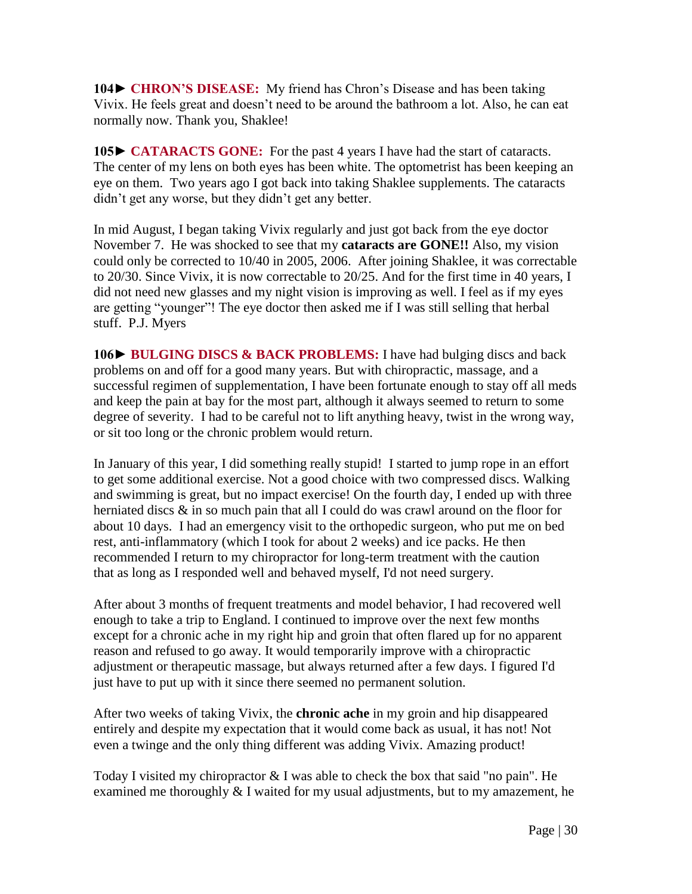**104► CHRON'S DISEASE:** My friend has Chron's Disease and has been taking Vivix. He feels great and doesn't need to be around the bathroom a lot. Also, he can eat normally now. Thank you, Shaklee!

**105► CATARACTS GONE:** For the past 4 years I have had the start of cataracts. The center of my lens on both eyes has been white. The optometrist has been keeping an eye on them. Two years ago I got back into taking Shaklee supplements. The cataracts didn't get any worse, but they didn't get any better.

In mid August, I began taking Vivix regularly and just got back from the eye doctor November 7. He was shocked to see that my **cataracts are GONE!!** Also, my vision could only be corrected to 10/40 in 2005, 2006. After joining Shaklee, it was correctable to 20/30. Since Vivix, it is now correctable to 20/25. And for the first time in 40 years, I did not need new glasses and my night vision is improving as well. I feel as if my eyes are getting "younger"! The eye doctor then asked me if I was still selling that herbal stuff. P.J. Myers

**106► BULGING DISCS & BACK PROBLEMS:** I have had bulging discs and back problems on and off for a good many years. But with chiropractic, massage, and a successful regimen of supplementation, I have been fortunate enough to stay off all meds and keep the pain at bay for the most part, although it always seemed to return to some degree of severity. I had to be careful not to lift anything heavy, twist in the wrong way, or sit too long or the chronic problem would return.

In January of this year, I did something really stupid! I started to jump rope in an effort to get some additional exercise. Not a good choice with two compressed discs. Walking and swimming is great, but no impact exercise! On the fourth day, I ended up with three herniated discs & in so much pain that all I could do was crawl around on the floor for about 10 days. I had an emergency visit to the orthopedic surgeon, who put me on bed rest, anti-inflammatory (which I took for about 2 weeks) and ice packs. He then recommended I return to my chiropractor for long-term treatment with the caution that as long as I responded well and behaved myself, I'd not need surgery.

After about 3 months of frequent treatments and model behavior, I had recovered well enough to take a trip to England. I continued to improve over the next few months except for a chronic ache in my right hip and groin that often flared up for no apparent reason and refused to go away. It would temporarily improve with a chiropractic adjustment or therapeutic massage, but always returned after a few days. I figured I'd just have to put up with it since there seemed no permanent solution.

After two weeks of taking Vivix, the **chronic ache** in my groin and hip disappeared entirely and despite my expectation that it would come back as usual, it has not! Not even a twinge and the only thing different was adding Vivix. Amazing product!

Today I visited my chiropractor & I was able to check the box that said "no pain". He examined me thoroughly & I waited for my usual adjustments, but to my amazement, he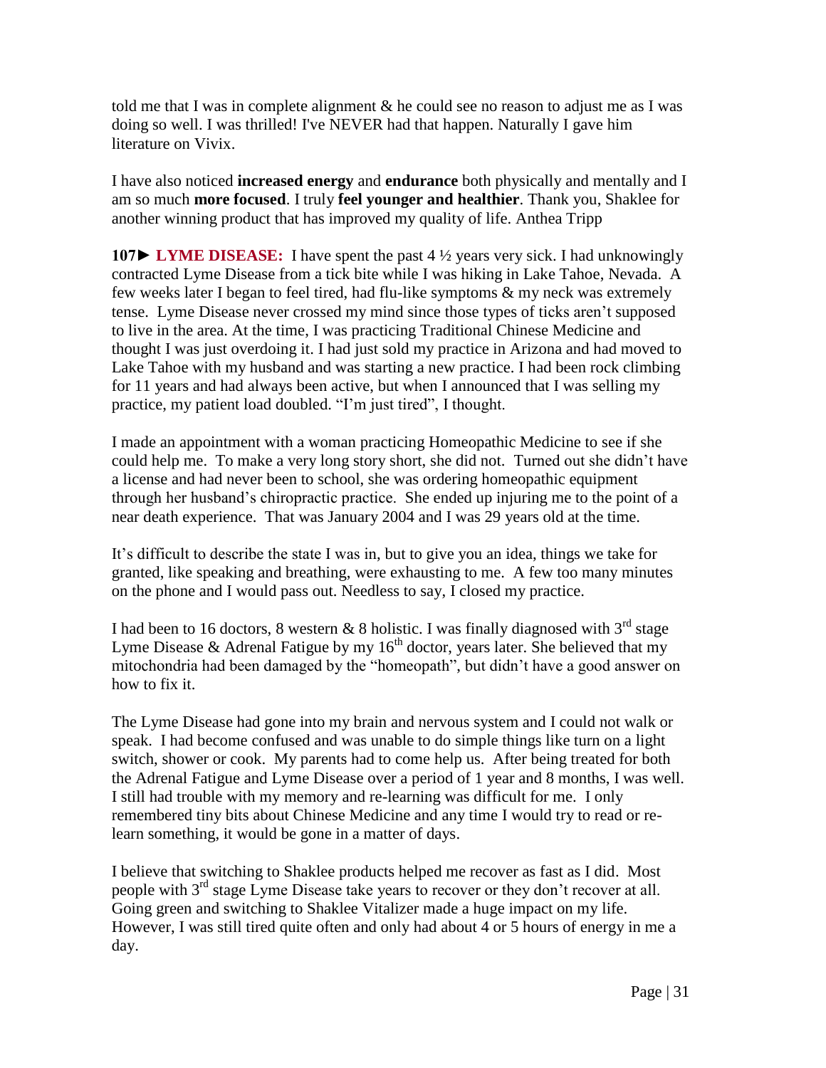told me that I was in complete alignment & he could see no reason to adjust me as I was doing so well. I was thrilled! I've NEVER had that happen. Naturally I gave him literature on Vivix.

I have also noticed **increased energy** and **endurance** both physically and mentally and I am so much **more focused**. I truly **feel younger and healthier**. Thank you, Shaklee for another winning product that has improved my quality of life. Anthea Tripp

**107► LYME DISEASE:** I have spent the past 4 ½ years very sick. I had unknowingly contracted Lyme Disease from a tick bite while I was hiking in Lake Tahoe, Nevada. A few weeks later I began to feel tired, had flu-like symptoms & my neck was extremely tense. Lyme Disease never crossed my mind since those types of ticks aren't supposed to live in the area. At the time, I was practicing Traditional Chinese Medicine and thought I was just overdoing it. I had just sold my practice in Arizona and had moved to Lake Tahoe with my husband and was starting a new practice. I had been rock climbing for 11 years and had always been active, but when I announced that I was selling my practice, my patient load doubled. "I'm just tired", I thought.

I made an appointment with a woman practicing Homeopathic Medicine to see if she could help me. To make a very long story short, she did not. Turned out she didn't have a license and had never been to school, she was ordering homeopathic equipment through her husband's chiropractic practice. She ended up injuring me to the point of a near death experience. That was January 2004 and I was 29 years old at the time.

It's difficult to describe the state I was in, but to give you an idea, things we take for granted, like speaking and breathing, were exhausting to me. A few too many minutes on the phone and I would pass out. Needless to say, I closed my practice.

I had been to 16 doctors, 8 western & 8 holistic. I was finally diagnosed with 3rd stage Lyme Disease & Adrenal Fatigue by my 16th doctor, years later. She believed that my mitochondria had been damaged by the "homeopath", but didn't have a good answer on how to fix it.

The Lyme Disease had gone into my brain and nervous system and I could not walk or speak. I had become confused and was unable to do simple things like turn on a light switch, shower or cook. My parents had to come help us. After being treated for both the Adrenal Fatigue and Lyme Disease over a period of 1 year and 8 months, I was well. I still had trouble with my memory and re-learning was difficult for me. I only remembered tiny bits about Chinese Medicine and any time I would try to read or re-learn something, it would be gone in a matter of days.

I believe that switching to Shaklee products helped me recover as fast as I did. Most people with 3rd stage Lyme Disease take years to recover or they don't recover at all. Going green and switching to Shaklee Vitalizer made a huge impact on my life. However, I was still tired quite often and only had about 4 or 5 hours of energy in me a day.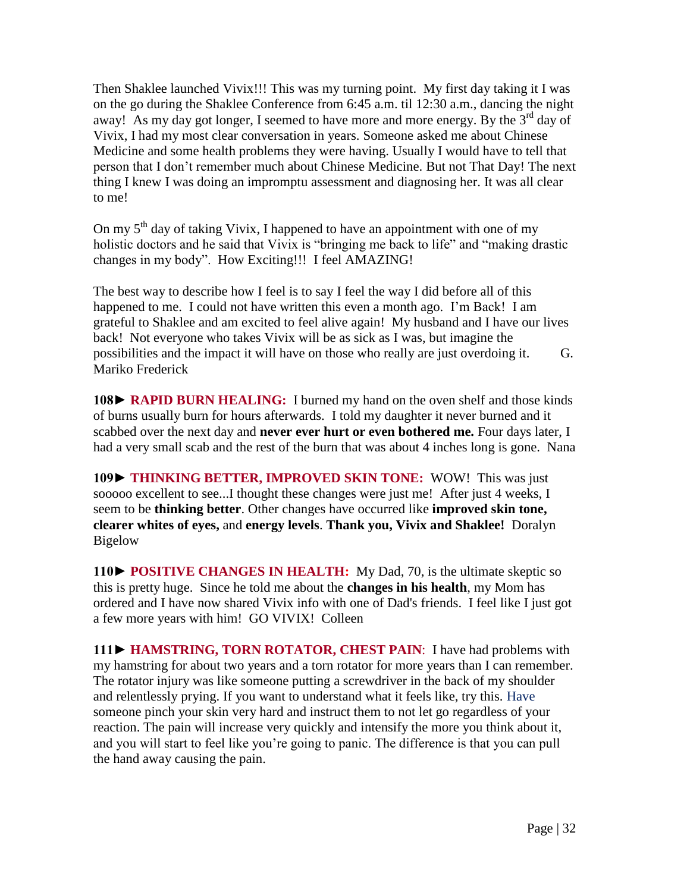Then Shaklee launched Vivix!!! This was my turning point. My first day taking it I was on the go during the Shaklee Conference from 6:45 a.m. til 12:30 a.m., dancing the night away! As my day got longer, I seemed to have more and more energy. By the 3rd day of Vivix, I had my most clear conversation in years. Someone asked me about Chinese Medicine and some health problems they were having. Usually I would have to tell that person that I don't remember much about Chinese Medicine. But not That Day! The next thing I knew I was doing an impromptu assessment and diagnosing her. It was all clear to me!

On my 5th day of taking Vivix, I happened to have an appointment with one of my holistic doctors and he said that Vivix is "bringing me back to life" and "making drastic changes in my body". How Exciting!!! I feel AMAZING!

The best way to describe how I feel is to say I feel the way I did before all of this happened to me. I could not have written this even a month ago. I'm Back! I am grateful to Shaklee and am excited to feel alive again! My husband and I have our lives back! Not everyone who takes Vivix will be as sick as I was, but imagine the possibilities and the impact it will have on those who really are just overdoing it. G. Mariko Frederick

**108► RAPID BURN HEALING:** I burned my hand on the oven shelf and those kinds of burns usually burn for hours afterwards. I told my daughter it never burned and it scabbed over the next day and **never ever hurt or even bothered me.** Four days later, I had a very small scab and the rest of the burn that was about 4 inches long is gone. Nana

**109► THINKING BETTER, IMPROVED SKIN TONE:** WOW! This was just sooooo excellent to see...I thought these changes were just me! After just 4 weeks, I seem to be **thinking better**. Other changes have occurred like **improved skin tone, clearer whites of eyes,** and **energy levels**. **Thank you, Vivix and Shaklee!** Doralyn Bigelow

**110► POSITIVE CHANGES IN HEALTH:** My Dad, 70, is the ultimate skeptic so this is pretty huge. Since he told me about the **changes in his health**, my Mom has ordered and I have now shared Vivix info with one of Dad's friends. I feel like I just got a few more years with him! GO VIVIX! Colleen

**111► HAMSTRING, TORN ROTATOR, CHEST PAIN**: I have had problems with my hamstring for about two years and a torn rotator for more years than I can remember. The rotator injury was like someone putting a screwdriver in the back of my shoulder and relentlessly prying. If you want to understand what it feels like, try this. Have someone pinch your skin very hard and instruct them to not let go regardless of your reaction. The pain will increase very quickly and intensify the more you think about it, and you will start to feel like you're going to panic. The difference is that you can pull the hand away causing the pain.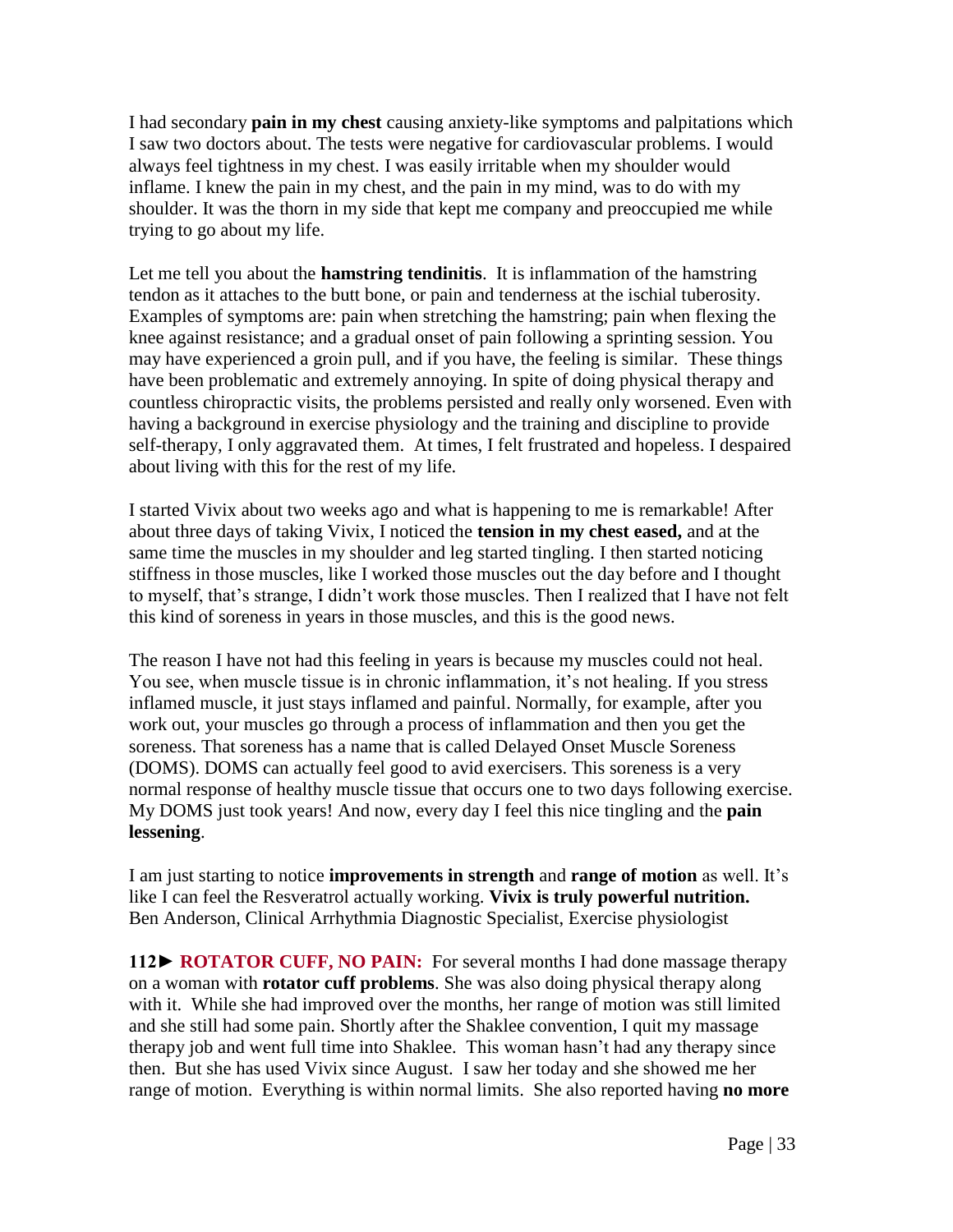I had secondary **pain in my chest** causing anxiety-like symptoms and palpitations which I saw two doctors about. The tests were negative for cardiovascular problems. I would always feel tightness in my chest. I was easily irritable when my shoulder would inflame. I knew the pain in my chest, and the pain in my mind, was to do with my shoulder. It was the thorn in my side that kept me company and preoccupied me while trying to go about my life.

Let me tell you about the **hamstring tendinitis**. It is inflammation of the hamstring tendon as it attaches to the butt bone, or pain and tenderness at the ischial tuberosity. Examples of symptoms are: pain when stretching the hamstring; pain when flexing the knee against resistance; and a gradual onset of pain following a sprinting session. You may have experienced a groin pull, and if you have, the feeling is similar. These things have been problematic and extremely annoying. In spite of doing physical therapy and countless chiropractic visits, the problems persisted and really only worsened. Even with having a background in exercise physiology and the training and discipline to provide self-therapy, I only aggravated them. At times, I felt frustrated and hopeless. I despaired about living with this for the rest of my life.

I started Vivix about two weeks ago and what is happening to me is remarkable! After about three days of taking Vivix, I noticed the **tension in my chest eased,** and at the same time the muscles in my shoulder and leg started tingling. I then started noticing stiffness in those muscles, like I worked those muscles out the day before and I thought to myself, that's strange, I didn't work those muscles. Then I realized that I have not felt this kind of soreness in years in those muscles, and this is the good news.

The reason I have not had this feeling in years is because my muscles could not heal. You see, when muscle tissue is in chronic inflammation, it's not healing. If you stress inflamed muscle, it just stays inflamed and painful. Normally, for example, after you work out, your muscles go through a process of inflammation and then you get the soreness. That soreness has a name that is called Delayed Onset Muscle Soreness (DOMS). DOMS can actually feel good to avid exercisers. This soreness is a very normal response of healthy muscle tissue that occurs one to two days following exercise. My DOMS just took years! And now, every day I feel this nice tingling and the **pain lessening**.

I am just starting to notice **improvements in strength** and **range of motion** as well. It's like I can feel the Resveratrol actually working. **Vivix is truly powerful nutrition.**
Ben Anderson, Clinical Arrhythmia Diagnostic Specialist, Exercise physiologist

**112► ROTATOR CUFF, NO PAIN:** For several months I had done massage therapy on a woman with **rotator cuff problems**. She was also doing physical therapy along with it. While she had improved over the months, her range of motion was still limited and she still had some pain. Shortly after the Shaklee convention, I quit my massage therapy job and went full time into Shaklee. This woman hasn't had any therapy since then. But she has used Vivix since August. I saw her today and she showed me her range of motion. Everything is within normal limits. She also reported having **no more**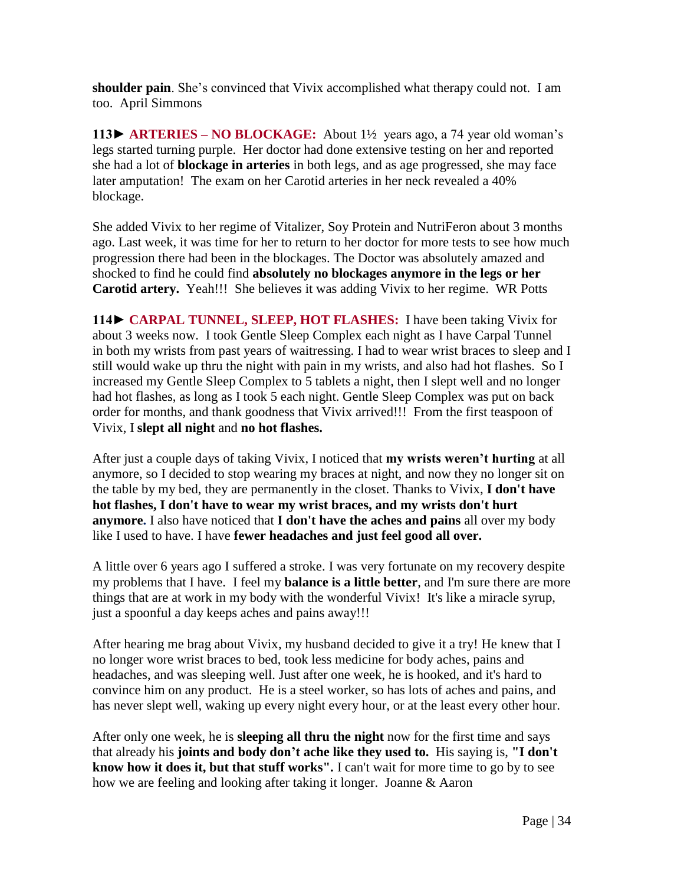**shoulder pain**. She's convinced that Vivix accomplished what therapy could not. I am too. April Simmons

**113► ARTERIES – NO BLOCKAGE:** About 1½ years ago, a 74 year old woman's legs started turning purple. Her doctor had done extensive testing on her and reported she had a lot of **blockage in arteries** in both legs, and as age progressed, she may face later amputation! The exam on her Carotid arteries in her neck revealed a 40% blockage.

She added Vivix to her regime of Vitalizer, Soy Protein and NutriFeron about 3 months ago. Last week, it was time for her to return to her doctor for more tests to see how much progression there had been in the blockages. The Doctor was absolutely amazed and shocked to find he could find **absolutely no blockages anymore in the legs or her Carotid artery.** Yeah!!! She believes it was adding Vivix to her regime. WR Potts

**114► CARPAL TUNNEL, SLEEP, HOT FLASHES:** I have been taking Vivix for about 3 weeks now. I took Gentle Sleep Complex each night as I have Carpal Tunnel in both my wrists from past years of waitressing. I had to wear wrist braces to sleep and I still would wake up thru the night with pain in my wrists, and also had hot flashes. So I increased my Gentle Sleep Complex to 5 tablets a night, then I slept well and no longer had hot flashes, as long as I took 5 each night. Gentle Sleep Complex was put on back order for months, and thank goodness that Vivix arrived!!! From the first teaspoon of Vivix, I **slept all night** and **no hot flashes.**

After just a couple days of taking Vivix, I noticed that **my wrists weren't hurting** at all anymore, so I decided to stop wearing my braces at night, and now they no longer sit on the table by my bed, they are permanently in the closet. Thanks to Vivix, **I don't have hot flashes, I don't have to wear my wrist braces, and my wrists don't hurt anymore.** I also have noticed that **I don't have the aches and pains** all over my body like I used to have. I have **fewer headaches and just feel good all over.**

A little over 6 years ago I suffered a stroke. I was very fortunate on my recovery despite my problems that I have. I feel my **balance is a little better**, and I'm sure there are more things that are at work in my body with the wonderful Vivix! It's like a miracle syrup, just a spoonful a day keeps aches and pains away!!!

After hearing me brag about Vivix, my husband decided to give it a try! He knew that I no longer wore wrist braces to bed, took less medicine for body aches, pains and headaches, and was sleeping well. Just after one week, he is hooked, and it's hard to convince him on any product. He is a steel worker, so has lots of aches and pains, and has never slept well, waking up every night every hour, or at the least every other hour.

After only one week, he is **sleeping all thru the night** now for the first time and says that already his **joints and body don't ache like they used to.** His saying is, **"I don't know how it does it, but that stuff works".** I can't wait for more time to go by to see how we are feeling and looking after taking it longer. Joanne & Aaron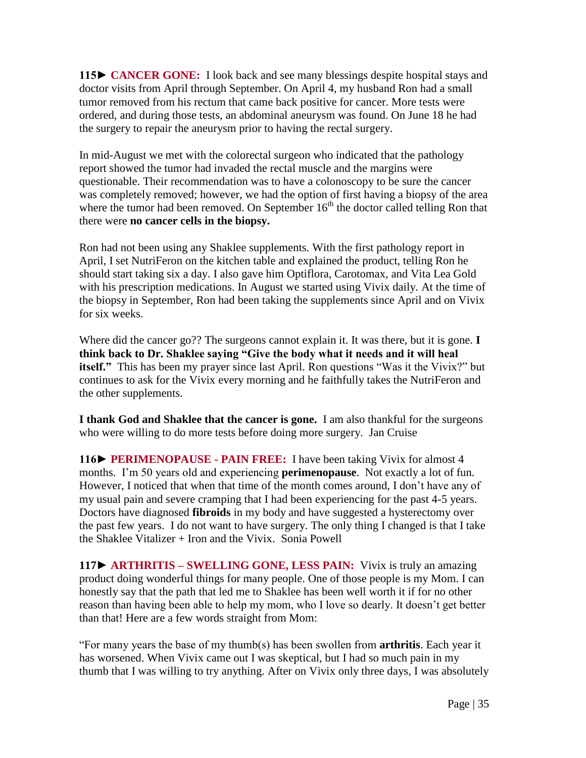**115► CANCER GONE:** I look back and see many blessings despite hospital stays and doctor visits from April through September. On April 4, my husband Ron had a small tumor removed from his rectum that came back positive for cancer. More tests were ordered, and during those tests, an abdominal aneurysm was found. On June 18 he had the surgery to repair the aneurysm prior to having the rectal surgery.

In mid-August we met with the colorectal surgeon who indicated that the pathology report showed the tumor had invaded the rectal muscle and the margins were questionable. Their recommendation was to have a colonoscopy to be sure the cancer was completely removed; however, we had the option of first having a biopsy of the area where the tumor had been removed. On September 16th the doctor called telling Ron that there were **no cancer cells in the biopsy.**

Ron had not been using any Shaklee supplements. With the first pathology report in April, I set NutriFeron on the kitchen table and explained the product, telling Ron he should start taking six a day. I also gave him Optiflora, Carotomax, and Vita Lea Gold with his prescription medications. In August we started using Vivix daily. At the time of the biopsy in September, Ron had been taking the supplements since April and on Vivix for six weeks.

Where did the cancer go?? The surgeons cannot explain it. It was there, but it is gone. **I think back to Dr. Shaklee saying "Give the body what it needs and it will heal itself."** This has been my prayer since last April. Ron questions "Was it the Vivix?" but continues to ask for the Vivix every morning and he faithfully takes the NutriFeron and the other supplements.

**I thank God and Shaklee that the cancer is gone.** I am also thankful for the surgeons who were willing to do more tests before doing more surgery. Jan Cruise

**116► PERIMENOPAUSE - PAIN FREE:** I have been taking Vivix for almost 4 months. I'm 50 years old and experiencing **perimenopause**. Not exactly a lot of fun. However, I noticed that when that time of the month comes around, I don't have any of my usual pain and severe cramping that I had been experiencing for the past 4-5 years. Doctors have diagnosed **fibroids** in my body and have suggested a hysterectomy over the past few years. I do not want to have surgery. The only thing I changed is that I take the Shaklee Vitalizer + Iron and the Vivix. Sonia Powell

**117► ARTHRITIS – SWELLING GONE, LESS PAIN:** Vivix is truly an amazing product doing wonderful things for many people. One of those people is my Mom. I can honestly say that the path that led me to Shaklee has been well worth it if for no other reason than having been able to help my mom, who I love so dearly. It doesn't get better than that! Here are a few words straight from Mom:

"For many years the base of my thumb(s) has been swollen from **arthritis**. Each year it has worsened. When Vivix came out I was skeptical, but I had so much pain in my thumb that I was willing to try anything. After on Vivix only three days, I was absolutely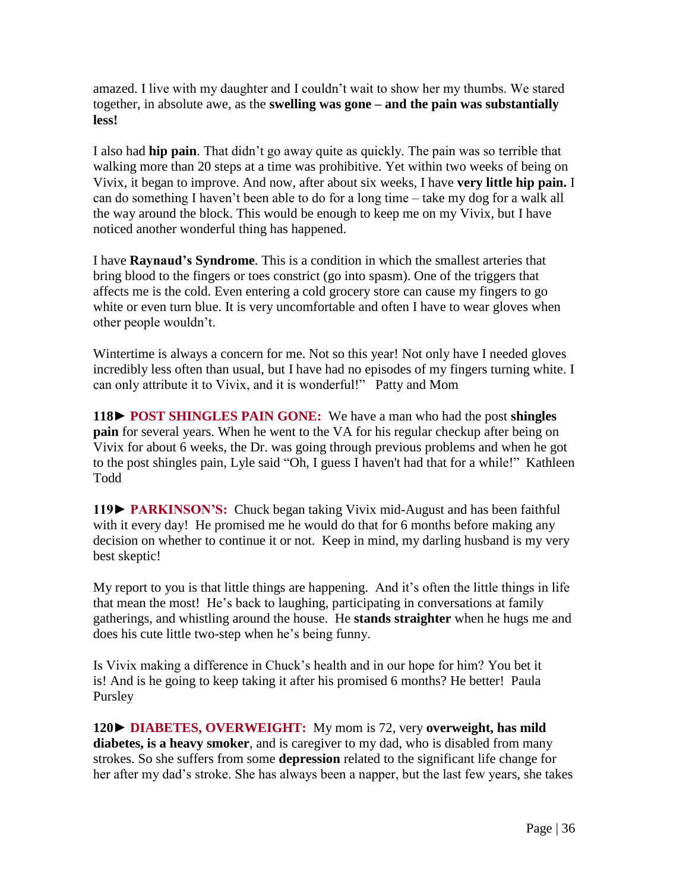amazed. I live with my daughter and I couldn't wait to show her my thumbs. We stared together, in absolute awe, as the **swelling was gone – and the pain was substantially less!**

I also had **hip pain**. That didn't go away quite as quickly. The pain was so terrible that walking more than 20 steps at a time was prohibitive. Yet within two weeks of being on Vivix, it began to improve. And now, after about six weeks, I have **very little hip pain.** I can do something I haven't been able to do for a long time – take my dog for a walk all the way around the block. This would be enough to keep me on my Vivix, but I have noticed another wonderful thing has happened.

I have **Raynaud's Syndrome**. This is a condition in which the smallest arteries that bring blood to the fingers or toes constrict (go into spasm). One of the triggers that affects me is the cold. Even entering a cold grocery store can cause my fingers to go white or even turn blue. It is very uncomfortable and often I have to wear gloves when other people wouldn't.

Wintertime is always a concern for me. Not so this year! Not only have I needed gloves incredibly less often than usual, but I have had no episodes of my fingers turning white. I can only attribute it to Vivix, and it is wonderful!" Patty and Mom

**118► POST SHINGLES PAIN GONE:** We have a man who had the post **shingles pain** for several years. When he went to the VA for his regular checkup after being on Vivix for about 6 weeks, the Dr. was going through previous problems and when he got to the post shingles pain, Lyle said "Oh, I guess I haven't had that for a while!" Kathleen Todd

**119► PARKINSON'S:** Chuck began taking Vivix mid-August and has been faithful with it every day! He promised me he would do that for 6 months before making any decision on whether to continue it or not. Keep in mind, my darling husband is my very best skeptic!

My report to you is that little things are happening. And it's often the little things in life that mean the most! He's back to laughing, participating in conversations at family gatherings, and whistling around the house. He **stands straighter** when he hugs me and does his cute little two-step when he's being funny.

Is Vivix making a difference in Chuck's health and in our hope for him? You bet it is! And is he going to keep taking it after his promised 6 months? He better! Paula Pursley

**120► DIABETES, OVERWEIGHT:** My mom is 72, very **overweight, has mild diabetes, is a heavy smoker**, and is caregiver to my dad, who is disabled from many strokes. So she suffers from some **depression** related to the significant life change for her after my dad's stroke. She has always been a napper, but the last few years, she takes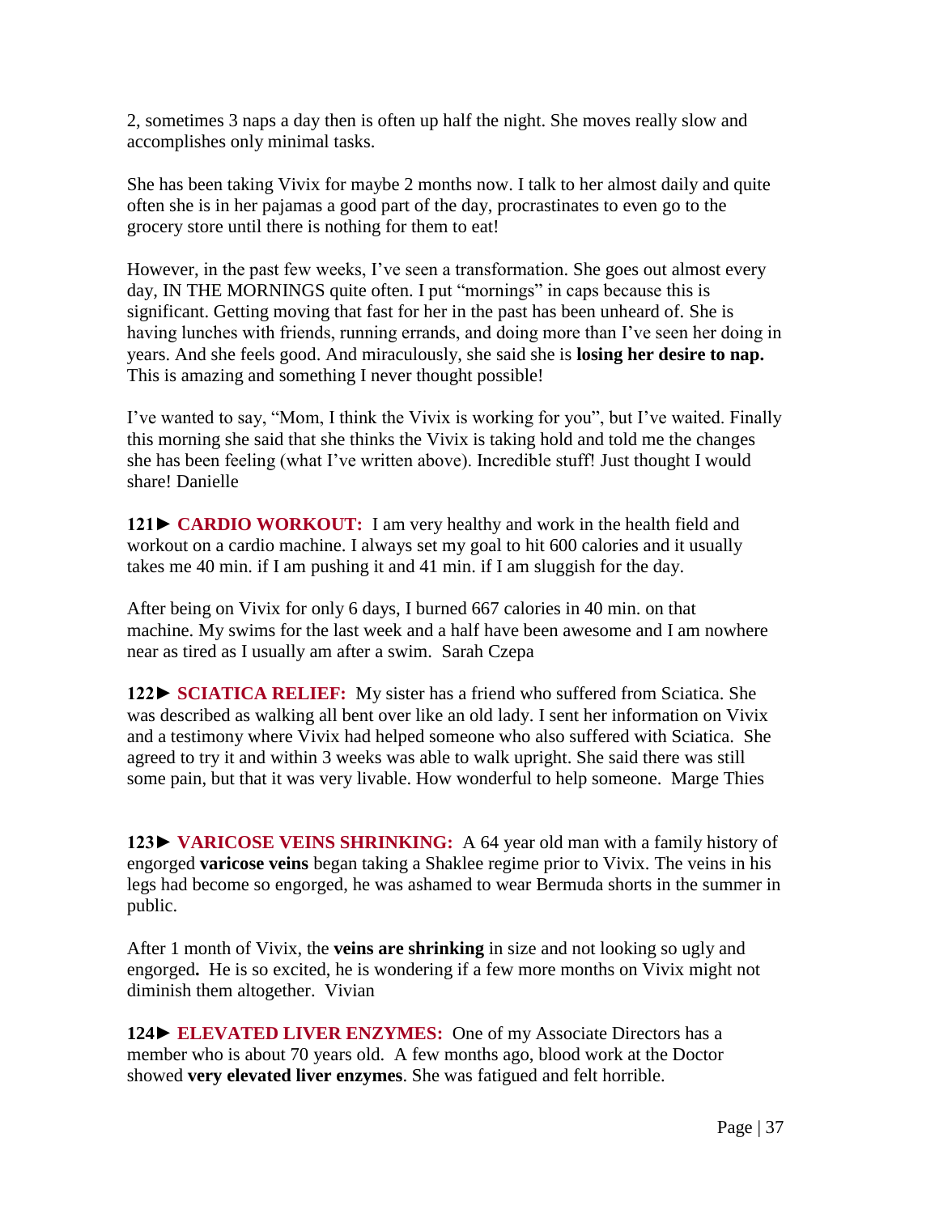2, sometimes 3 naps a day then is often up half the night. She moves really slow and accomplishes only minimal tasks.

She has been taking Vivix for maybe 2 months now. I talk to her almost daily and quite often she is in her pajamas a good part of the day, procrastinates to even go to the grocery store until there is nothing for them to eat!

However, in the past few weeks, I've seen a transformation. She goes out almost every day, IN THE MORNINGS quite often. I put "mornings" in caps because this is significant. Getting moving that fast for her in the past has been unheard of. She is having lunches with friends, running errands, and doing more than I've seen her doing in years. And she feels good. And miraculously, she said she is **losing her desire to nap.** This is amazing and something I never thought possible!

I've wanted to say, "Mom, I think the Vivix is working for you", but I've waited. Finally this morning she said that she thinks the Vivix is taking hold and told me the changes she has been feeling (what I've written above). Incredible stuff! Just thought I would share! Danielle

**121► CARDIO WORKOUT:** I am very healthy and work in the health field and workout on a cardio machine. I always set my goal to hit 600 calories and it usually takes me 40 min. if I am pushing it and 41 min. if I am sluggish for the day.

After being on Vivix for only 6 days, I burned 667 calories in 40 min. on that machine. My swims for the last week and a half have been awesome and I am nowhere near as tired as I usually am after a swim. Sarah Czepa

**122► SCIATICA RELIEF:** My sister has a friend who suffered from Sciatica. She was described as walking all bent over like an old lady. I sent her information on Vivix and a testimony where Vivix had helped someone who also suffered with Sciatica. She agreed to try it and within 3 weeks was able to walk upright. She said there was still some pain, but that it was very livable. How wonderful to help someone. Marge Thies

**123► VARICOSE VEINS SHRINKING:** A 64 year old man with a family history of engorged **varicose veins** began taking a Shaklee regime prior to Vivix. The veins in his legs had become so engorged, he was ashamed to wear Bermuda shorts in the summer in public.

After 1 month of Vivix, the **veins are shrinking** in size and not looking so ugly and engorged**.** He is so excited, he is wondering if a few more months on Vivix might not diminish them altogether. Vivian

**124► ELEVATED LIVER ENZYMES:** One of my Associate Directors has a member who is about 70 years old. A few months ago, blood work at the Doctor showed **very elevated liver enzymes**. She was fatigued and felt horrible.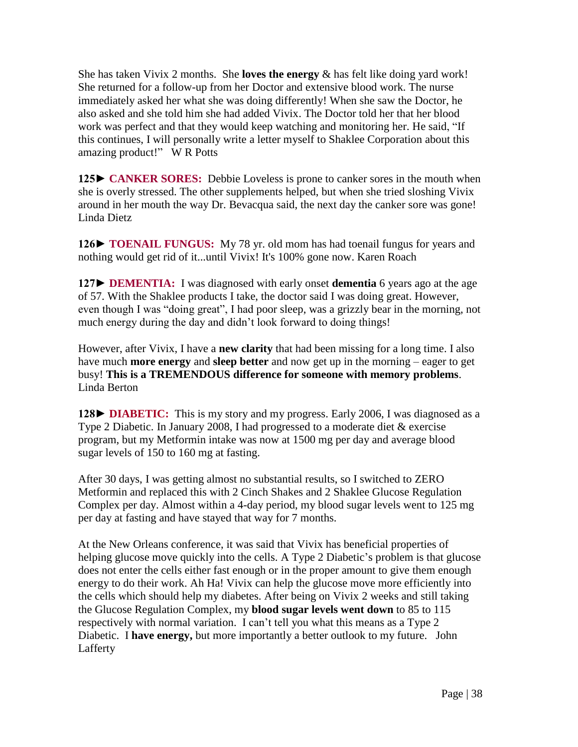She has taken Vivix 2 months. She **loves the energy** & has felt like doing yard work! She returned for a follow-up from her Doctor and extensive blood work. The nurse immediately asked her what she was doing differently! When she saw the Doctor, he also asked and she told him she had added Vivix. The Doctor told her that her blood work was perfect and that they would keep watching and monitoring her. He said, "If this continues, I will personally write a letter myself to Shaklee Corporation about this amazing product!" W R Potts

**125► CANKER SORES:** Debbie Loveless is prone to canker sores in the mouth when she is overly stressed. The other supplements helped, but when she tried sloshing Vivix around in her mouth the way Dr. Bevacqua said, the next day the canker sore was gone! Linda Dietz

**126► TOENAIL FUNGUS:** My 78 yr. old mom has had toenail fungus for years and nothing would get rid of it...until Vivix! It's 100% gone now. Karen Roach

**127► DEMENTIA:** I was diagnosed with early onset **dementia** 6 years ago at the age of 57. With the Shaklee products I take, the doctor said I was doing great. However, even though I was "doing great", I had poor sleep, was a grizzly bear in the morning, not much energy during the day and didn't look forward to doing things!

However, after Vivix, I have a **new clarity** that had been missing for a long time. I also have much **more energy** and **sleep better** and now get up in the morning – eager to get busy! **This is a TREMENDOUS difference for someone with memory problems**. Linda Berton

**128► DIABETIC:** This is my story and my progress. Early 2006, I was diagnosed as a Type 2 Diabetic. In January 2008, I had progressed to a moderate diet & exercise program, but my Metformin intake was now at 1500 mg per day and average blood sugar levels of 150 to 160 mg at fasting.

After 30 days, I was getting almost no substantial results, so I switched to ZERO Metformin and replaced this with 2 Cinch Shakes and 2 Shaklee Glucose Regulation Complex per day. Almost within a 4-day period, my blood sugar levels went to 125 mg per day at fasting and have stayed that way for 7 months.

At the New Orleans conference, it was said that Vivix has beneficial properties of helping glucose move quickly into the cells. A Type 2 Diabetic's problem is that glucose does not enter the cells either fast enough or in the proper amount to give them enough energy to do their work. Ah Ha! Vivix can help the glucose move more efficiently into the cells which should help my diabetes. After being on Vivix 2 weeks and still taking the Glucose Regulation Complex, my **blood sugar levels went down** to 85 to 115 respectively with normal variation. I can't tell you what this means as a Type 2 Diabetic. I **have energy,** but more importantly a better outlook to my future. John Lafferty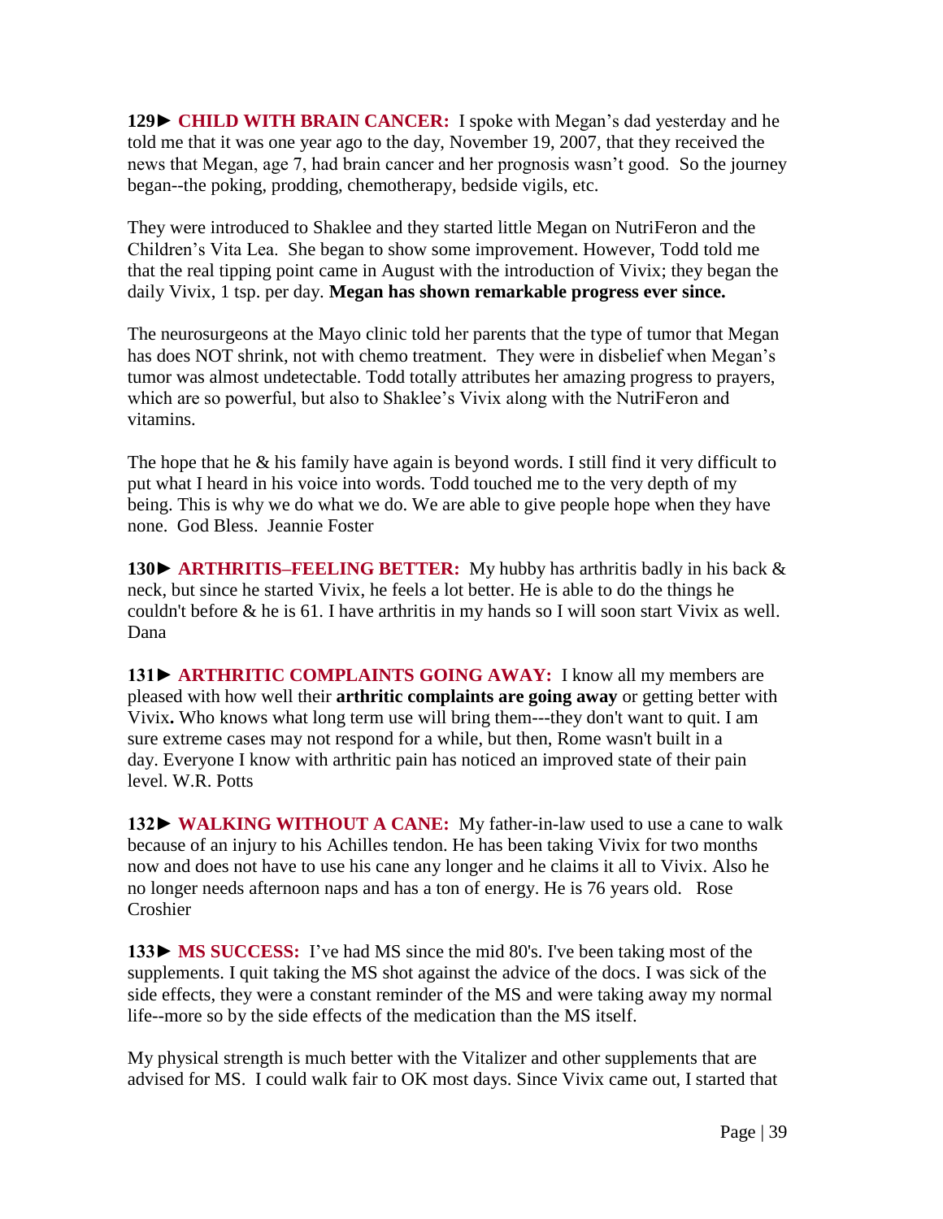**129► CHILD WITH BRAIN CANCER:** I spoke with Megan's dad yesterday and he told me that it was one year ago to the day, November 19, 2007, that they received the news that Megan, age 7, had brain cancer and her prognosis wasn't good. So the journey began--the poking, prodding, chemotherapy, bedside vigils, etc.

They were introduced to Shaklee and they started little Megan on NutriFeron and the Children's Vita Lea. She began to show some improvement. However, Todd told me that the real tipping point came in August with the introduction of Vivix; they began the daily Vivix, 1 tsp. per day. **Megan has shown remarkable progress ever since.**

The neurosurgeons at the Mayo clinic told her parents that the type of tumor that Megan has does NOT shrink, not with chemo treatment. They were in disbelief when Megan's tumor was almost undetectable. Todd totally attributes her amazing progress to prayers, which are so powerful, but also to Shaklee's Vivix along with the NutriFeron and vitamins.

The hope that he & his family have again is beyond words. I still find it very difficult to put what I heard in his voice into words. Todd touched me to the very depth of my being. This is why we do what we do. We are able to give people hope when they have none. God Bless. Jeannie Foster

**130► ARTHRITIS–FEELING BETTER:** My hubby has arthritis badly in his back & neck, but since he started Vivix, he feels a lot better. He is able to do the things he couldn't before & he is 61. I have arthritis in my hands so I will soon start Vivix as well. Dana

**131► ARTHRITIC COMPLAINTS GOING AWAY:** I know all my members are pleased with how well their **arthritic complaints are going away** or getting better with Vivix**.** Who knows what long term use will bring them---they don't want to quit. I am sure extreme cases may not respond for a while, but then, Rome wasn't built in a day. Everyone I know with arthritic pain has noticed an improved state of their pain level. W.R. Potts

**132► WALKING WITHOUT A CANE:** My father-in-law used to use a cane to walk because of an injury to his Achilles tendon. He has been taking Vivix for two months now and does not have to use his cane any longer and he claims it all to Vivix. Also he no longer needs afternoon naps and has a ton of energy. He is 76 years old. Rose Croshier

**133► MS SUCCESS:** I've had MS since the mid 80's. I've been taking most of the supplements. I quit taking the MS shot against the advice of the docs. I was sick of the side effects, they were a constant reminder of the MS and were taking away my normal life--more so by the side effects of the medication than the MS itself.

My physical strength is much better with the Vitalizer and other supplements that are advised for MS. I could walk fair to OK most days. Since Vivix came out, I started that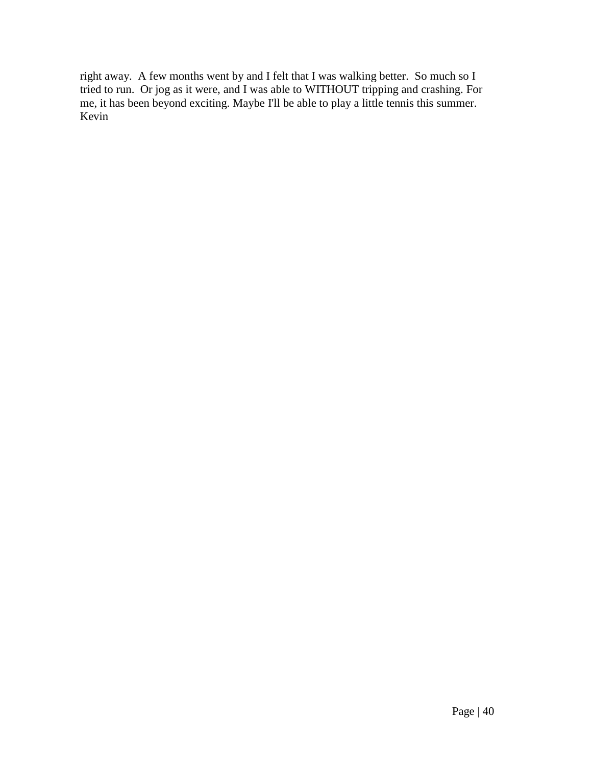right away. A few months went by and I felt that I was walking better. So much so I tried to run. Or jog as it were, and I was able to WITHOUT tripping and crashing. For me, it has been beyond exciting. Maybe I'll be able to play a little tennis this summer.
Kevin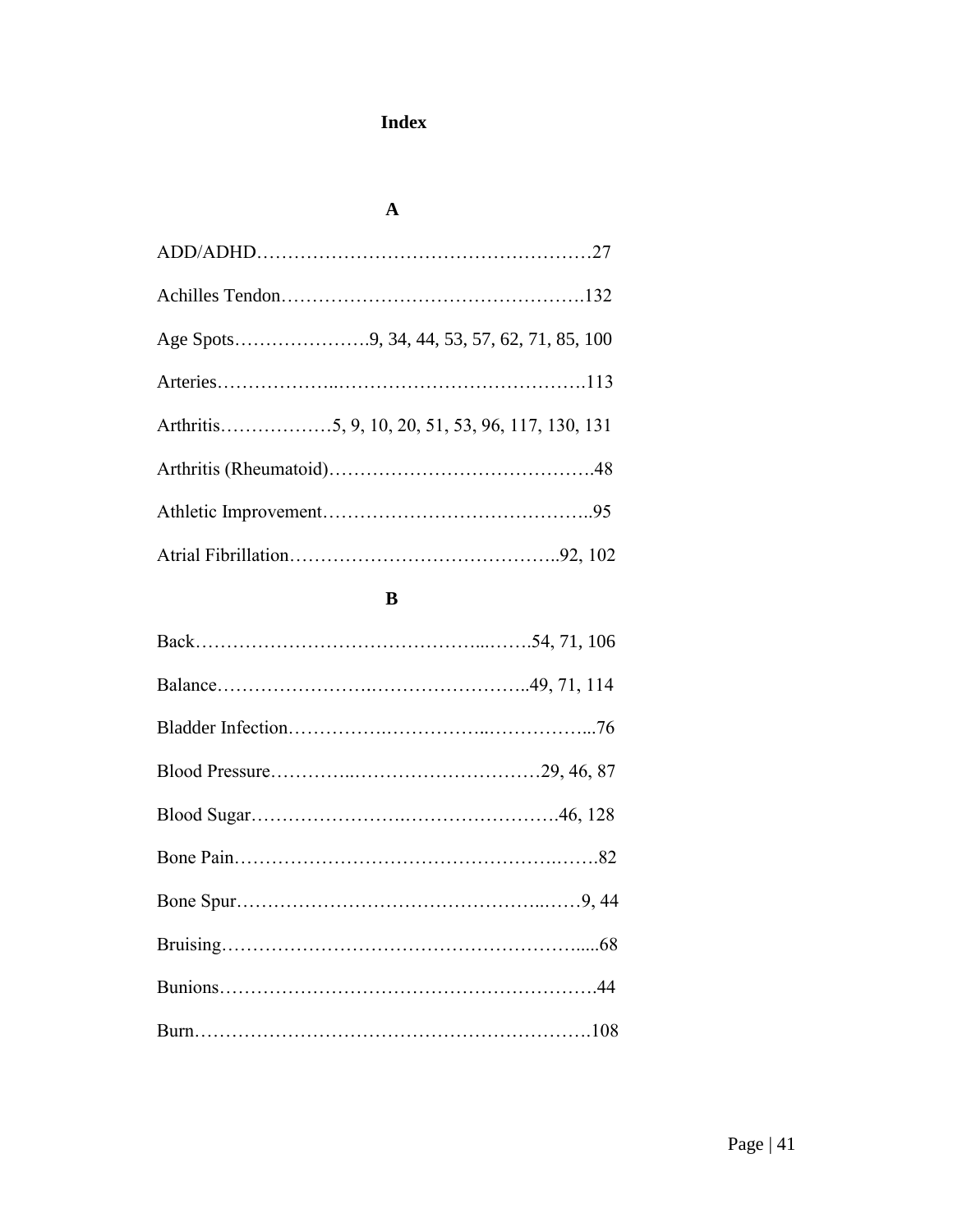# Index

## A

ADD/ADHD……………………………………………….27

Achilles Tendon………………………………………….132

Age Spots………………….9, 34, 44, 53, 57, 62, 71, 85, 100

Arteries………………..………………………………….113

Arthritis………………5, 9, 10, 20, 51, 53, 96, 117, 130, 131

Arthritis (Rheumatoid)…………………………………….48

Athletic Improvement……………………………………..95

Atrial Fibrillation……………………………………..92, 102

## B

Back……………………………………...…….54, 71, 106

Balance…………………….……………………..49, 71, 114

Bladder Infection…………….……………..……………...76

Blood Pressure…………..…………………………29, 46, 87

Blood Sugar…………………….…………………….46, 128

Bone Pain…………………………………………….…….82

Bone Spur…………………………………………..……9, 44

Bruising………………………………………………….....68

Bunions…………………………………………………….44

Burn……………………………………………………….108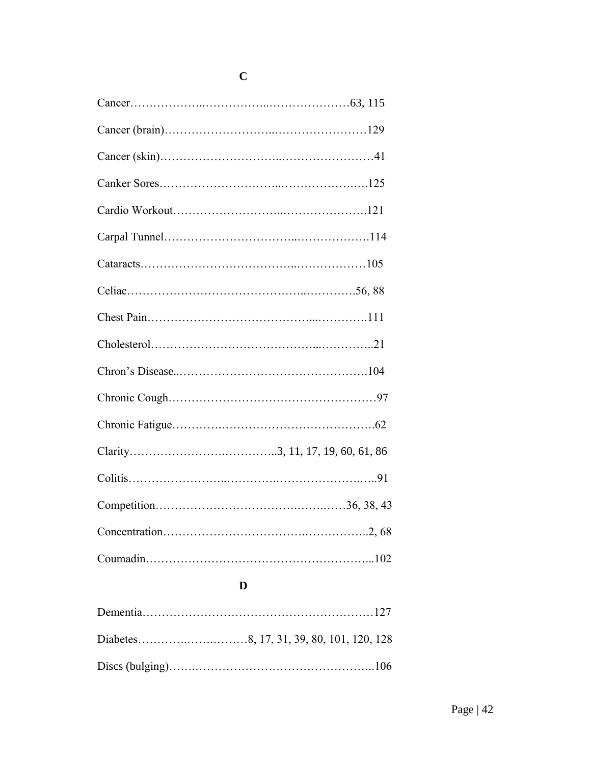## C

Cancer……………..……………..…………………63, 115

Cancer (brain)……………………..……………………129

Cancer (skin)………………………..……………………41

Canker Sores………………………..………………..…125

Cardio Workout……………………..………………….121

Carpal Tunnel…………………………...……………….114

Cataracts………………………………..………………105

Celiac……………………………………..………….56, 88

Chest Pain…………………………………...………….111

Cholesterol…………………………………...…………..21

Chron's Disease..……………………………………….104

Chronic Cough……………………….…………………… 97

Chronic Fatigue………….…………………………………62

Clarity……………………….………...3, 11, 17, 19, 60, 61, 86

Colitis…………………..……….…………………..…..91

Competition………………………………….……..……36, 38, 43

Concentration……………………………….……………..2, 68

Coumadin…………………………………………………...102

## D

Dementia……………………………………………………127

Diabetes………….……….………8, 17, 31, 39, 80, 101, 120, 128

Discs (bulging)…….………………………………………..106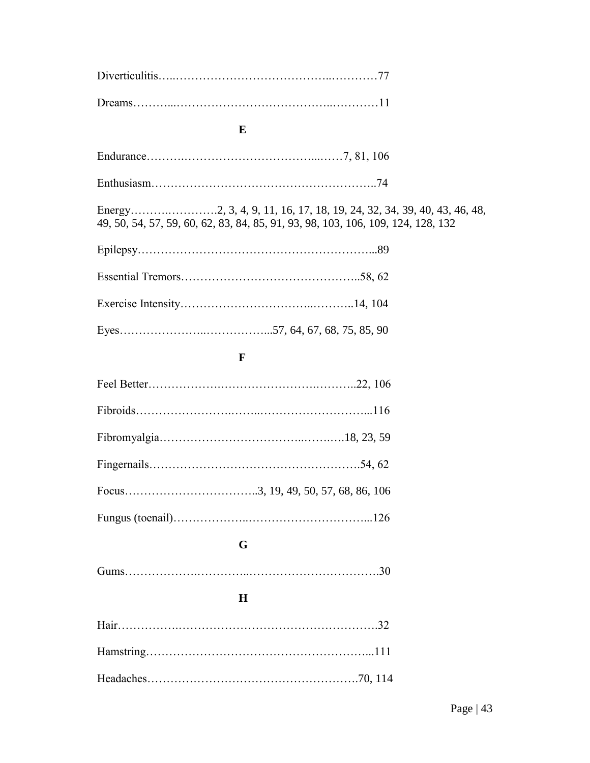Diverticulitis…..…………….……………………..…………77

Dreams………..…………………………………..…………11

**E**

Endurance……….………………………………...……7, 81, 106

Enthusiasm…………………………………………………..74

Energy……….………….2, 3, 4, 9, 11, 16, 17, 18, 19, 24, 32, 34, 39, 40, 43, 46, 48, 49, 50, 54, 57, 59, 60, 62, 83, 84, 85, 91, 93, 98, 103, 106, 109, 124, 128, 132

Epilepsy…………………………………………………...89

Essential Tremors………………………………………..58, 62

Exercise Intensity…………………………..………..14, 104

Eyes…………………..……………...57, 64, 67, 68, 75, 85, 90

**F**

Feel Better……………….…………………….………..22, 106

Fibroids……………………..……..………………………...116

Fibromyalgia……………………………..…….….18, 23, 59

Fingernails…………………………………….…………54, 62

Focus……………………………..3, 19, 49, 50, 57, 68, 86, 106

Fungus (toenail)………………..…………………………...126

**G**

Gums……………..…………..…………………………….30

**H**

Hair…………….…………………………………………….32

Hamstring…………………………………………………...111

Headaches……………………………………………….70, 114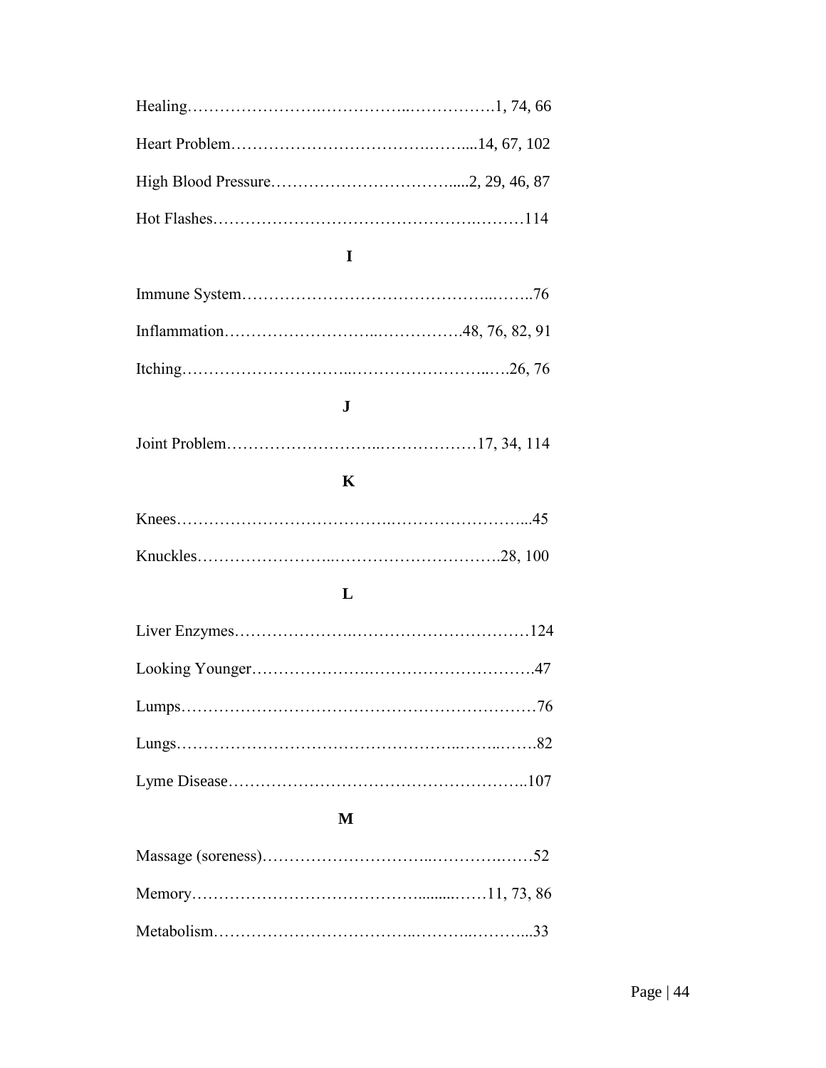Healing…………………….……………..…………….1, 74, 66

Heart Problem……………………………….……....14, 67, 102

High Blood Pressure…………………………….....2, 29, 46, 87

Hot Flashes……………………………………….………114

## I

Immune System……………………………………..……..76

Inflammation……………………..…………….48, 76, 82, 91

Itching………………………..……………………..….26, 76

## J

Joint Problem……………………..………………17, 34, 114

## K

Knees……………………………….……………………...45

Knuckles…………………...………………………….28, 100

## L

Liver Enzymes…………………..……………………………124

Looking Younger………………….……………………….47

Lumps…………………………………………………………76

Lungs……………………………………………..……..…….82

Lyme Disease……………………………………………..107

## M

Massage (soreness)………………………..…………..……52

Memory…………………………………..........……11, 73, 86

Metabolism……………………………..………..………...33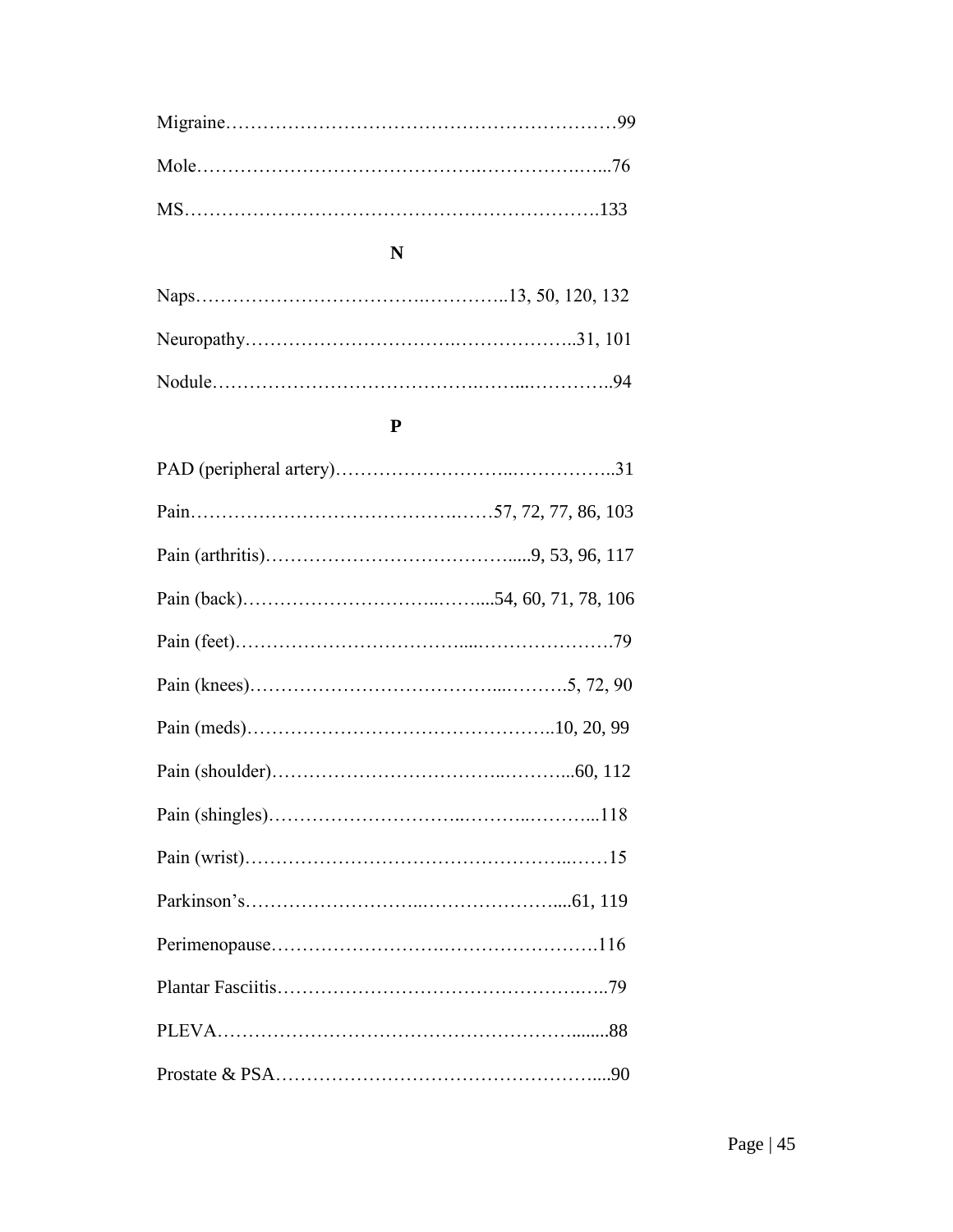Migraine…………………………………………………………99

Mole……………………………………………………………76

MS……………………………………………………………133

## N

Naps………………………………………………13, 50, 120, 132

Neuropathy……………………………………………31, 101

Nodule…………………………………………………………94

## P

PAD (peripheral artery)…………………………………………31

Pain…………………………………………57, 72, 77, 86, 103

Pain (arthritis)……………………………………9, 53, 96, 117

Pain (back)…………………………………54, 60, 71, 78, 106

Pain (feet)…………………………………………………79

Pain (knees)…………………………………………5, 72, 90

Pain (meds)…………………………………………10, 20, 99

Pain (shoulder)…………………………………………60, 112

Pain (shingles)……………………………………………118

Pain (wrist)…………………………………………………15

Parkinson's…………………………………………61, 119

Perimenopause……………………………………………116

Plantar Fasciitis……………………………………………79

PLEVA………………………………………………………88

Prostate & PSA……………………………………………90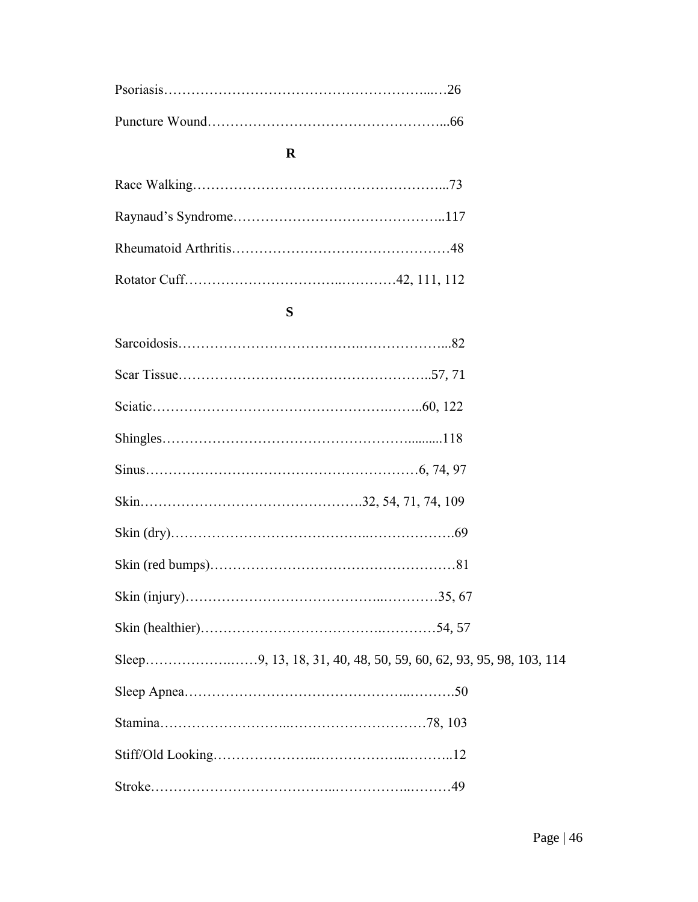Psoriasis…………………………………………………...…26

Puncture Wound……………………………………………...66

**R**

Race Walking………………………………………………...73

Raynaud's Syndrome………………………………………..117

Rheumatoid Arthritis…………………………………………48

Rotator Cuff…………………………...…………42, 111, 112

**S**

Sarcoidosis…………………………………..………………...82

Scar Tissue………………………………………………..57, 71

Sciatic……………………………………………….……..60, 122

Shingles…………………………………………….........118

Sinus……………………………………………………6, 74, 97

Skin………………………………………….32, 54, 71, 74, 109

Skin (dry)…………………………………..……………….69

Skin (red bumps)……………………………………………81

Skin (injury)…………………………………..…………35, 67

Skin (healthier)………………………………..…………54, 57

Sleep……………….……9, 13, 18, 31, 40, 48, 50, 59, 60, 62, 93, 95, 98, 103, 114

Sleep Apnea……………………………………...……….50

Stamina……………………..…………………………78, 103

Stiff/Old Looking………………...……………...………..12

Stroke…………………………………..……………..………49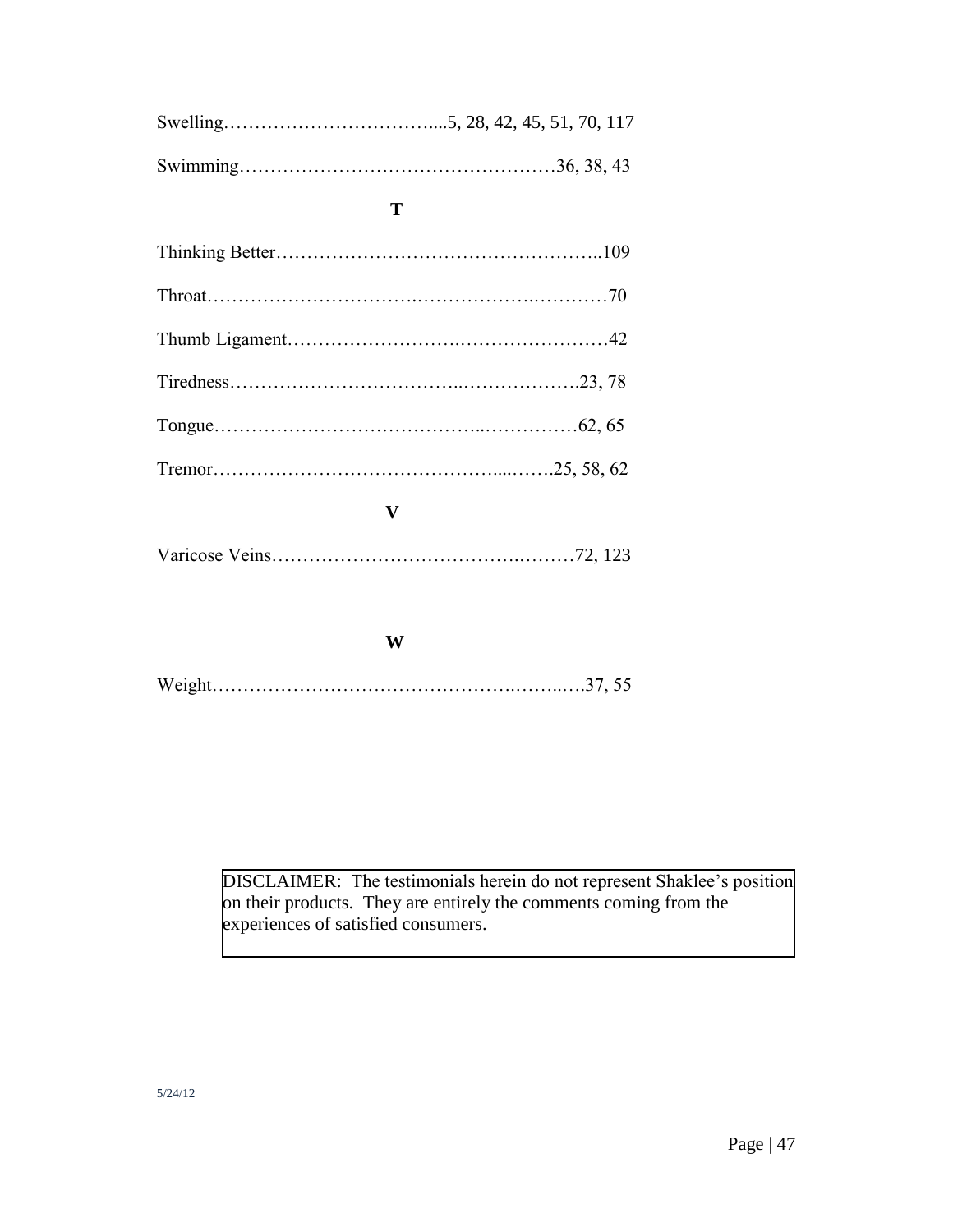Swelling……………………………....5, 28, 42, 45, 51, 70, 117

Swimming……………………………………………36, 38, 43

**T**

Thinking Better……………………………………………..109

Throat…………………………….…………….……….…70

Thumb Ligament…………………….……………………42

Tiredness……………………………..……………….23, 78

Tongue……………………………………..……………62, 65

Tremor……………………………………....…….25, 58, 62

**V**

Varicose Veins…………………………………..………72, 123

**W**

Weight……………………………………….……..….37, 55

DISCLAIMER: The testimonials herein do not represent Shaklee's position on their products. They are entirely the comments coming from the experiences of satisfied consumers.

5/24/12